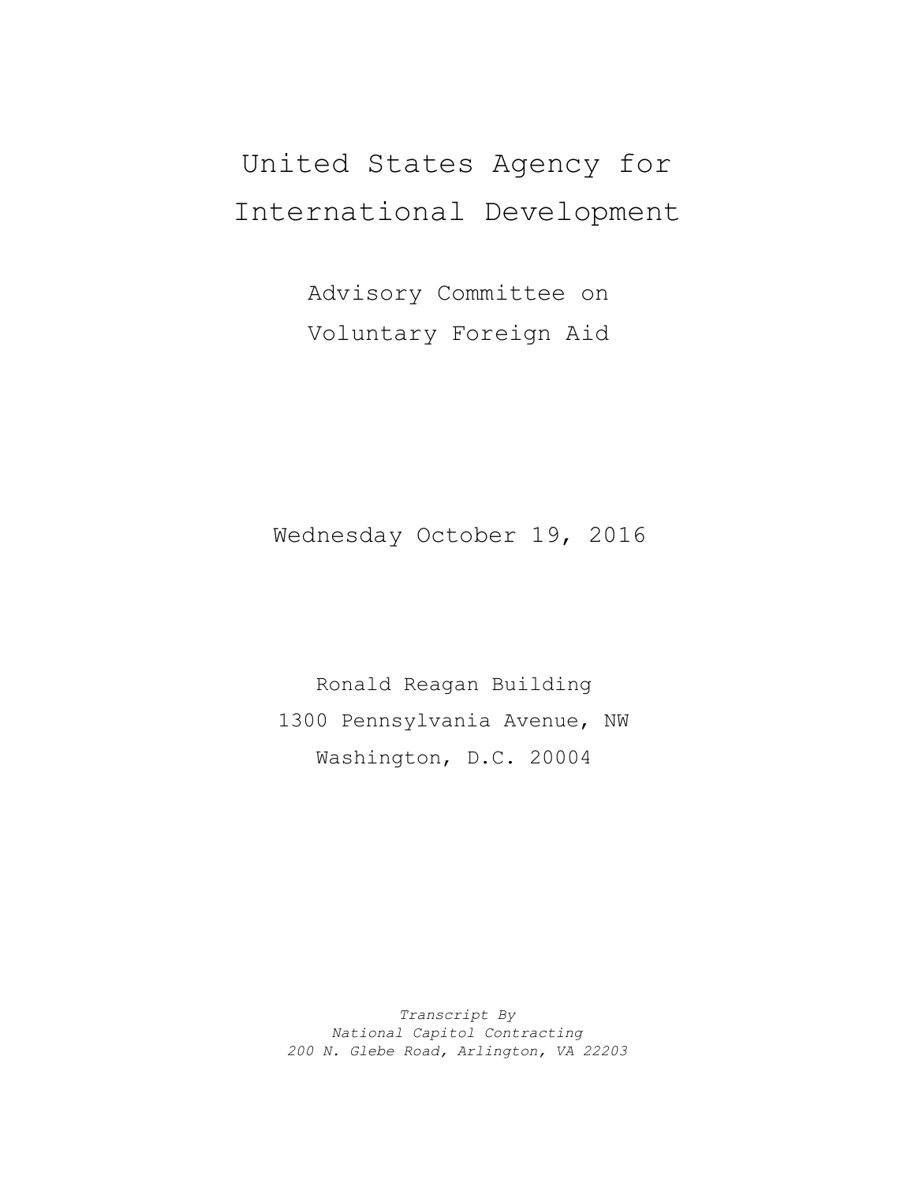# United States Agency for International Development

## Advisory Committee on Voluntary Foreign Aid

Wednesday October 19, 2016

Ronald Reagan Building
1300 Pennsylvania Avenue, NW
Washington, D.C. 20004

*Transcript By*
*National Capitol Contracting*
*200 N. Glebe Road, Arlington, VA 22203*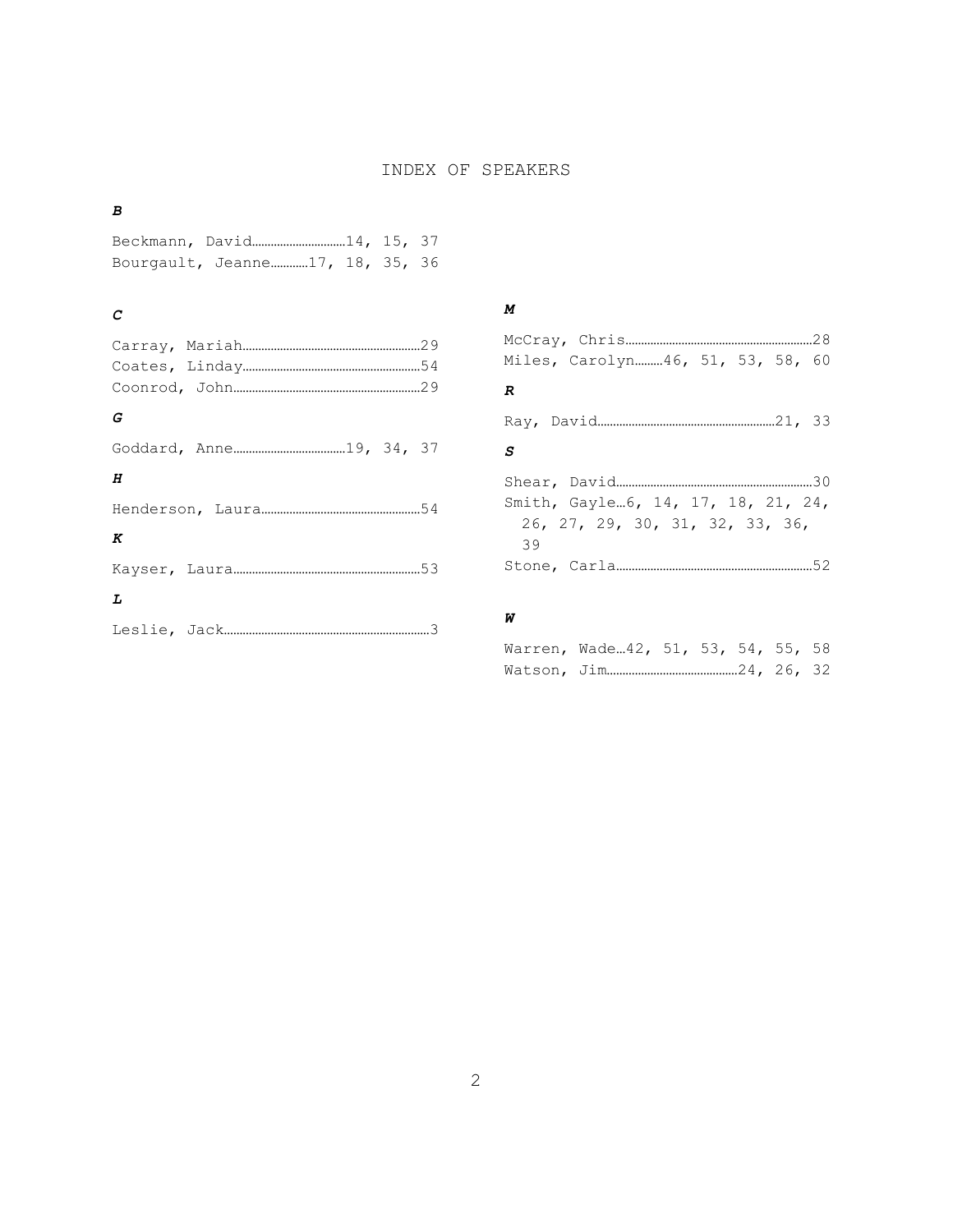# INDEX OF SPEAKERS

***B***

Beckmann, David……………………………14, 15, 37
Bourgault, Jeanne…………17, 18, 35, 36

***C***

Carray, Mariah…………………………………………………29
Coates, Linday…………………………………………………54
Coonrod, John……………………………………………………29

***G***

Goddard, Anne……………………………………19, 34, 37

***H***

Henderson, Laura……………………………………………54

***K***

Kayser, Laura……………………………………………………53

***L***

Leslie, Jack…………………………………………………………3

***M***

McCray, Chris……………………………………………………28
Miles, Carolyn………46, 51, 53, 58, 60

***R***

Ray, David……………………………………………………21, 33

***S***

Shear, David………………………………………………………30
Smith, Gayle…6, 14, 17, 18, 21, 24, 26, 27, 29, 30, 31, 32, 33, 36, 39
Stone, Carla………………………………………………………52

***W***

Warren, Wade…42, 51, 53, 54, 55, 58
Watson, Jim…………………………………………24, 26, 32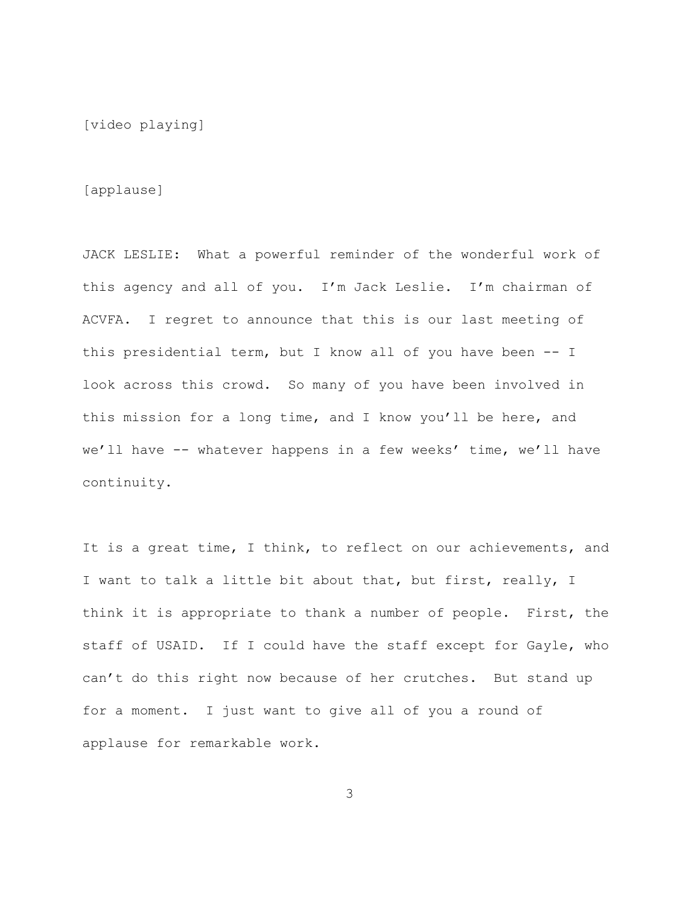[video playing]

[applause]

JACK LESLIE: What a powerful reminder of the wonderful work of this agency and all of you. I'm Jack Leslie. I'm chairman of ACVFA. I regret to announce that this is our last meeting of this presidential term, but I know all of you have been -- I look across this crowd. So many of you have been involved in this mission for a long time, and I know you'll be here, and we'll have -- whatever happens in a few weeks' time, we'll have continuity.

It is a great time, I think, to reflect on our achievements, and I want to talk a little bit about that, but first, really, I think it is appropriate to thank a number of people. First, the staff of USAID. If I could have the staff except for Gayle, who can't do this right now because of her crutches. But stand up for a moment. I just want to give all of you a round of applause for remarkable work.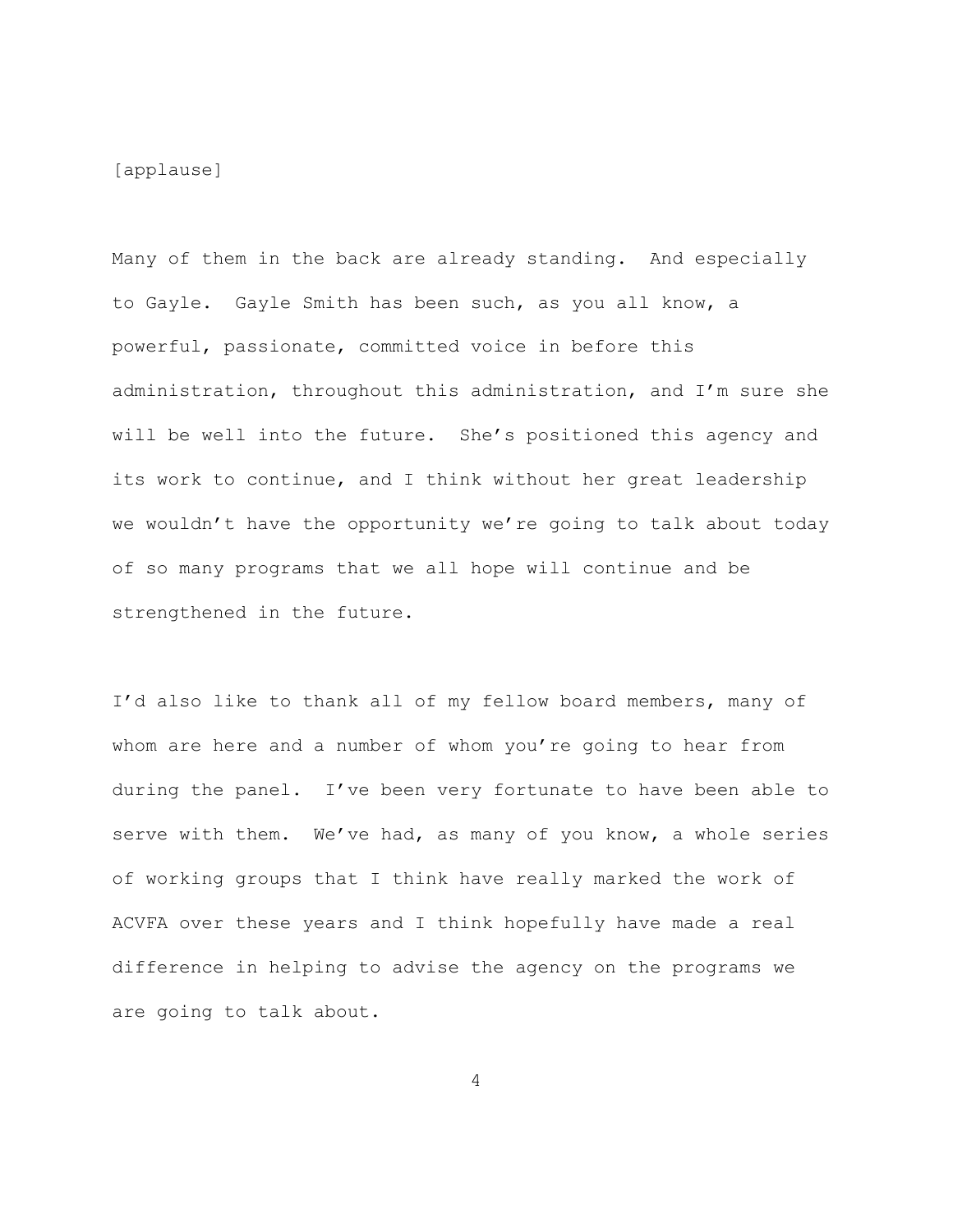[applause]

Many of them in the back are already standing. And especially to Gayle. Gayle Smith has been such, as you all know, a powerful, passionate, committed voice in before this administration, throughout this administration, and I'm sure she will be well into the future. She's positioned this agency and its work to continue, and I think without her great leadership we wouldn't have the opportunity we're going to talk about today of so many programs that we all hope will continue and be strengthened in the future.

I'd also like to thank all of my fellow board members, many of whom are here and a number of whom you're going to hear from during the panel. I've been very fortunate to have been able to serve with them. We've had, as many of you know, a whole series of working groups that I think have really marked the work of ACVFA over these years and I think hopefully have made a real difference in helping to advise the agency on the programs we are going to talk about.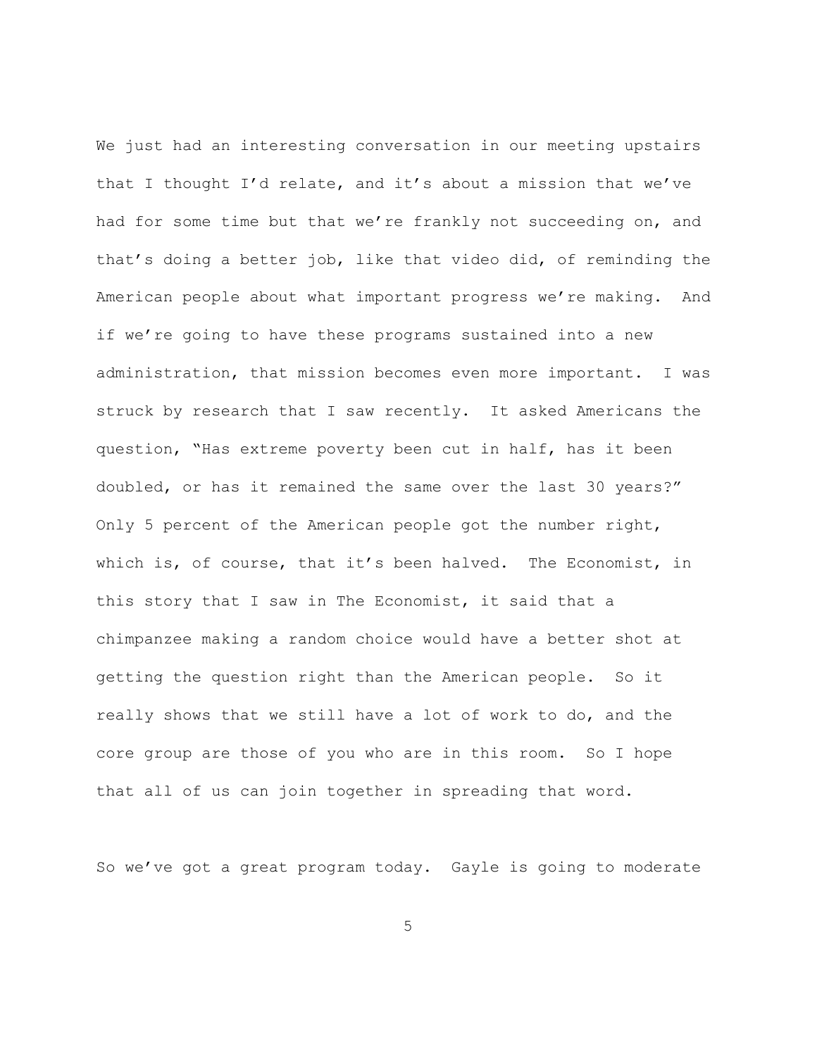We just had an interesting conversation in our meeting upstairs that I thought I'd relate, and it's about a mission that we've had for some time but that we're frankly not succeeding on, and that's doing a better job, like that video did, of reminding the American people about what important progress we're making. And if we're going to have these programs sustained into a new administration, that mission becomes even more important. I was struck by research that I saw recently. It asked Americans the question, "Has extreme poverty been cut in half, has it been doubled, or has it remained the same over the last 30 years?" Only 5 percent of the American people got the number right, which is, of course, that it's been halved. The Economist, in this story that I saw in The Economist, it said that a chimpanzee making a random choice would have a better shot at getting the question right than the American people. So it really shows that we still have a lot of work to do, and the core group are those of you who are in this room. So I hope that all of us can join together in spreading that word.

So we've got a great program today. Gayle is going to moderate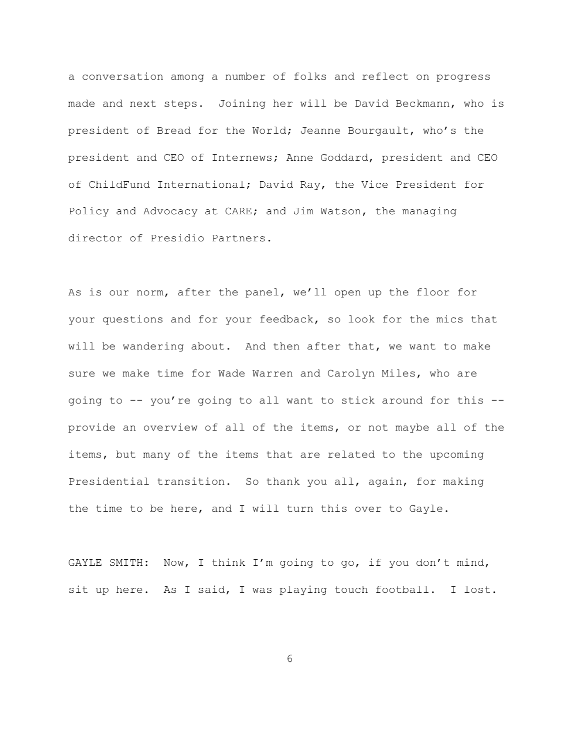a conversation among a number of folks and reflect on progress made and next steps. Joining her will be David Beckmann, who is president of Bread for the World; Jeanne Bourgault, who's the president and CEO of Internews; Anne Goddard, president and CEO of ChildFund International; David Ray, the Vice President for Policy and Advocacy at CARE; and Jim Watson, the managing director of Presidio Partners.

As is our norm, after the panel, we'll open up the floor for your questions and for your feedback, so look for the mics that will be wandering about. And then after that, we want to make sure we make time for Wade Warren and Carolyn Miles, who are going to -- you're going to all want to stick around for this -- provide an overview of all of the items, or not maybe all of the items, but many of the items that are related to the upcoming Presidential transition. So thank you all, again, for making the time to be here, and I will turn this over to Gayle.

GAYLE SMITH: Now, I think I'm going to go, if you don't mind, sit up here. As I said, I was playing touch football. I lost.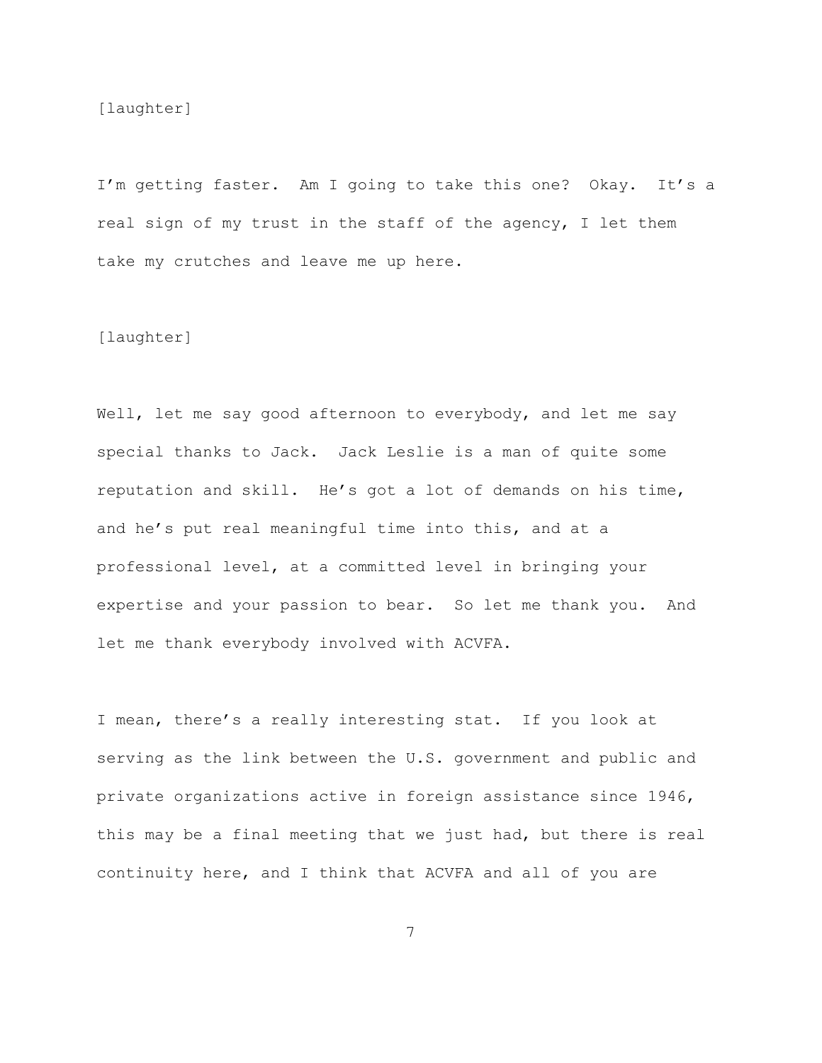[laughter]

I'm getting faster. Am I going to take this one? Okay. It's a real sign of my trust in the staff of the agency, I let them take my crutches and leave me up here.

[laughter]

Well, let me say good afternoon to everybody, and let me say special thanks to Jack. Jack Leslie is a man of quite some reputation and skill. He's got a lot of demands on his time, and he's put real meaningful time into this, and at a professional level, at a committed level in bringing your expertise and your passion to bear. So let me thank you. And let me thank everybody involved with ACVFA.

I mean, there's a really interesting stat. If you look at serving as the link between the U.S. government and public and private organizations active in foreign assistance since 1946, this may be a final meeting that we just had, but there is real continuity here, and I think that ACVFA and all of you are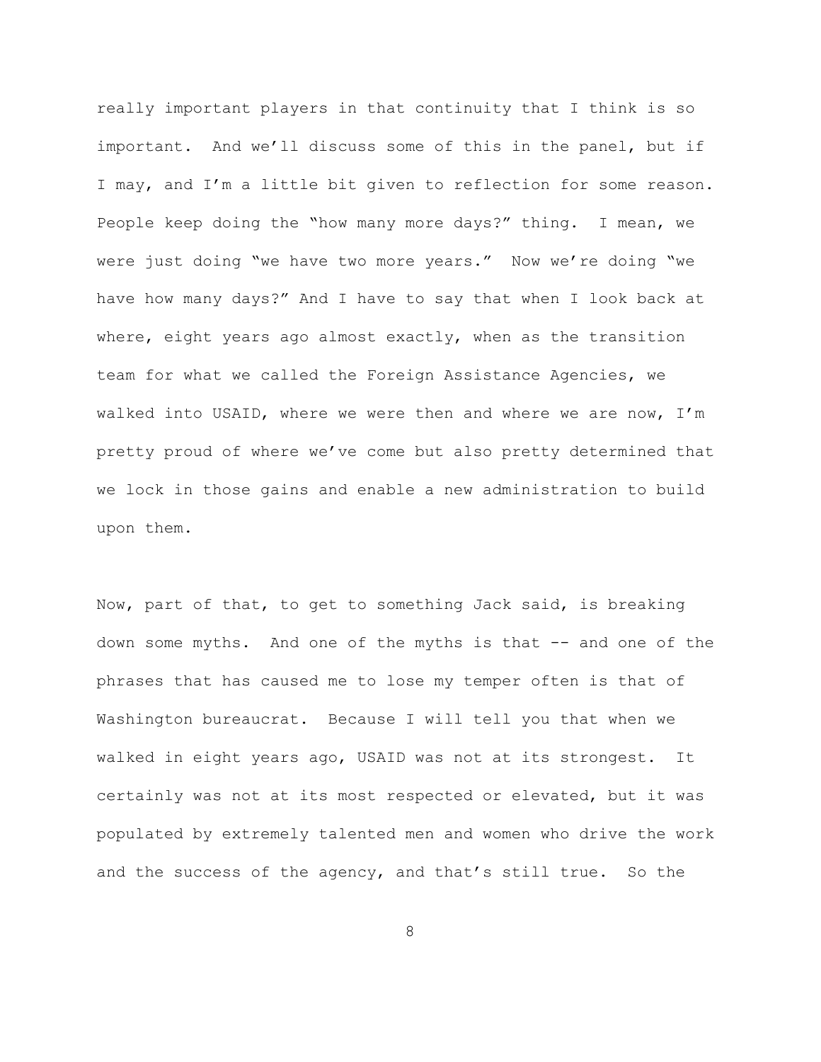really important players in that continuity that I think is so important. And we'll discuss some of this in the panel, but if I may, and I'm a little bit given to reflection for some reason. People keep doing the "how many more days?" thing. I mean, we were just doing "we have two more years." Now we're doing "we have how many days?" And I have to say that when I look back at where, eight years ago almost exactly, when as the transition team for what we called the Foreign Assistance Agencies, we walked into USAID, where we were then and where we are now, I'm pretty proud of where we've come but also pretty determined that we lock in those gains and enable a new administration to build upon them.

Now, part of that, to get to something Jack said, is breaking down some myths. And one of the myths is that -- and one of the phrases that has caused me to lose my temper often is that of Washington bureaucrat. Because I will tell you that when we walked in eight years ago, USAID was not at its strongest. It certainly was not at its most respected or elevated, but it was populated by extremely talented men and women who drive the work and the success of the agency, and that's still true. So the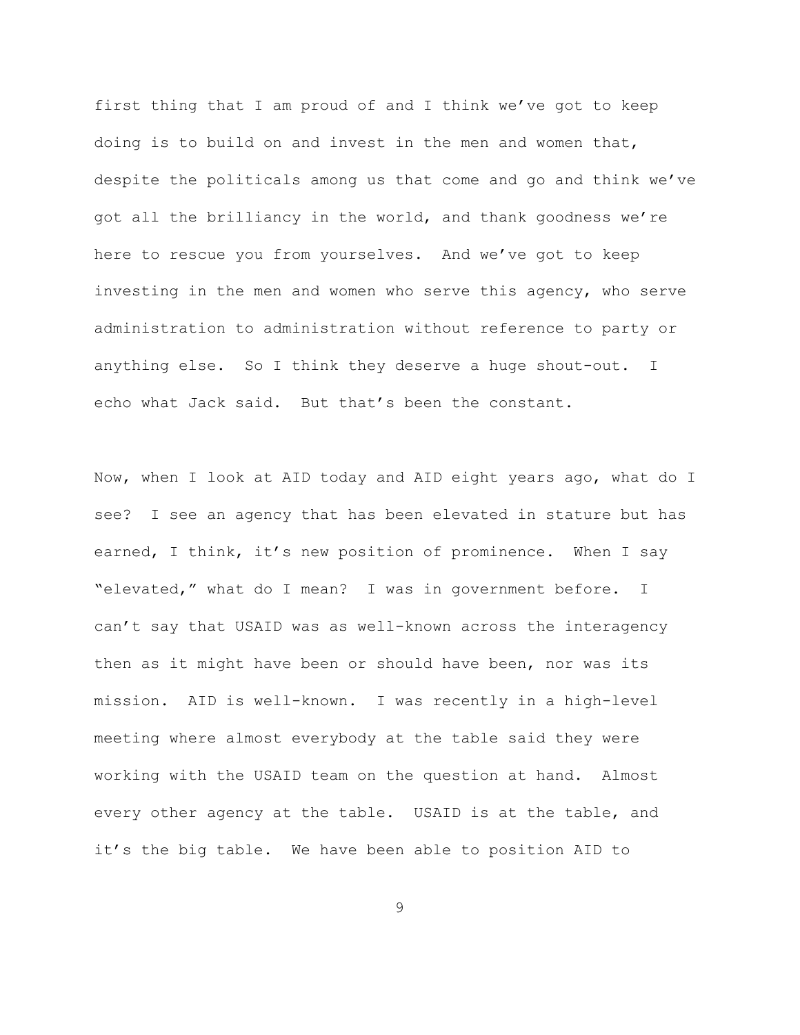first thing that I am proud of and I think we've got to keep doing is to build on and invest in the men and women that, despite the politicals among us that come and go and think we've got all the brilliancy in the world, and thank goodness we're here to rescue you from yourselves. And we've got to keep investing in the men and women who serve this agency, who serve administration to administration without reference to party or anything else. So I think they deserve a huge shout-out. I echo what Jack said. But that's been the constant.

Now, when I look at AID today and AID eight years ago, what do I see? I see an agency that has been elevated in stature but has earned, I think, it's new position of prominence. When I say "elevated," what do I mean? I was in government before. I can't say that USAID was as well-known across the interagency then as it might have been or should have been, nor was its mission. AID is well-known. I was recently in a high-level meeting where almost everybody at the table said they were working with the USAID team on the question at hand. Almost every other agency at the table. USAID is at the table, and it's the big table. We have been able to position AID to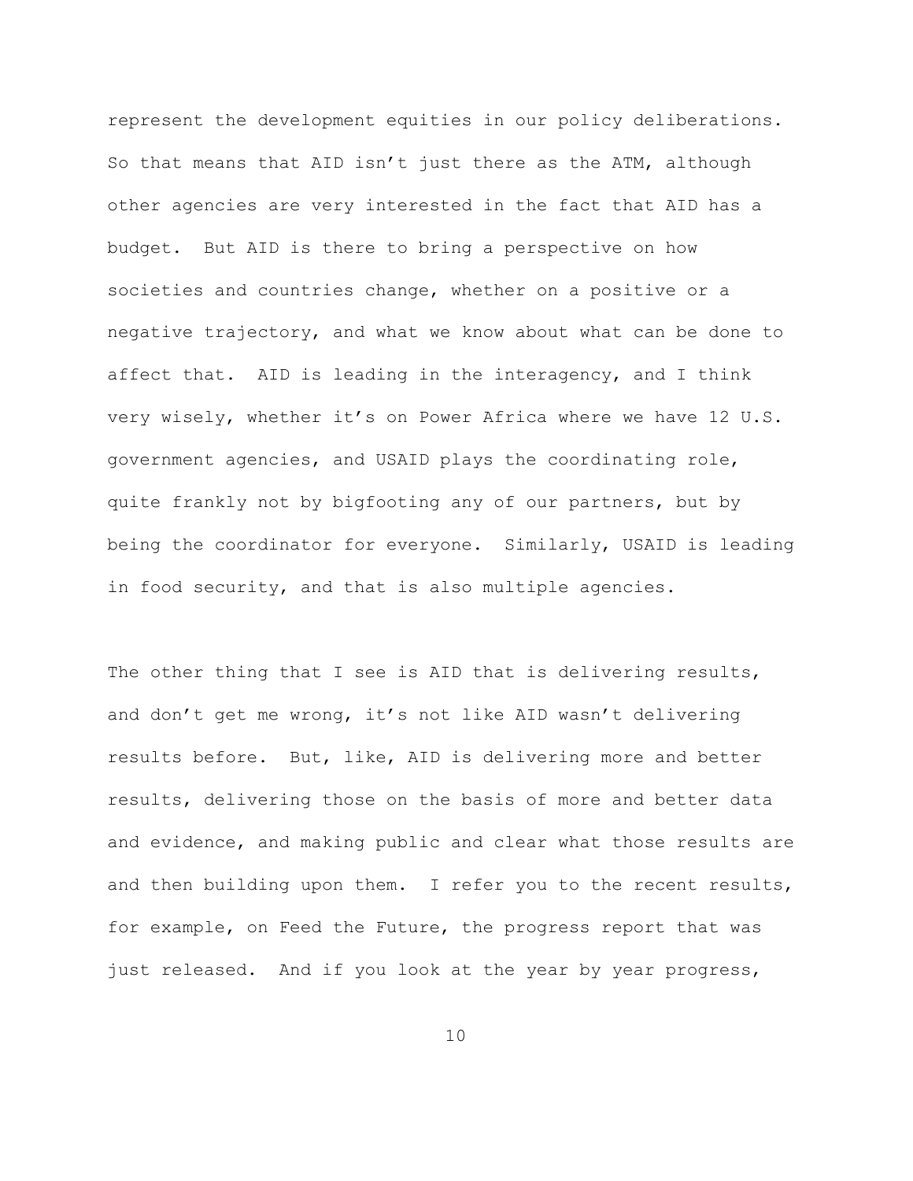represent the development equities in our policy deliberations. So that means that AID isn't just there as the ATM, although other agencies are very interested in the fact that AID has a budget. But AID is there to bring a perspective on how societies and countries change, whether on a positive or a negative trajectory, and what we know about what can be done to affect that. AID is leading in the interagency, and I think very wisely, whether it's on Power Africa where we have 12 U.S. government agencies, and USAID plays the coordinating role, quite frankly not by bigfooting any of our partners, but by being the coordinator for everyone. Similarly, USAID is leading in food security, and that is also multiple agencies.

The other thing that I see is AID that is delivering results, and don't get me wrong, it's not like AID wasn't delivering results before. But, like, AID is delivering more and better results, delivering those on the basis of more and better data and evidence, and making public and clear what those results are and then building upon them. I refer you to the recent results, for example, on Feed the Future, the progress report that was just released. And if you look at the year by year progress,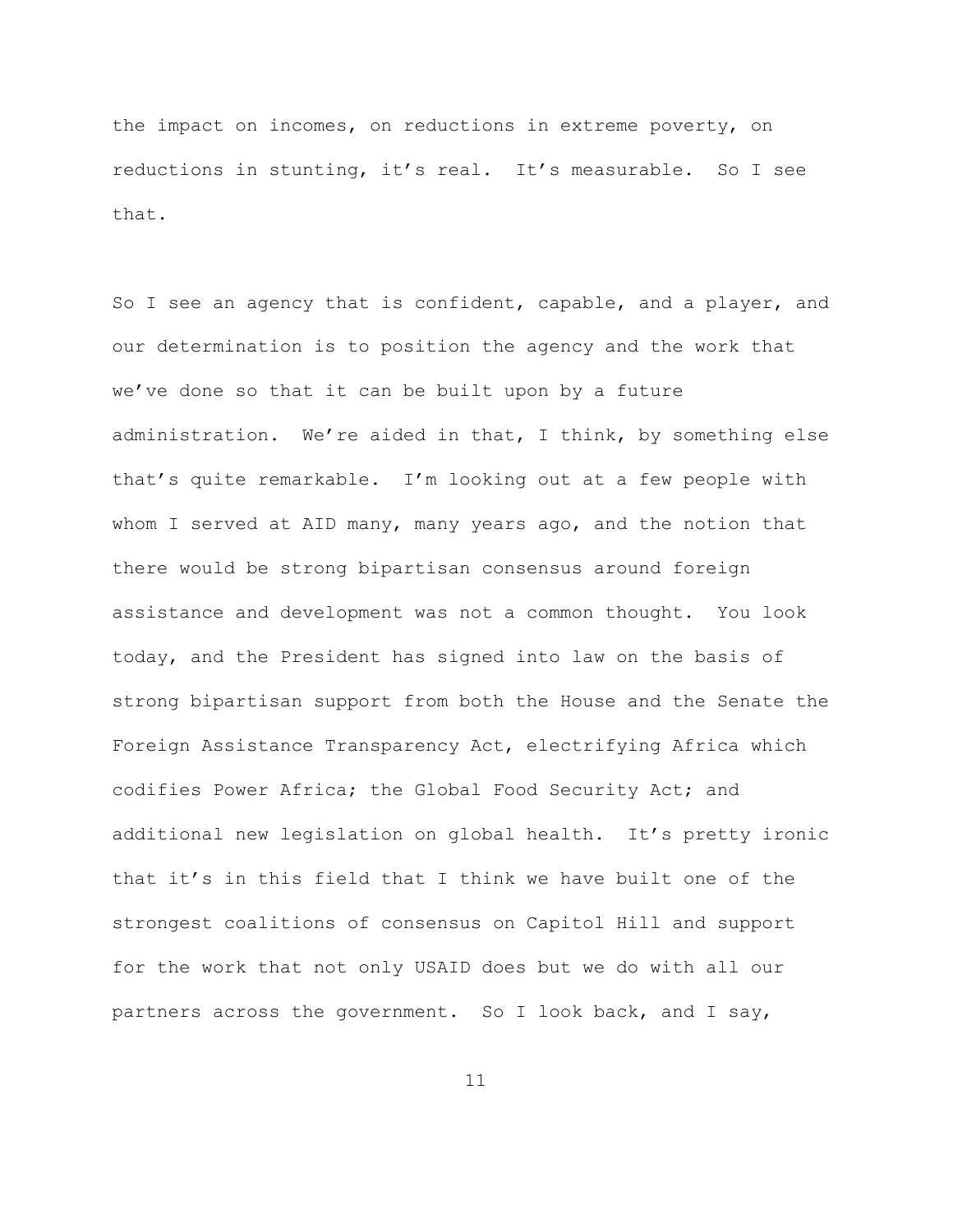the impact on incomes, on reductions in extreme poverty, on reductions in stunting, it's real. It's measurable. So I see that.

So I see an agency that is confident, capable, and a player, and our determination is to position the agency and the work that we've done so that it can be built upon by a future administration. We're aided in that, I think, by something else that's quite remarkable. I'm looking out at a few people with whom I served at AID many, many years ago, and the notion that there would be strong bipartisan consensus around foreign assistance and development was not a common thought. You look today, and the President has signed into law on the basis of strong bipartisan support from both the House and the Senate the Foreign Assistance Transparency Act, electrifying Africa which codifies Power Africa; the Global Food Security Act; and additional new legislation on global health. It's pretty ironic that it's in this field that I think we have built one of the strongest coalitions of consensus on Capitol Hill and support for the work that not only USAID does but we do with all our partners across the government. So I look back, and I say,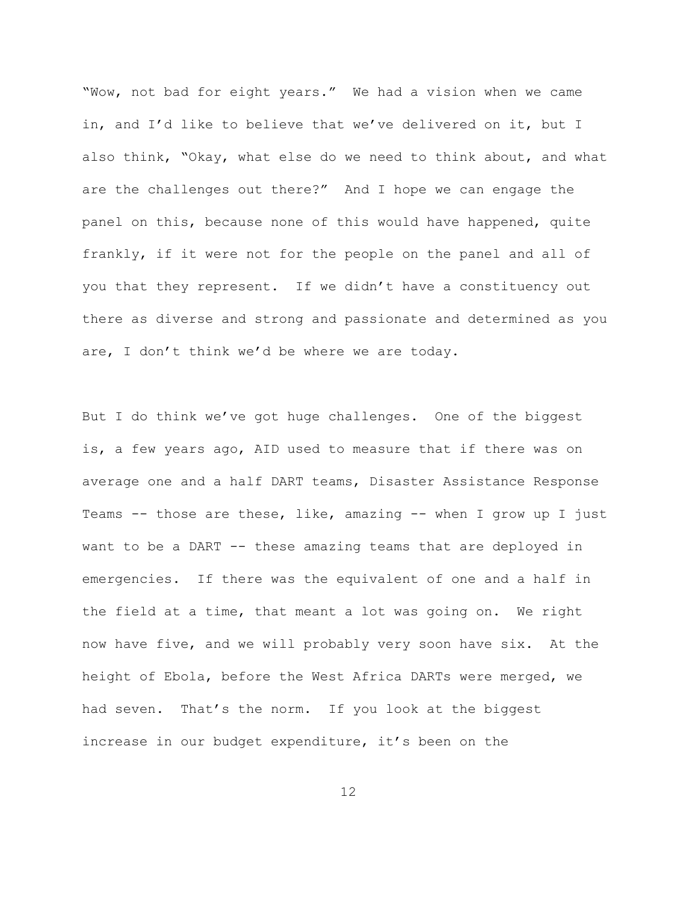"Wow, not bad for eight years." We had a vision when we came in, and I'd like to believe that we've delivered on it, but I also think, "Okay, what else do we need to think about, and what are the challenges out there?" And I hope we can engage the panel on this, because none of this would have happened, quite frankly, if it were not for the people on the panel and all of you that they represent. If we didn't have a constituency out there as diverse and strong and passionate and determined as you are, I don't think we'd be where we are today.

But I do think we've got huge challenges. One of the biggest is, a few years ago, AID used to measure that if there was on average one and a half DART teams, Disaster Assistance Response Teams -- those are these, like, amazing -- when I grow up I just want to be a DART -- these amazing teams that are deployed in emergencies. If there was the equivalent of one and a half in the field at a time, that meant a lot was going on. We right now have five, and we will probably very soon have six. At the height of Ebola, before the West Africa DARTs were merged, we had seven. That's the norm. If you look at the biggest increase in our budget expenditure, it's been on the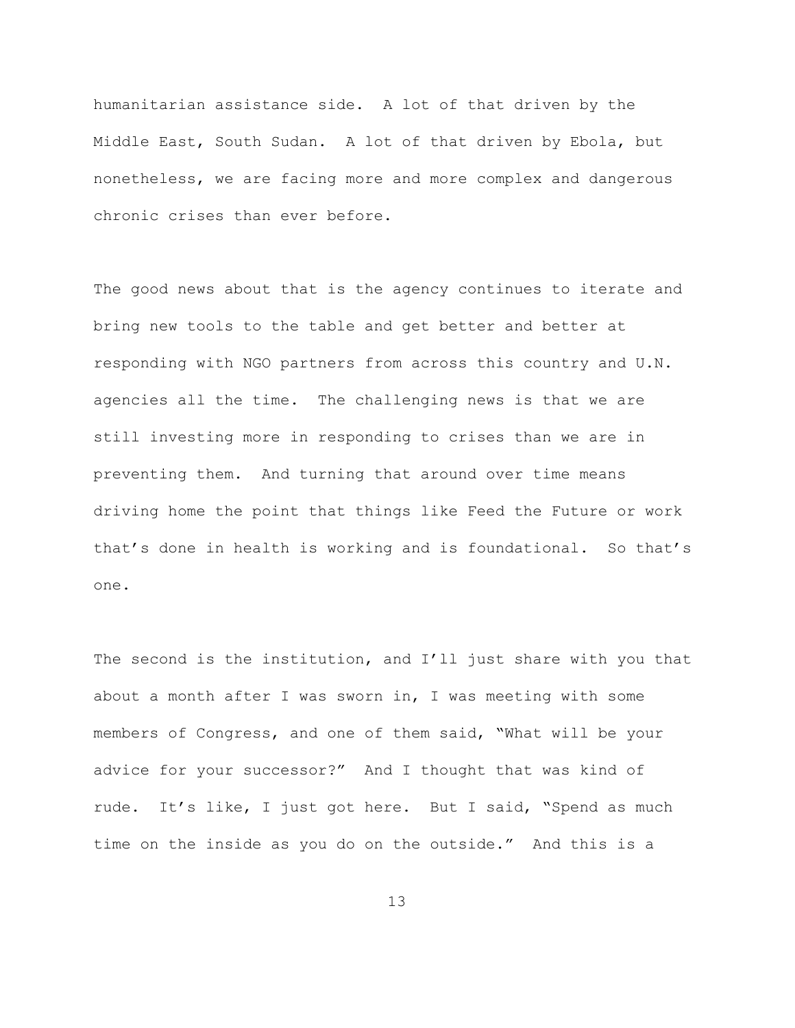humanitarian assistance side. A lot of that driven by the Middle East, South Sudan. A lot of that driven by Ebola, but nonetheless, we are facing more and more complex and dangerous chronic crises than ever before.

The good news about that is the agency continues to iterate and bring new tools to the table and get better and better at responding with NGO partners from across this country and U.N. agencies all the time. The challenging news is that we are still investing more in responding to crises than we are in preventing them. And turning that around over time means driving home the point that things like Feed the Future or work that's done in health is working and is foundational. So that's one.

The second is the institution, and I'll just share with you that about a month after I was sworn in, I was meeting with some members of Congress, and one of them said, "What will be your advice for your successor?" And I thought that was kind of rude. It's like, I just got here. But I said, "Spend as much time on the inside as you do on the outside." And this is a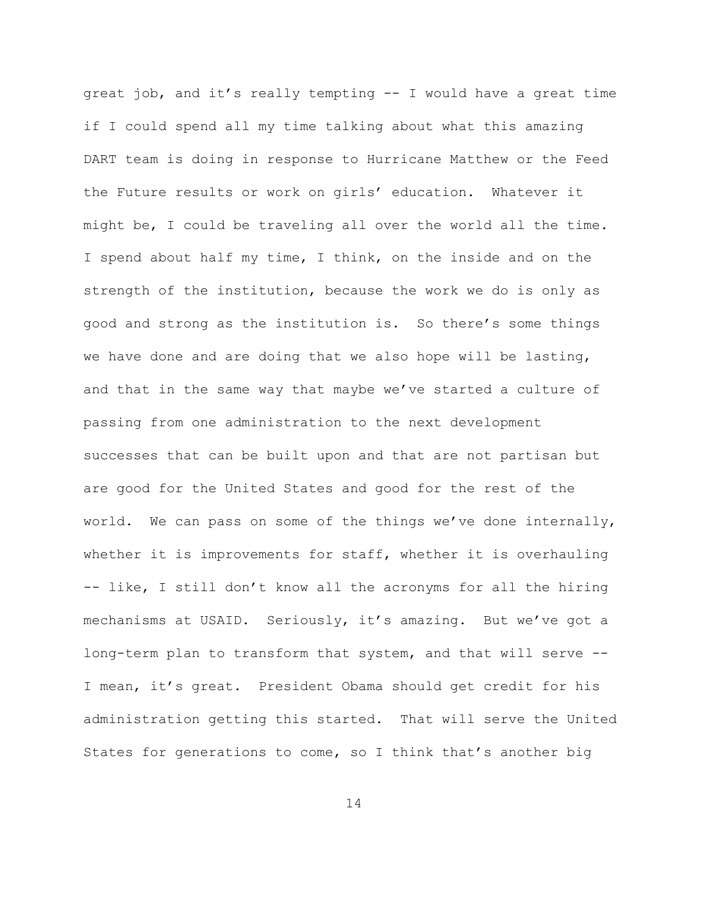great job, and it's really tempting -- I would have a great time if I could spend all my time talking about what this amazing DART team is doing in response to Hurricane Matthew or the Feed the Future results or work on girls' education. Whatever it might be, I could be traveling all over the world all the time. I spend about half my time, I think, on the inside and on the strength of the institution, because the work we do is only as good and strong as the institution is. So there's some things we have done and are doing that we also hope will be lasting, and that in the same way that maybe we've started a culture of passing from one administration to the next development successes that can be built upon and that are not partisan but are good for the United States and good for the rest of the world. We can pass on some of the things we've done internally, whether it is improvements for staff, whether it is overhauling -- like, I still don't know all the acronyms for all the hiring mechanisms at USAID. Seriously, it's amazing. But we've got a long-term plan to transform that system, and that will serve -- I mean, it's great. President Obama should get credit for his administration getting this started. That will serve the United States for generations to come, so I think that's another big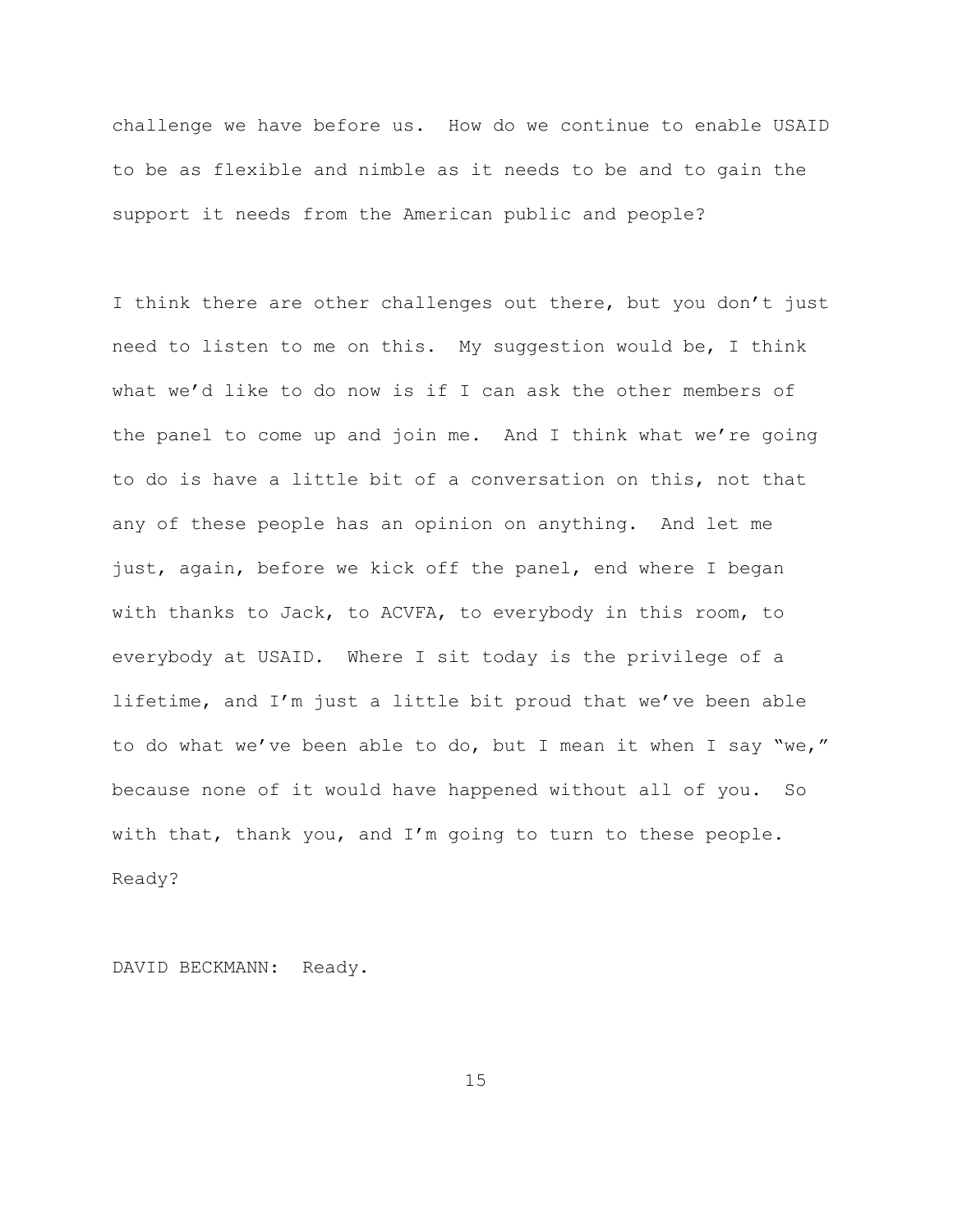challenge we have before us. How do we continue to enable USAID to be as flexible and nimble as it needs to be and to gain the support it needs from the American public and people?

I think there are other challenges out there, but you don't just need to listen to me on this. My suggestion would be, I think what we'd like to do now is if I can ask the other members of the panel to come up and join me. And I think what we're going to do is have a little bit of a conversation on this, not that any of these people has an opinion on anything. And let me just, again, before we kick off the panel, end where I began with thanks to Jack, to ACVFA, to everybody in this room, to everybody at USAID. Where I sit today is the privilege of a lifetime, and I'm just a little bit proud that we've been able to do what we've been able to do, but I mean it when I say "we," because none of it would have happened without all of you. So with that, thank you, and I'm going to turn to these people. Ready?

DAVID BECKMANN: Ready.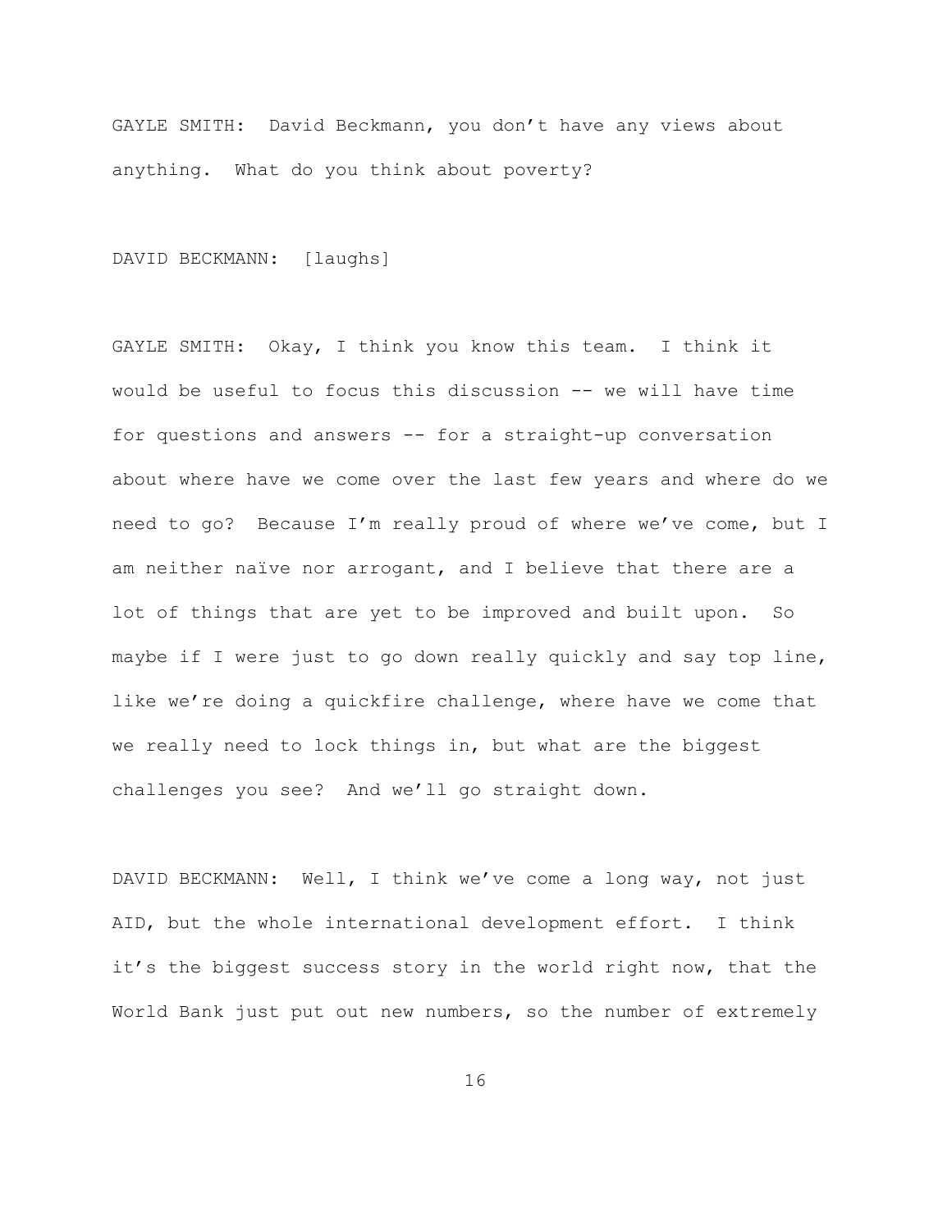GAYLE SMITH: David Beckmann, you don't have any views about anything. What do you think about poverty?

DAVID BECKMANN: [laughs]

GAYLE SMITH: Okay, I think you know this team. I think it would be useful to focus this discussion -- we will have time for questions and answers -- for a straight-up conversation about where have we come over the last few years and where do we need to go? Because I'm really proud of where we've come, but I am neither naïve nor arrogant, and I believe that there are a lot of things that are yet to be improved and built upon. So maybe if I were just to go down really quickly and say top line, like we're doing a quickfire challenge, where have we come that we really need to lock things in, but what are the biggest challenges you see? And we'll go straight down.

DAVID BECKMANN: Well, I think we've come a long way, not just AID, but the whole international development effort. I think it's the biggest success story in the world right now, that the World Bank just put out new numbers, so the number of extremely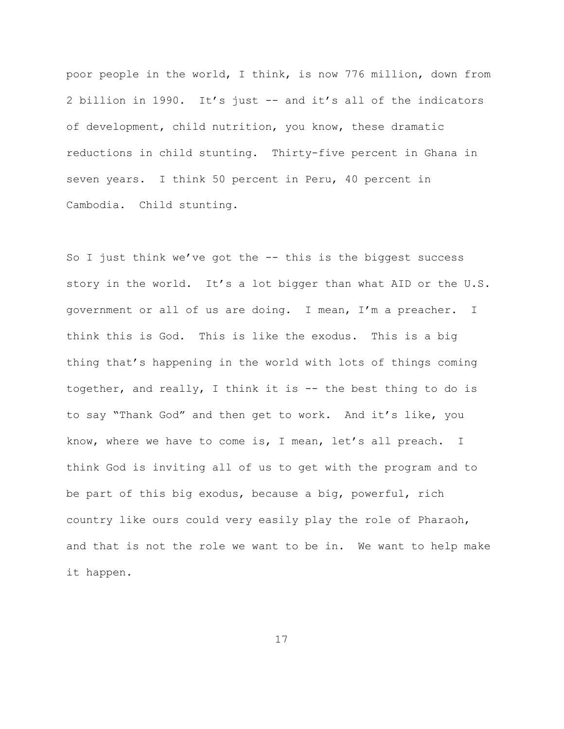poor people in the world, I think, is now 776 million, down from 2 billion in 1990. It's just -- and it's all of the indicators of development, child nutrition, you know, these dramatic reductions in child stunting. Thirty-five percent in Ghana in seven years. I think 50 percent in Peru, 40 percent in Cambodia. Child stunting.

So I just think we've got the -- this is the biggest success story in the world. It's a lot bigger than what AID or the U.S. government or all of us are doing. I mean, I'm a preacher. I think this is God. This is like the exodus. This is a big thing that's happening in the world with lots of things coming together, and really, I think it is -- the best thing to do is to say "Thank God" and then get to work. And it's like, you know, where we have to come is, I mean, let's all preach. I think God is inviting all of us to get with the program and to be part of this big exodus, because a big, powerful, rich country like ours could very easily play the role of Pharaoh, and that is not the role we want to be in. We want to help make it happen.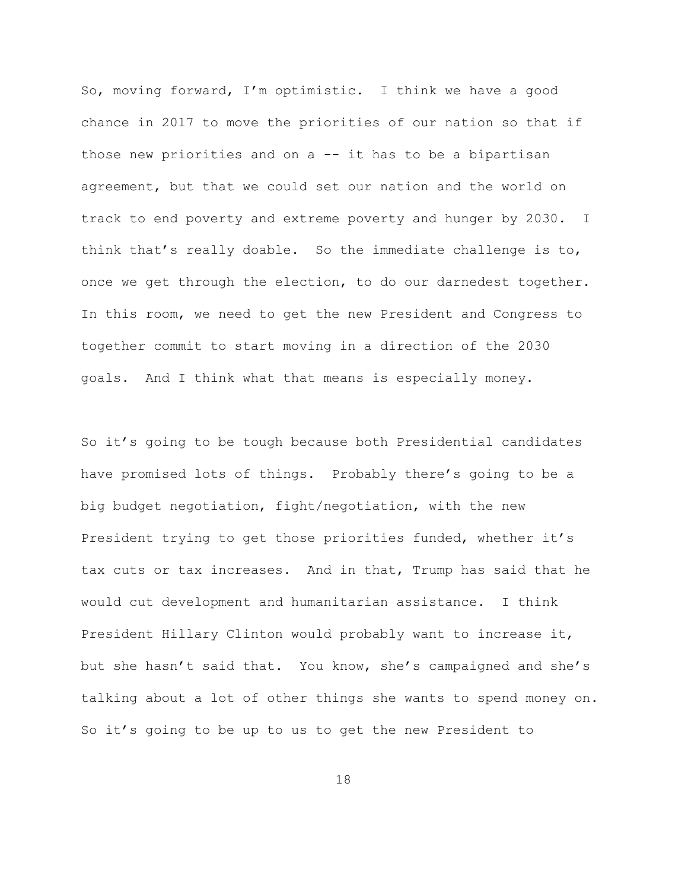So, moving forward, I'm optimistic. I think we have a good chance in 2017 to move the priorities of our nation so that if those new priorities and on a -- it has to be a bipartisan agreement, but that we could set our nation and the world on track to end poverty and extreme poverty and hunger by 2030. I think that's really doable. So the immediate challenge is to, once we get through the election, to do our darnedest together. In this room, we need to get the new President and Congress to together commit to start moving in a direction of the 2030 goals. And I think what that means is especially money.

So it's going to be tough because both Presidential candidates have promised lots of things. Probably there's going to be a big budget negotiation, fight/negotiation, with the new President trying to get those priorities funded, whether it's tax cuts or tax increases. And in that, Trump has said that he would cut development and humanitarian assistance. I think President Hillary Clinton would probably want to increase it, but she hasn't said that. You know, she's campaigned and she's talking about a lot of other things she wants to spend money on. So it's going to be up to us to get the new President to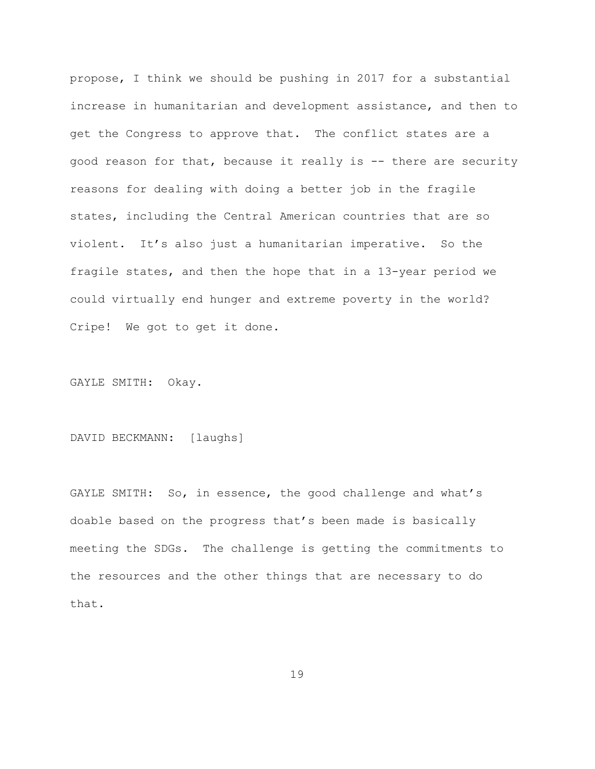propose, I think we should be pushing in 2017 for a substantial increase in humanitarian and development assistance, and then to get the Congress to approve that. The conflict states are a good reason for that, because it really is -- there are security reasons for dealing with doing a better job in the fragile states, including the Central American countries that are so violent. It's also just a humanitarian imperative. So the fragile states, and then the hope that in a 13-year period we could virtually end hunger and extreme poverty in the world? Cripe! We got to get it done.

GAYLE SMITH: Okay.

DAVID BECKMANN: [laughs]

GAYLE SMITH: So, in essence, the good challenge and what's doable based on the progress that's been made is basically meeting the SDGs. The challenge is getting the commitments to the resources and the other things that are necessary to do that.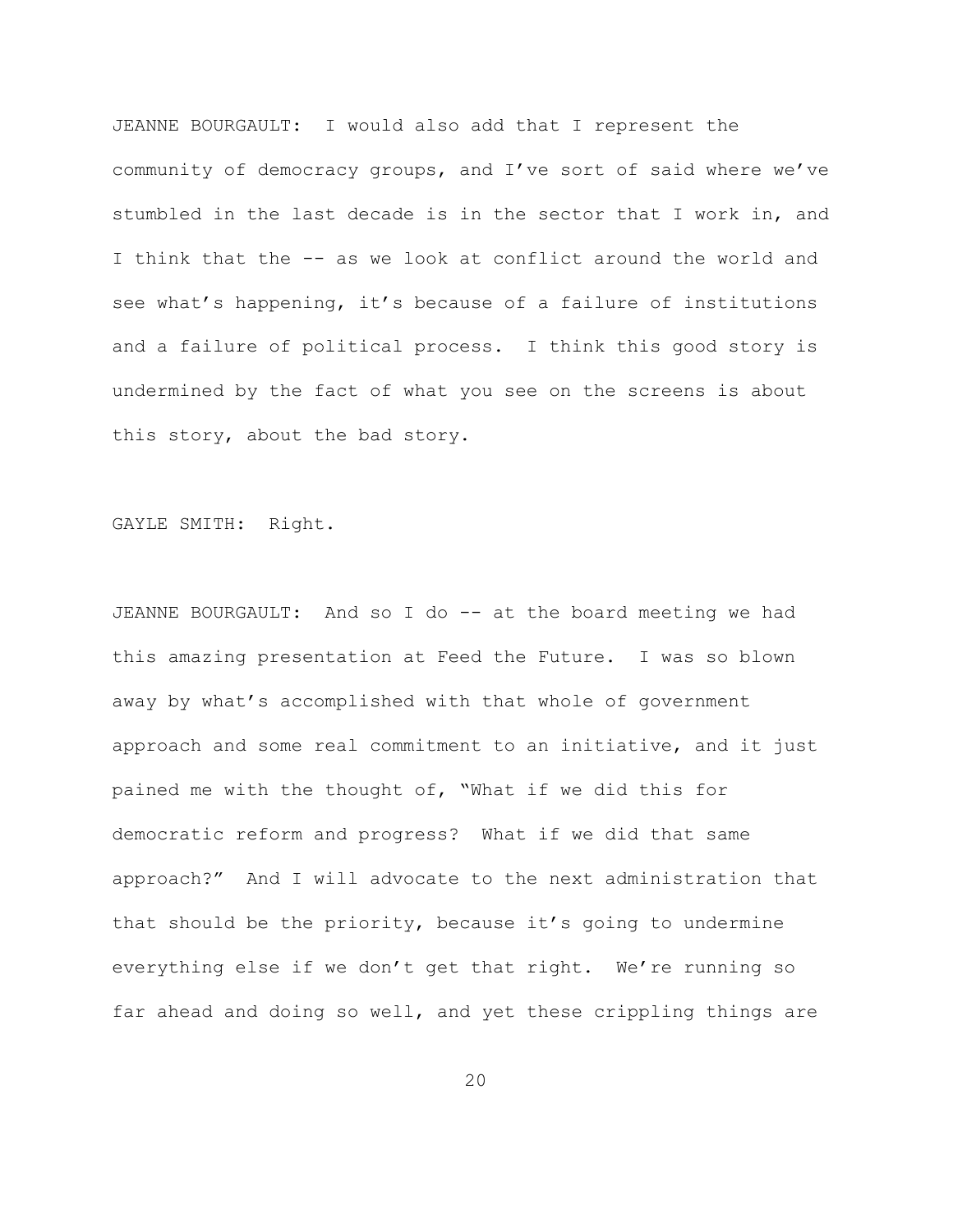JEANNE BOURGAULT: I would also add that I represent the community of democracy groups, and I've sort of said where we've stumbled in the last decade is in the sector that I work in, and I think that the -- as we look at conflict around the world and see what's happening, it's because of a failure of institutions and a failure of political process. I think this good story is undermined by the fact of what you see on the screens is about this story, about the bad story.

GAYLE SMITH: Right.

JEANNE BOURGAULT: And so I do -- at the board meeting we had this amazing presentation at Feed the Future. I was so blown away by what's accomplished with that whole of government approach and some real commitment to an initiative, and it just pained me with the thought of, "What if we did this for democratic reform and progress? What if we did that same approach?" And I will advocate to the next administration that that should be the priority, because it's going to undermine everything else if we don't get that right. We're running so far ahead and doing so well, and yet these crippling things are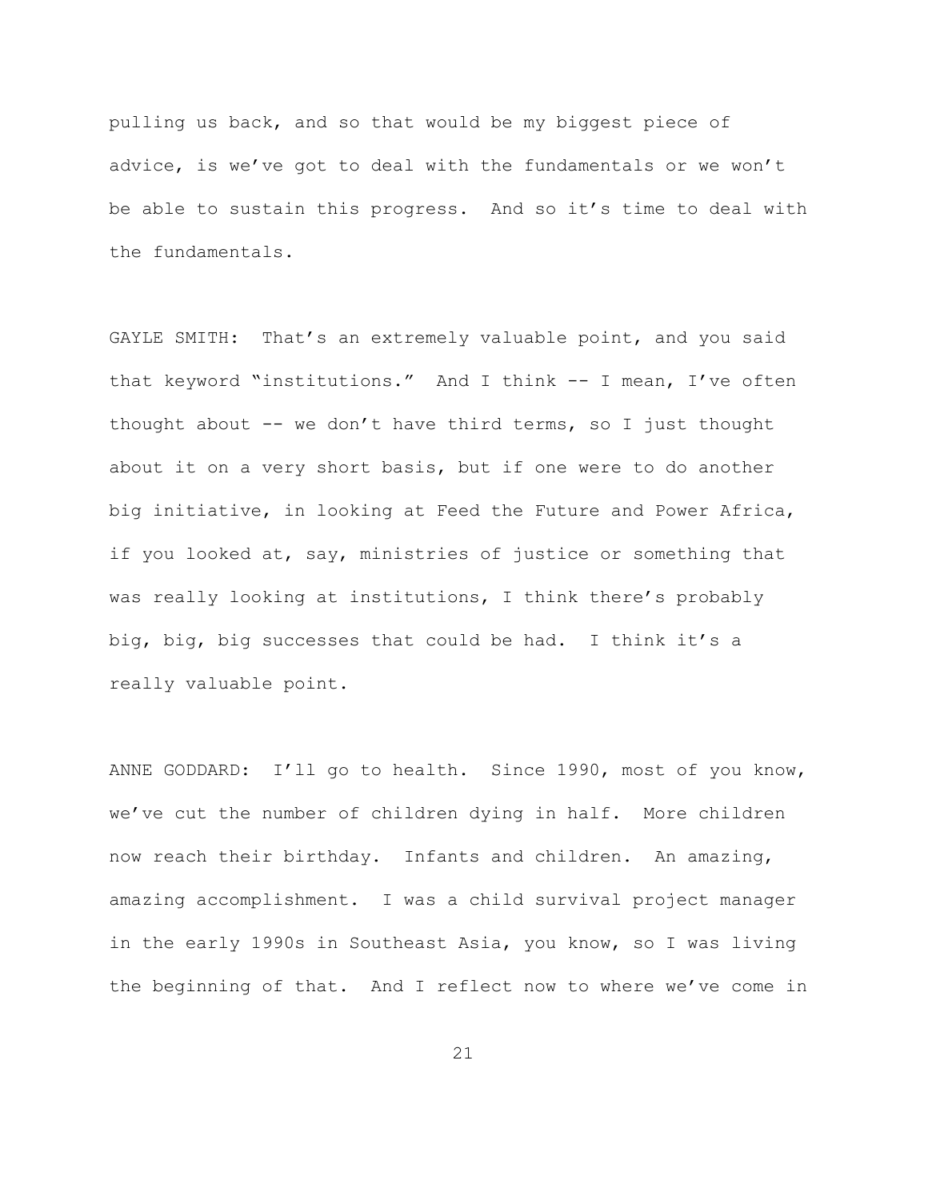pulling us back, and so that would be my biggest piece of advice, is we've got to deal with the fundamentals or we won't be able to sustain this progress. And so it's time to deal with the fundamentals.

GAYLE SMITH: That's an extremely valuable point, and you said that keyword "institutions." And I think -- I mean, I've often thought about -- we don't have third terms, so I just thought about it on a very short basis, but if one were to do another big initiative, in looking at Feed the Future and Power Africa, if you looked at, say, ministries of justice or something that was really looking at institutions, I think there's probably big, big, big successes that could be had. I think it's a really valuable point.

ANNE GODDARD: I'll go to health. Since 1990, most of you know, we've cut the number of children dying in half. More children now reach their birthday. Infants and children. An amazing, amazing accomplishment. I was a child survival project manager in the early 1990s in Southeast Asia, you know, so I was living the beginning of that. And I reflect now to where we've come in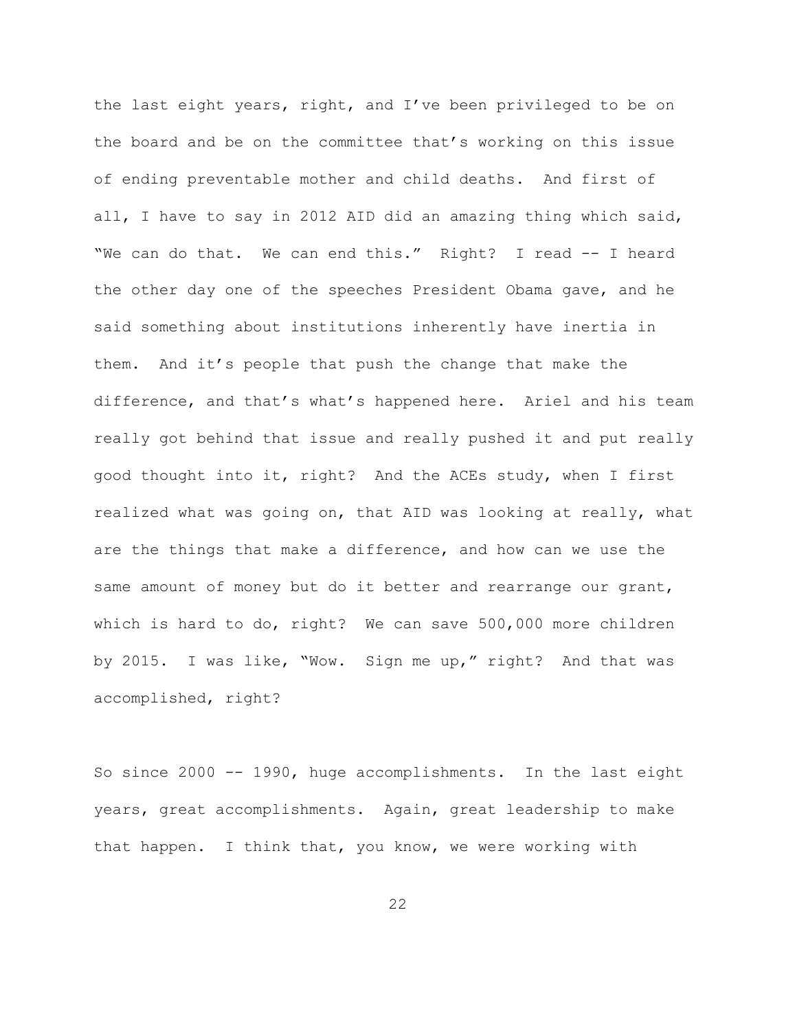the last eight years, right, and I've been privileged to be on the board and be on the committee that's working on this issue of ending preventable mother and child deaths. And first of all, I have to say in 2012 AID did an amazing thing which said, "We can do that. We can end this." Right? I read -- I heard the other day one of the speeches President Obama gave, and he said something about institutions inherently have inertia in them. And it's people that push the change that make the difference, and that's what's happened here. Ariel and his team really got behind that issue and really pushed it and put really good thought into it, right? And the ACEs study, when I first realized what was going on, that AID was looking at really, what are the things that make a difference, and how can we use the same amount of money but do it better and rearrange our grant, which is hard to do, right? We can save 500,000 more children by 2015. I was like, "Wow. Sign me up," right? And that was accomplished, right?

So since 2000 -- 1990, huge accomplishments. In the last eight years, great accomplishments. Again, great leadership to make that happen. I think that, you know, we were working with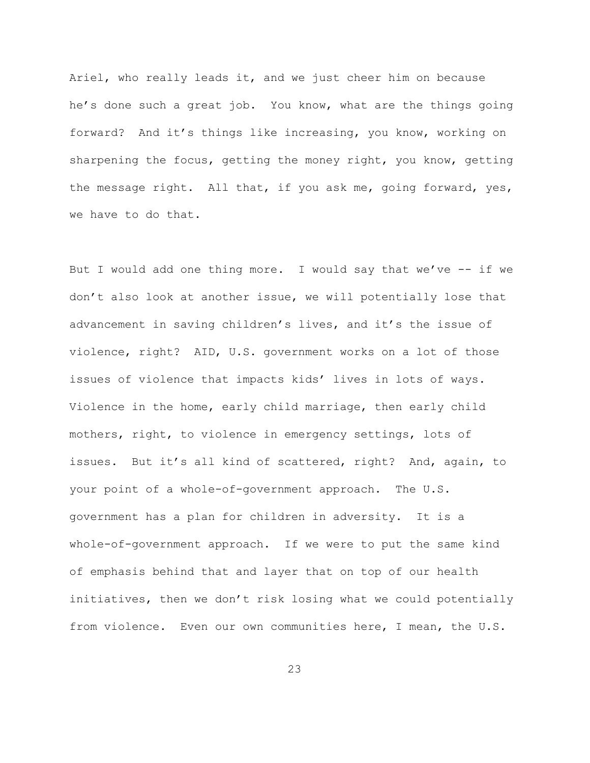Ariel, who really leads it, and we just cheer him on because he's done such a great job. You know, what are the things going forward? And it's things like increasing, you know, working on sharpening the focus, getting the money right, you know, getting the message right. All that, if you ask me, going forward, yes, we have to do that.

But I would add one thing more. I would say that we've -- if we don't also look at another issue, we will potentially lose that advancement in saving children's lives, and it's the issue of violence, right? AID, U.S. government works on a lot of those issues of violence that impacts kids' lives in lots of ways. Violence in the home, early child marriage, then early child mothers, right, to violence in emergency settings, lots of issues. But it's all kind of scattered, right? And, again, to your point of a whole-of-government approach. The U.S. government has a plan for children in adversity. It is a whole-of-government approach. If we were to put the same kind of emphasis behind that and layer that on top of our health initiatives, then we don't risk losing what we could potentially from violence. Even our own communities here, I mean, the U.S.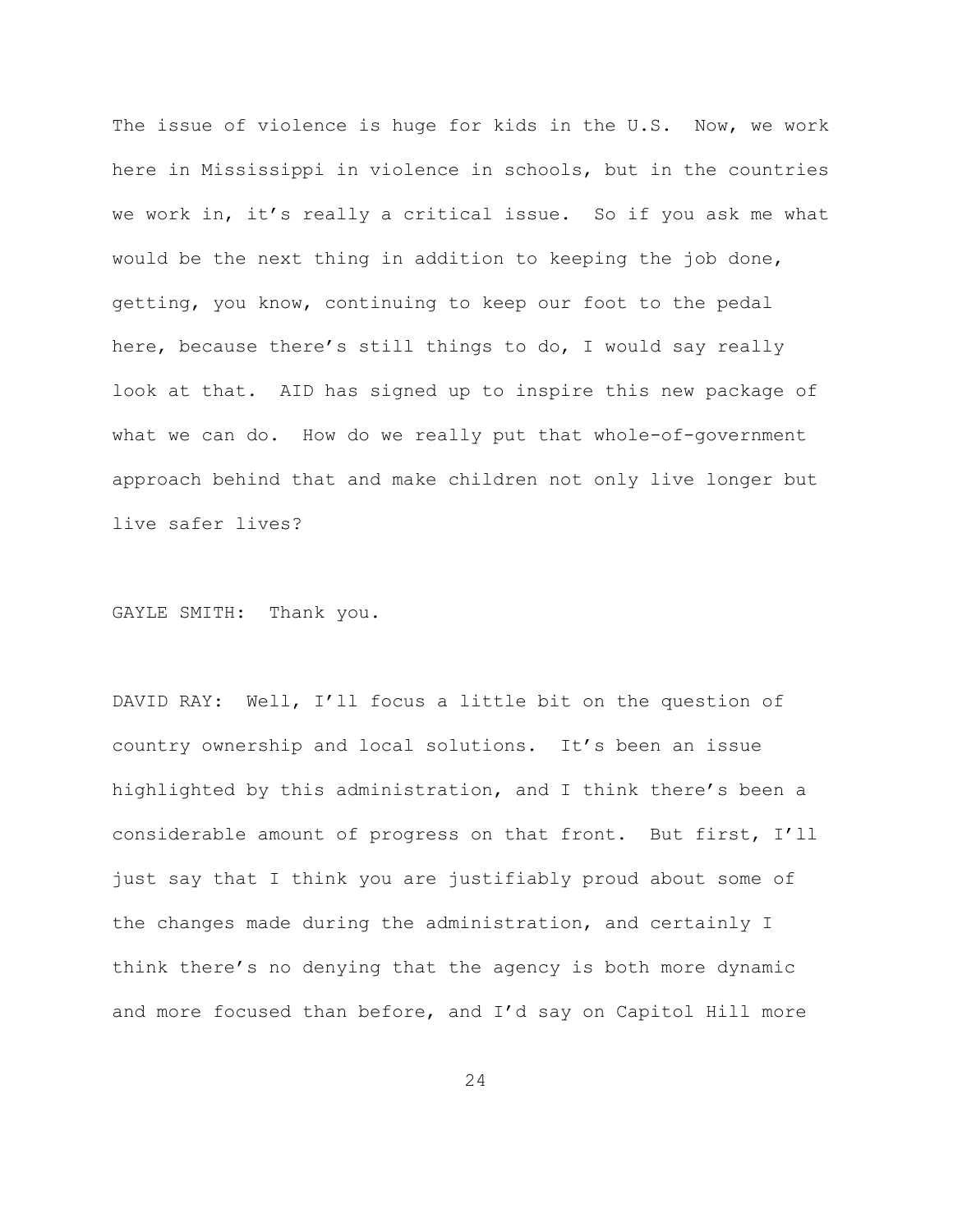The issue of violence is huge for kids in the U.S. Now, we work here in Mississippi in violence in schools, but in the countries we work in, it's really a critical issue. So if you ask me what would be the next thing in addition to keeping the job done, getting, you know, continuing to keep our foot to the pedal here, because there's still things to do, I would say really look at that. AID has signed up to inspire this new package of what we can do. How do we really put that whole-of-government approach behind that and make children not only live longer but live safer lives?

GAYLE SMITH: Thank you.

DAVID RAY: Well, I'll focus a little bit on the question of country ownership and local solutions. It's been an issue highlighted by this administration, and I think there's been a considerable amount of progress on that front. But first, I'll just say that I think you are justifiably proud about some of the changes made during the administration, and certainly I think there's no denying that the agency is both more dynamic and more focused than before, and I'd say on Capitol Hill more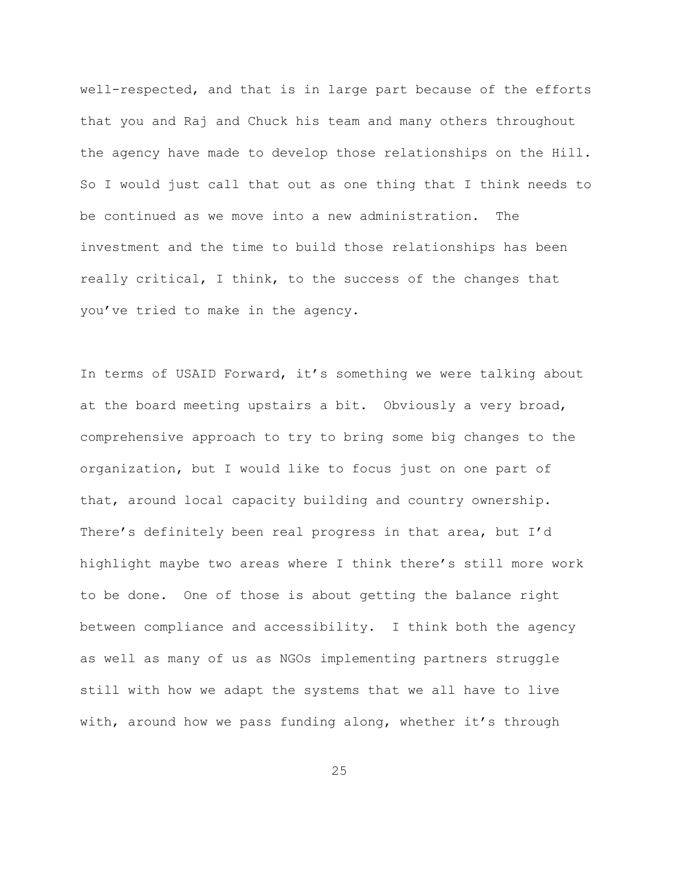well-respected, and that is in large part because of the efforts that you and Raj and Chuck his team and many others throughout the agency have made to develop those relationships on the Hill. So I would just call that out as one thing that I think needs to be continued as we move into a new administration. The investment and the time to build those relationships has been really critical, I think, to the success of the changes that you've tried to make in the agency.

In terms of USAID Forward, it's something we were talking about at the board meeting upstairs a bit. Obviously a very broad, comprehensive approach to try to bring some big changes to the organization, but I would like to focus just on one part of that, around local capacity building and country ownership. There's definitely been real progress in that area, but I'd highlight maybe two areas where I think there's still more work to be done. One of those is about getting the balance right between compliance and accessibility. I think both the agency as well as many of us as NGOs implementing partners struggle still with how we adapt the systems that we all have to live with, around how we pass funding along, whether it's through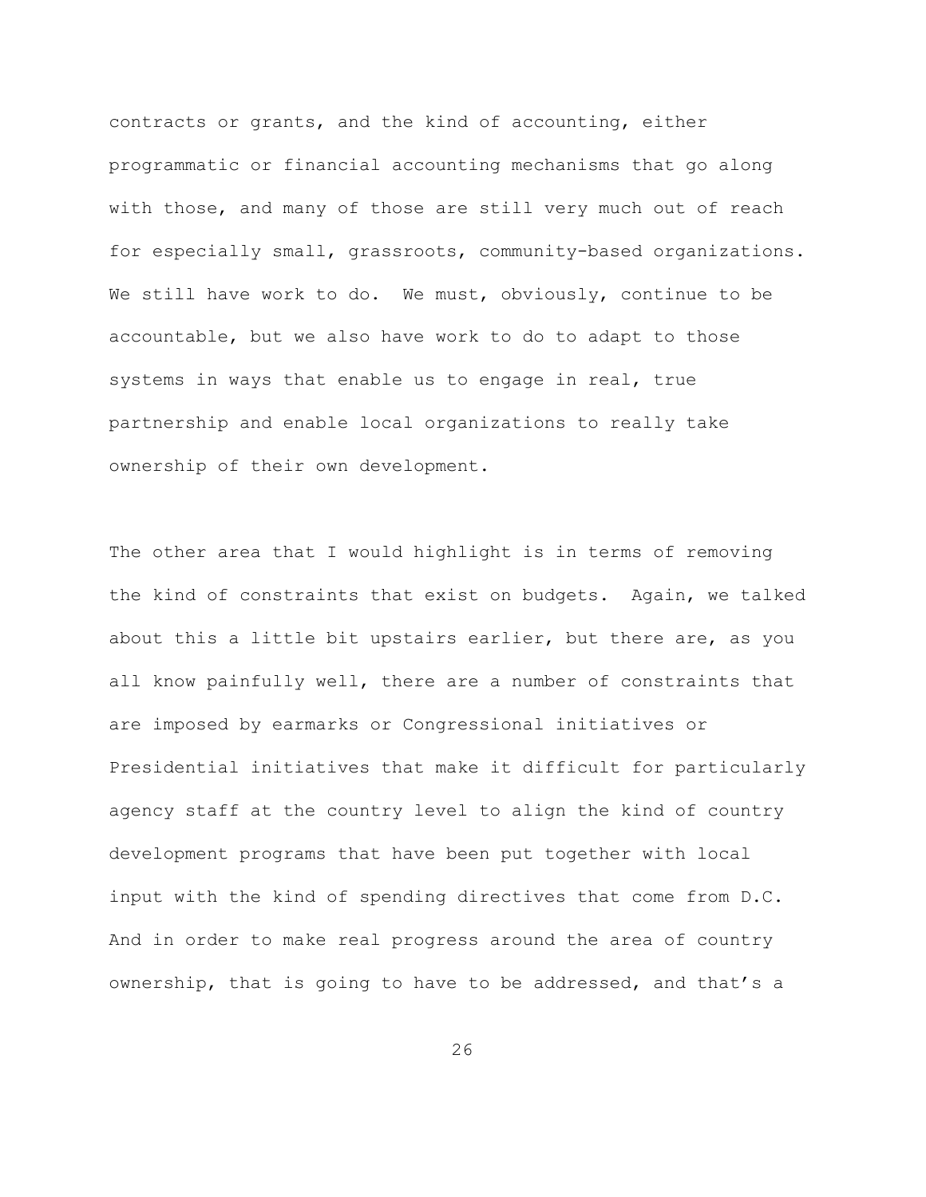contracts or grants, and the kind of accounting, either programmatic or financial accounting mechanisms that go along with those, and many of those are still very much out of reach for especially small, grassroots, community-based organizations. We still have work to do. We must, obviously, continue to be accountable, but we also have work to do to adapt to those systems in ways that enable us to engage in real, true partnership and enable local organizations to really take ownership of their own development.

The other area that I would highlight is in terms of removing the kind of constraints that exist on budgets. Again, we talked about this a little bit upstairs earlier, but there are, as you all know painfully well, there are a number of constraints that are imposed by earmarks or Congressional initiatives or Presidential initiatives that make it difficult for particularly agency staff at the country level to align the kind of country development programs that have been put together with local input with the kind of spending directives that come from D.C. And in order to make real progress around the area of country ownership, that is going to have to be addressed, and that's a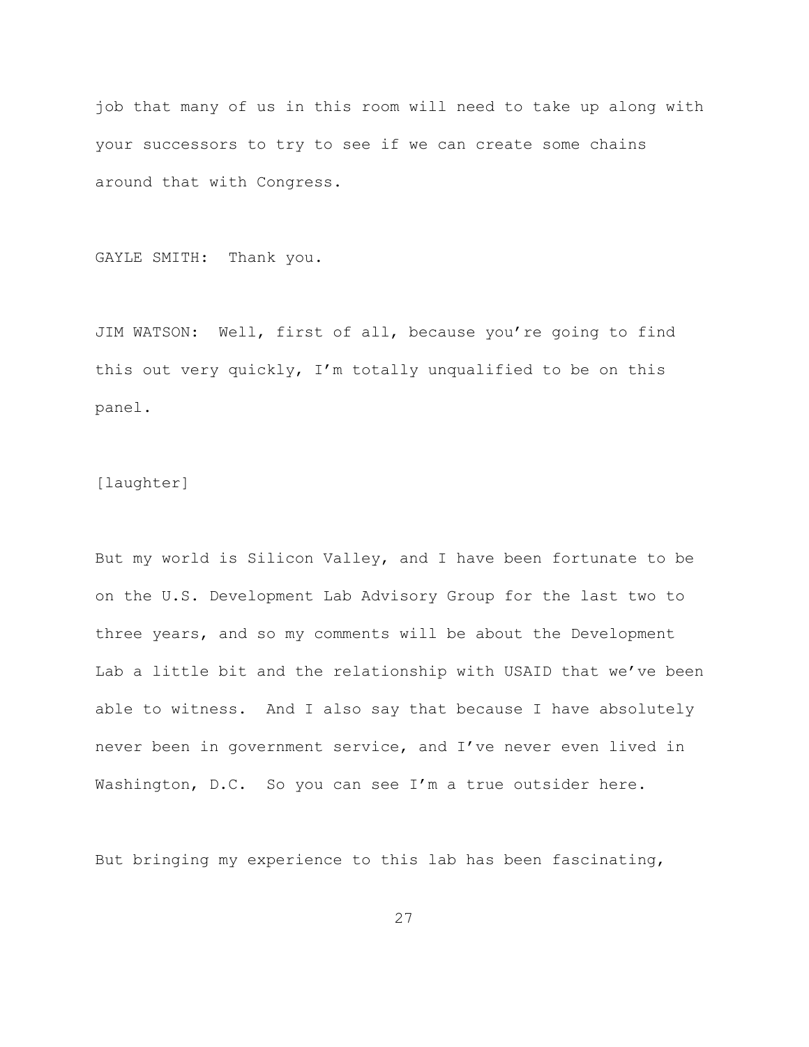job that many of us in this room will need to take up along with your successors to try to see if we can create some chains around that with Congress.

GAYLE SMITH: Thank you.

JIM WATSON: Well, first of all, because you're going to find this out very quickly, I'm totally unqualified to be on this panel.

[laughter]

But my world is Silicon Valley, and I have been fortunate to be on the U.S. Development Lab Advisory Group for the last two to three years, and so my comments will be about the Development Lab a little bit and the relationship with USAID that we've been able to witness. And I also say that because I have absolutely never been in government service, and I've never even lived in Washington, D.C. So you can see I'm a true outsider here.

But bringing my experience to this lab has been fascinating,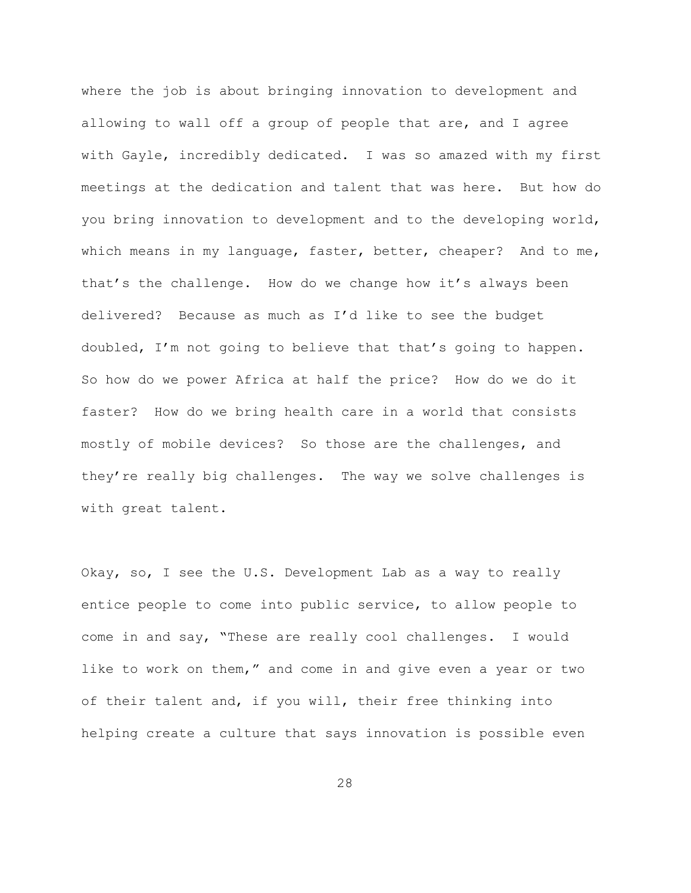where the job is about bringing innovation to development and allowing to wall off a group of people that are, and I agree with Gayle, incredibly dedicated. I was so amazed with my first meetings at the dedication and talent that was here. But how do you bring innovation to development and to the developing world, which means in my language, faster, better, cheaper? And to me, that's the challenge. How do we change how it's always been delivered? Because as much as I'd like to see the budget doubled, I'm not going to believe that that's going to happen. So how do we power Africa at half the price? How do we do it faster? How do we bring health care in a world that consists mostly of mobile devices? So those are the challenges, and they're really big challenges. The way we solve challenges is with great talent.

Okay, so, I see the U.S. Development Lab as a way to really entice people to come into public service, to allow people to come in and say, "These are really cool challenges. I would like to work on them," and come in and give even a year or two of their talent and, if you will, their free thinking into helping create a culture that says innovation is possible even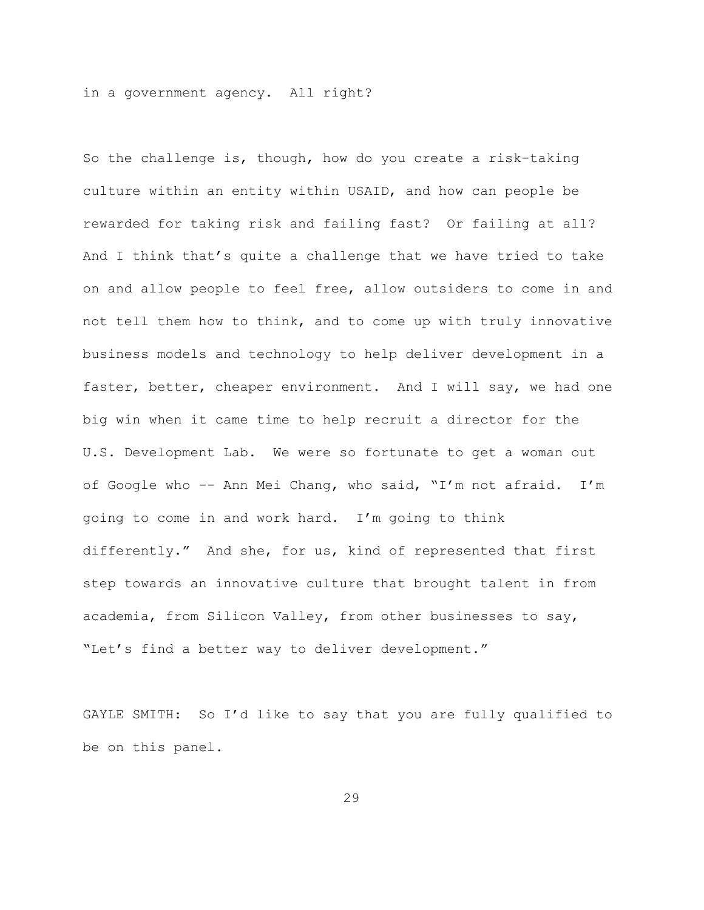in a government agency. All right?

So the challenge is, though, how do you create a risk-taking culture within an entity within USAID, and how can people be rewarded for taking risk and failing fast? Or failing at all? And I think that's quite a challenge that we have tried to take on and allow people to feel free, allow outsiders to come in and not tell them how to think, and to come up with truly innovative business models and technology to help deliver development in a faster, better, cheaper environment. And I will say, we had one big win when it came time to help recruit a director for the U.S. Development Lab. We were so fortunate to get a woman out of Google who -- Ann Mei Chang, who said, "I'm not afraid. I'm going to come in and work hard. I'm going to think differently." And she, for us, kind of represented that first step towards an innovative culture that brought talent in from academia, from Silicon Valley, from other businesses to say, "Let's find a better way to deliver development."

GAYLE SMITH: So I'd like to say that you are fully qualified to be on this panel.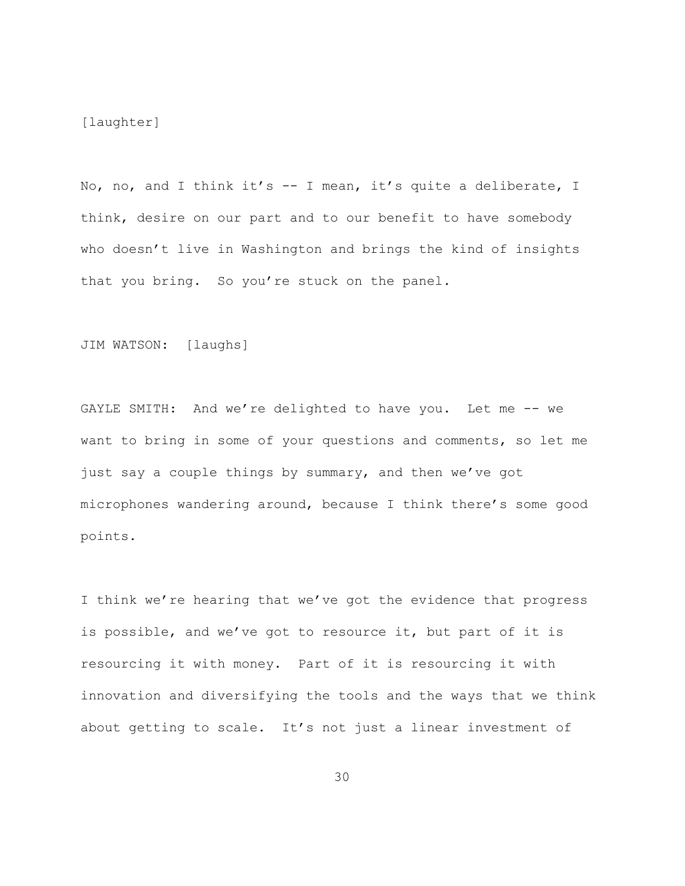[laughter]

No, no, and I think it's -- I mean, it's quite a deliberate, I think, desire on our part and to our benefit to have somebody who doesn't live in Washington and brings the kind of insights that you bring. So you're stuck on the panel.

JIM WATSON: [laughs]

GAYLE SMITH: And we're delighted to have you. Let me -- we want to bring in some of your questions and comments, so let me just say a couple things by summary, and then we've got microphones wandering around, because I think there's some good points.

I think we're hearing that we've got the evidence that progress is possible, and we've got to resource it, but part of it is resourcing it with money. Part of it is resourcing it with innovation and diversifying the tools and the ways that we think about getting to scale. It's not just a linear investment of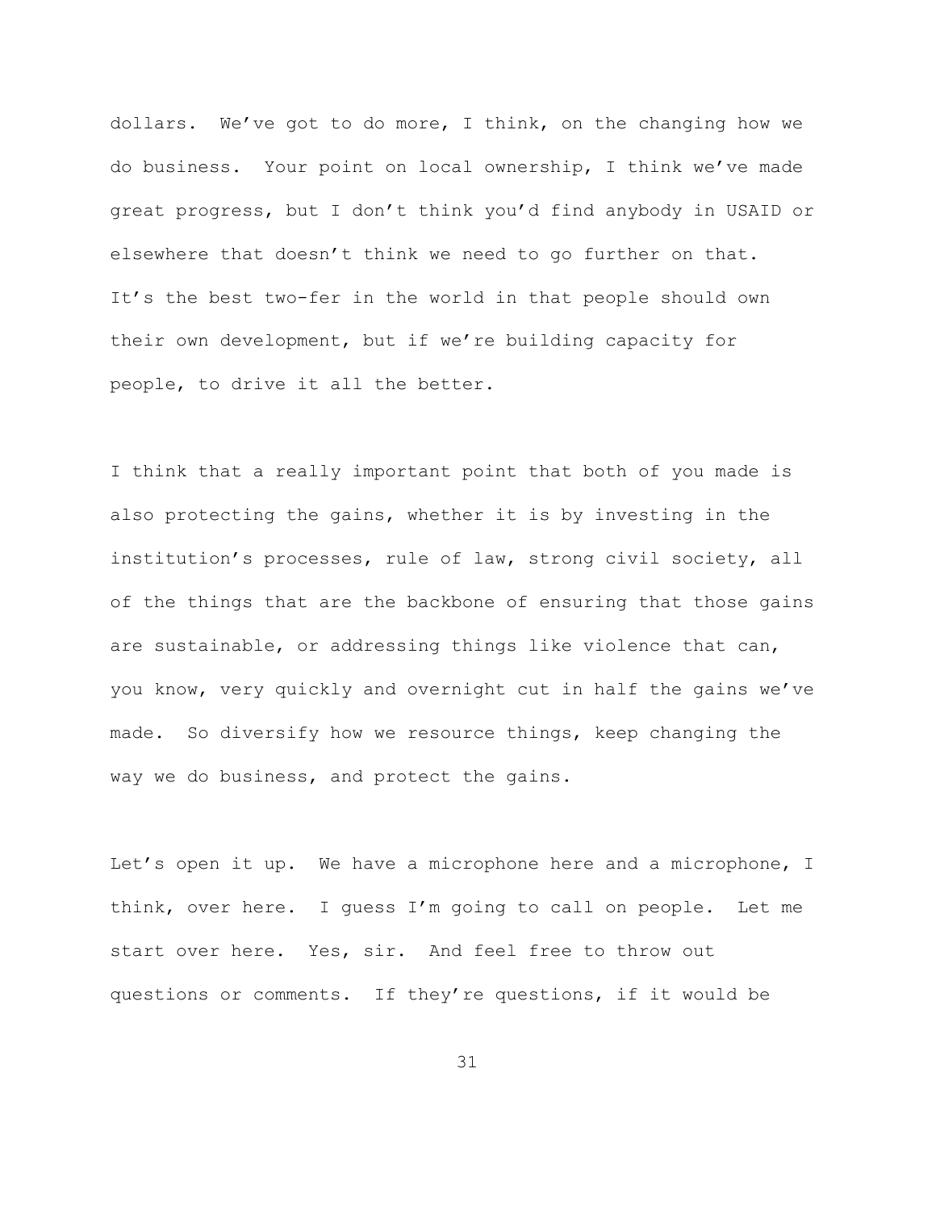dollars. We've got to do more, I think, on the changing how we do business. Your point on local ownership, I think we've made great progress, but I don't think you'd find anybody in USAID or elsewhere that doesn't think we need to go further on that. It's the best two-fer in the world in that people should own their own development, but if we're building capacity for people, to drive it all the better.

I think that a really important point that both of you made is also protecting the gains, whether it is by investing in the institution's processes, rule of law, strong civil society, all of the things that are the backbone of ensuring that those gains are sustainable, or addressing things like violence that can, you know, very quickly and overnight cut in half the gains we've made. So diversify how we resource things, keep changing the way we do business, and protect the gains.

Let's open it up. We have a microphone here and a microphone, I think, over here. I guess I'm going to call on people. Let me start over here. Yes, sir. And feel free to throw out questions or comments. If they're questions, if it would be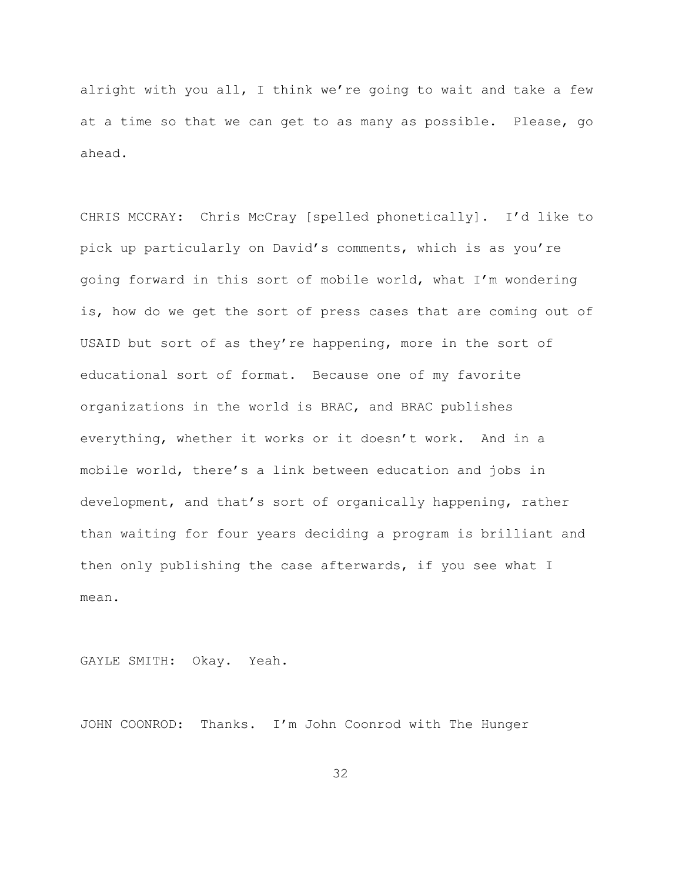alright with you all, I think we're going to wait and take a few at a time so that we can get to as many as possible. Please, go ahead.

CHRIS MCCRAY: Chris McCray [spelled phonetically]. I'd like to pick up particularly on David's comments, which is as you're going forward in this sort of mobile world, what I'm wondering is, how do we get the sort of press cases that are coming out of USAID but sort of as they're happening, more in the sort of educational sort of format. Because one of my favorite organizations in the world is BRAC, and BRAC publishes everything, whether it works or it doesn't work. And in a mobile world, there's a link between education and jobs in development, and that's sort of organically happening, rather than waiting for four years deciding a program is brilliant and then only publishing the case afterwards, if you see what I mean.

GAYLE SMITH: Okay. Yeah.

JOHN COONROD: Thanks. I'm John Coonrod with The Hunger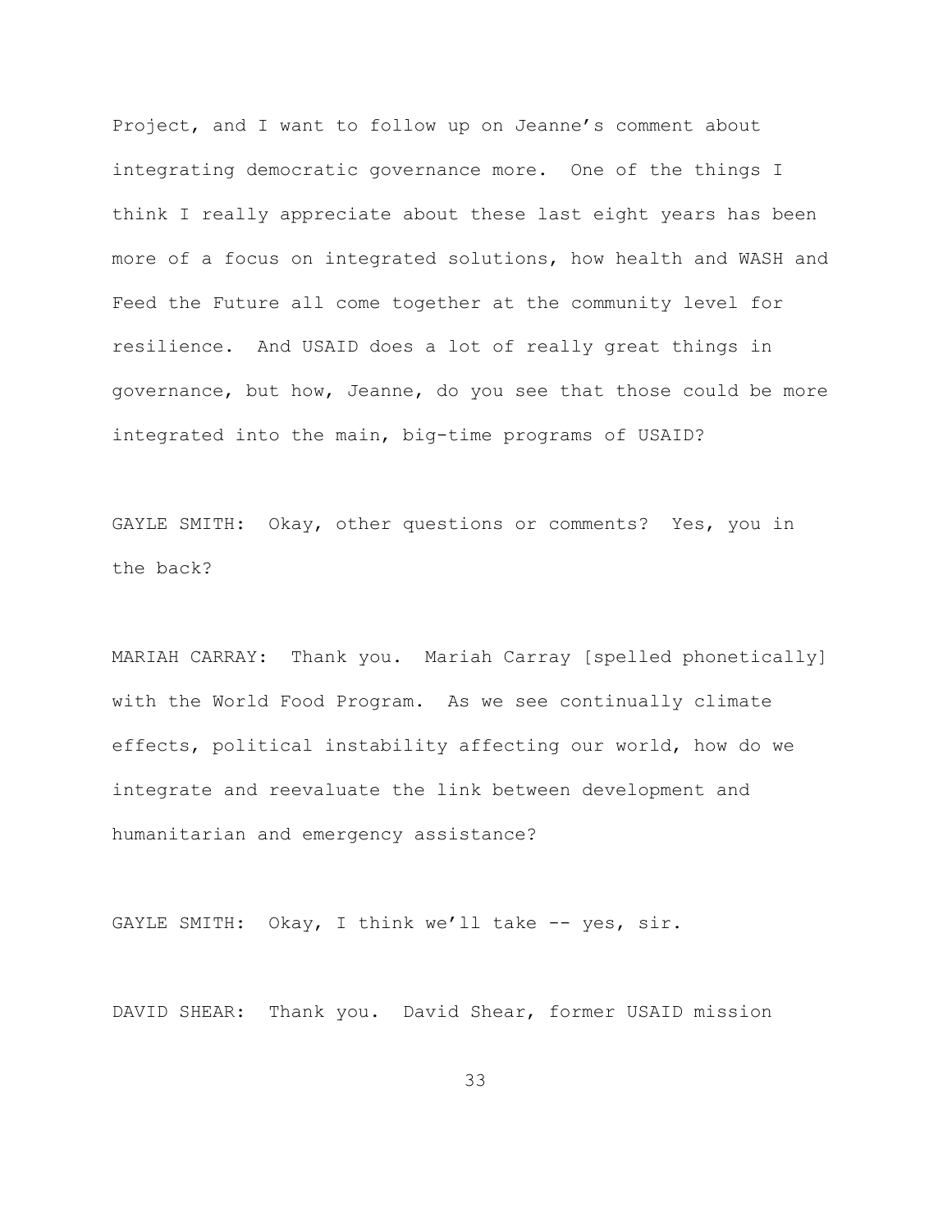Project, and I want to follow up on Jeanne's comment about integrating democratic governance more. One of the things I think I really appreciate about these last eight years has been more of a focus on integrated solutions, how health and WASH and Feed the Future all come together at the community level for resilience. And USAID does a lot of really great things in governance, but how, Jeanne, do you see that those could be more integrated into the main, big-time programs of USAID?

GAYLE SMITH: Okay, other questions or comments? Yes, you in the back?

MARIAH CARRAY: Thank you. Mariah Carray [spelled phonetically] with the World Food Program. As we see continually climate effects, political instability affecting our world, how do we integrate and reevaluate the link between development and humanitarian and emergency assistance?

GAYLE SMITH: Okay, I think we'll take -- yes, sir.

DAVID SHEAR: Thank you. David Shear, former USAID mission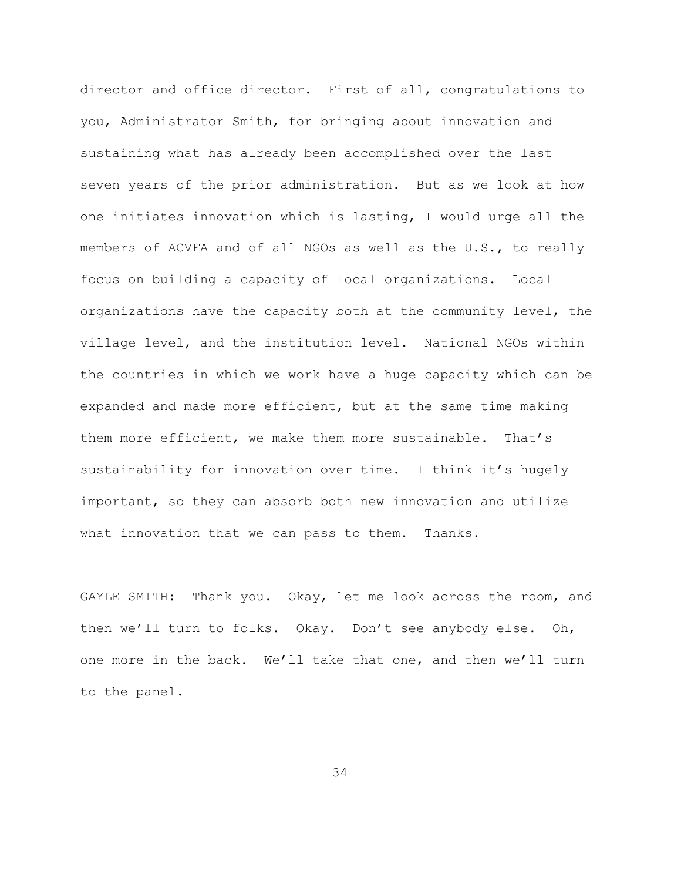director and office director. First of all, congratulations to you, Administrator Smith, for bringing about innovation and sustaining what has already been accomplished over the last seven years of the prior administration. But as we look at how one initiates innovation which is lasting, I would urge all the members of ACVFA and of all NGOs as well as the U.S., to really focus on building a capacity of local organizations. Local organizations have the capacity both at the community level, the village level, and the institution level. National NGOs within the countries in which we work have a huge capacity which can be expanded and made more efficient, but at the same time making them more efficient, we make them more sustainable. That's sustainability for innovation over time. I think it's hugely important, so they can absorb both new innovation and utilize what innovation that we can pass to them. Thanks.

GAYLE SMITH: Thank you. Okay, let me look across the room, and then we'll turn to folks. Okay. Don't see anybody else. Oh, one more in the back. We'll take that one, and then we'll turn to the panel.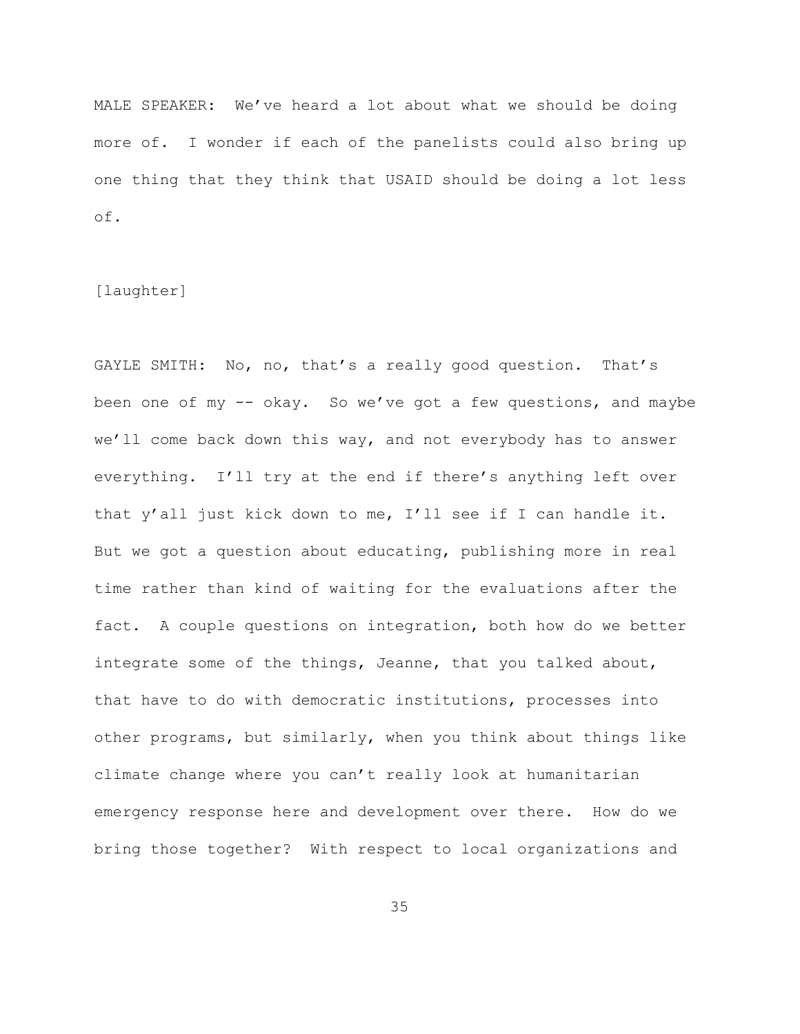MALE SPEAKER: We've heard a lot about what we should be doing more of. I wonder if each of the panelists could also bring up one thing that they think that USAID should be doing a lot less of.

[laughter]

GAYLE SMITH: No, no, that's a really good question. That's been one of my -- okay. So we've got a few questions, and maybe we'll come back down this way, and not everybody has to answer everything. I'll try at the end if there's anything left over that y'all just kick down to me, I'll see if I can handle it. But we got a question about educating, publishing more in real time rather than kind of waiting for the evaluations after the fact. A couple questions on integration, both how do we better integrate some of the things, Jeanne, that you talked about, that have to do with democratic institutions, processes into other programs, but similarly, when you think about things like climate change where you can't really look at humanitarian emergency response here and development over there. How do we bring those together? With respect to local organizations and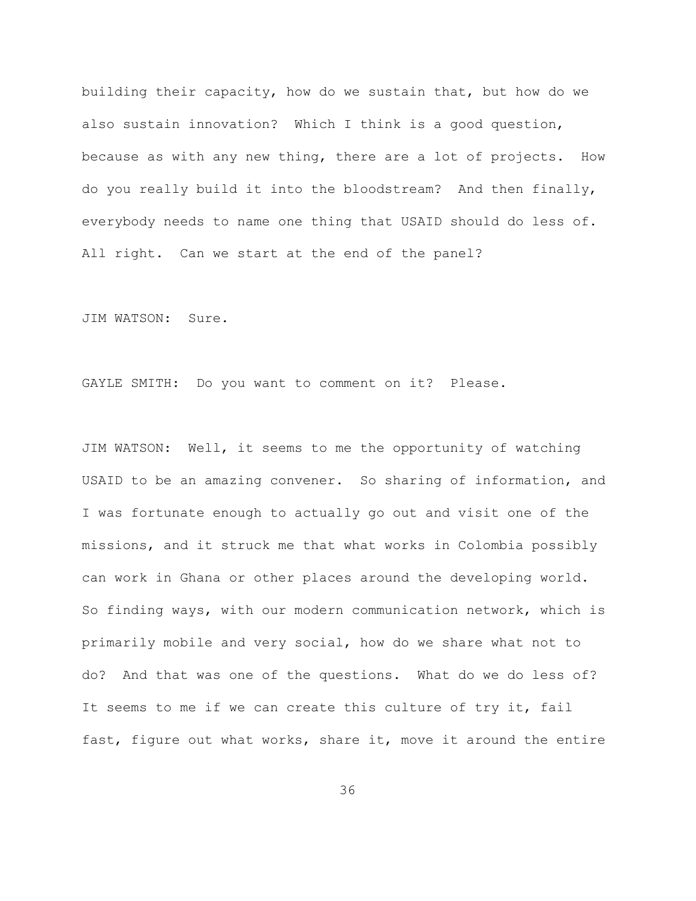building their capacity, how do we sustain that, but how do we also sustain innovation? Which I think is a good question, because as with any new thing, there are a lot of projects. How do you really build it into the bloodstream? And then finally, everybody needs to name one thing that USAID should do less of. All right. Can we start at the end of the panel?

JIM WATSON: Sure.

GAYLE SMITH: Do you want to comment on it? Please.

JIM WATSON: Well, it seems to me the opportunity of watching USAID to be an amazing convener. So sharing of information, and I was fortunate enough to actually go out and visit one of the missions, and it struck me that what works in Colombia possibly can work in Ghana or other places around the developing world. So finding ways, with our modern communication network, which is primarily mobile and very social, how do we share what not to do? And that was one of the questions. What do we do less of? It seems to me if we can create this culture of try it, fail fast, figure out what works, share it, move it around the entire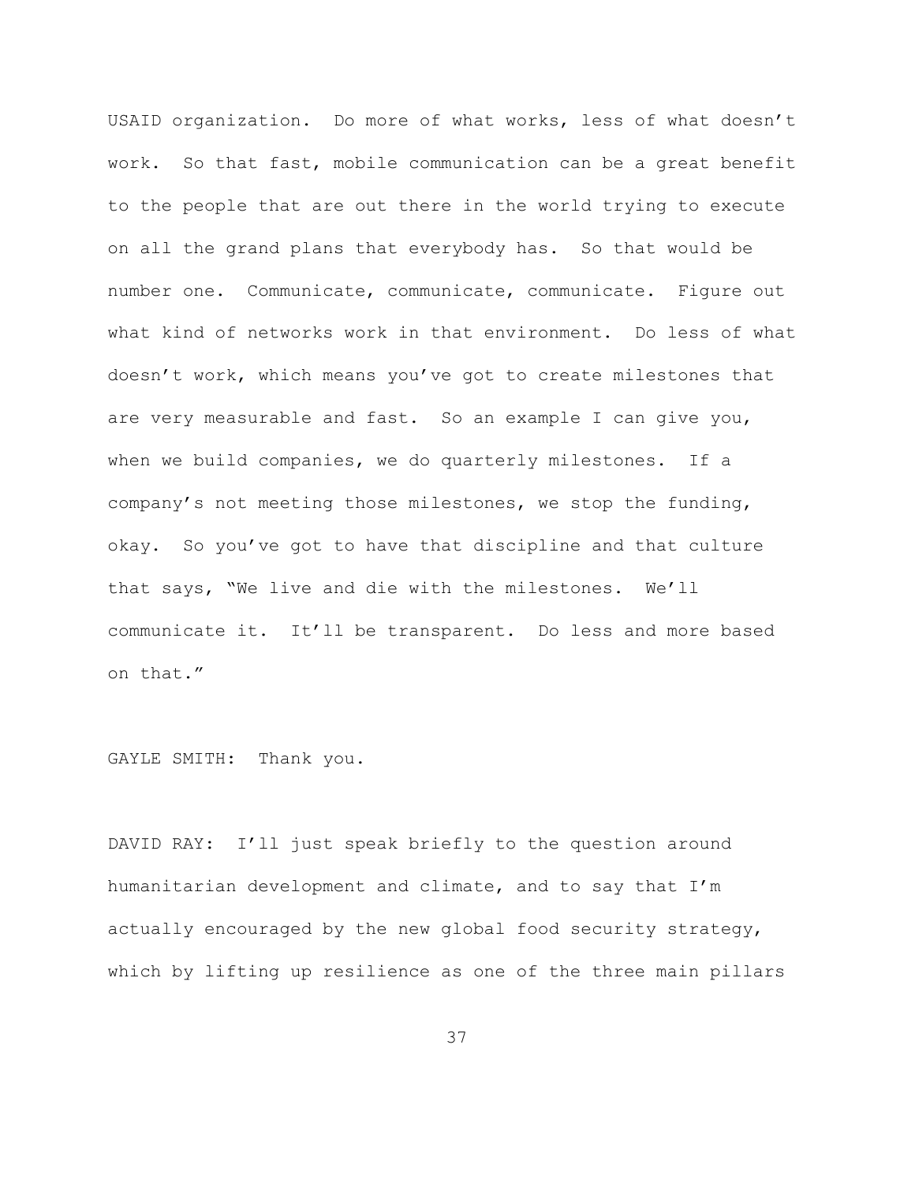USAID organization. Do more of what works, less of what doesn't work. So that fast, mobile communication can be a great benefit to the people that are out there in the world trying to execute on all the grand plans that everybody has. So that would be number one. Communicate, communicate, communicate. Figure out what kind of networks work in that environment. Do less of what doesn't work, which means you've got to create milestones that are very measurable and fast. So an example I can give you, when we build companies, we do quarterly milestones. If a company's not meeting those milestones, we stop the funding, okay. So you've got to have that discipline and that culture that says, "We live and die with the milestones. We'll communicate it. It'll be transparent. Do less and more based on that."

GAYLE SMITH: Thank you.

DAVID RAY: I'll just speak briefly to the question around humanitarian development and climate, and to say that I'm actually encouraged by the new global food security strategy, which by lifting up resilience as one of the three main pillars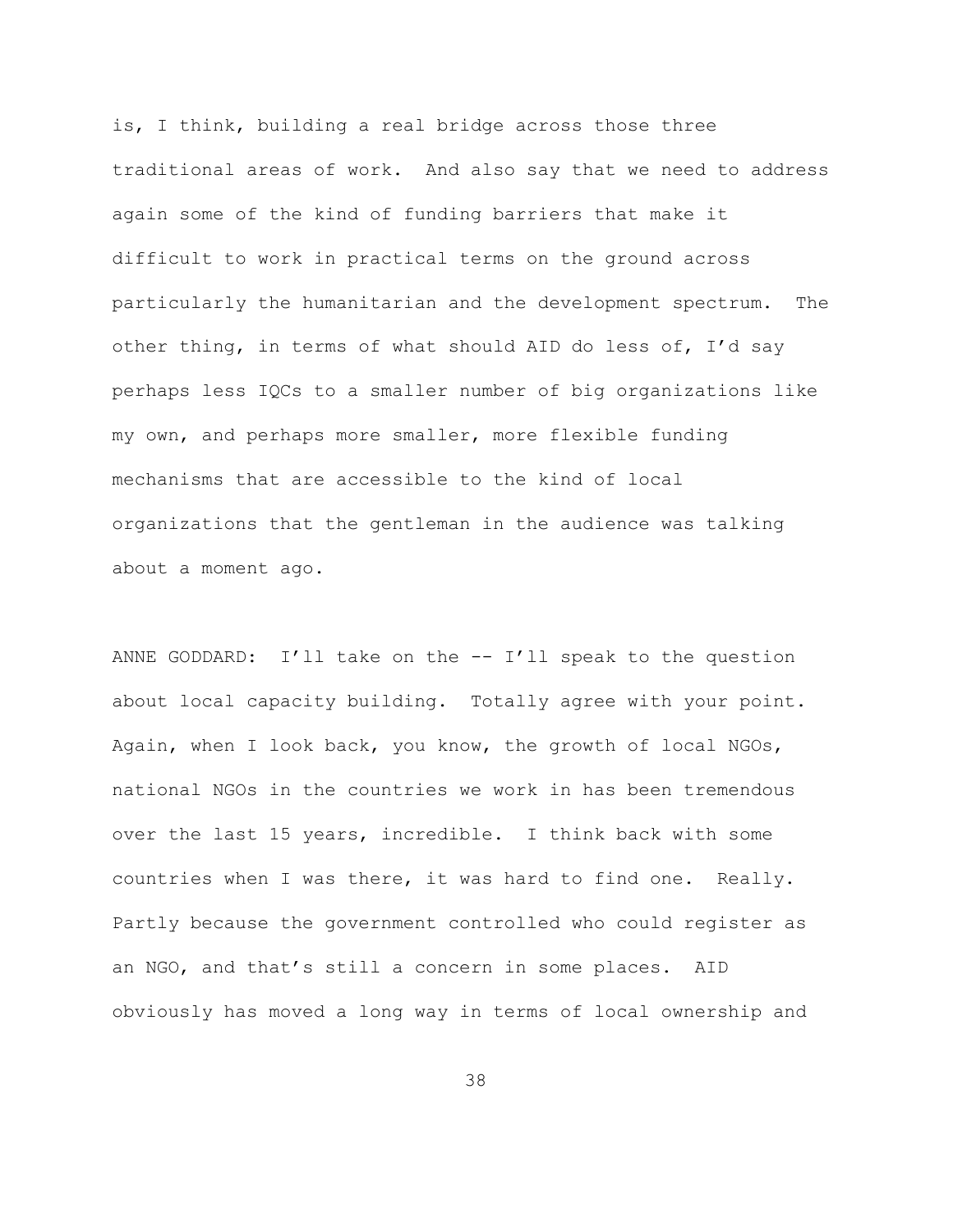is, I think, building a real bridge across those three traditional areas of work. And also say that we need to address again some of the kind of funding barriers that make it difficult to work in practical terms on the ground across particularly the humanitarian and the development spectrum. The other thing, in terms of what should AID do less of, I'd say perhaps less IQCs to a smaller number of big organizations like my own, and perhaps more smaller, more flexible funding mechanisms that are accessible to the kind of local organizations that the gentleman in the audience was talking about a moment ago.

ANNE GODDARD: I'll take on the -- I'll speak to the question about local capacity building. Totally agree with your point. Again, when I look back, you know, the growth of local NGOs, national NGOs in the countries we work in has been tremendous over the last 15 years, incredible. I think back with some countries when I was there, it was hard to find one. Really. Partly because the government controlled who could register as an NGO, and that's still a concern in some places. AID obviously has moved a long way in terms of local ownership and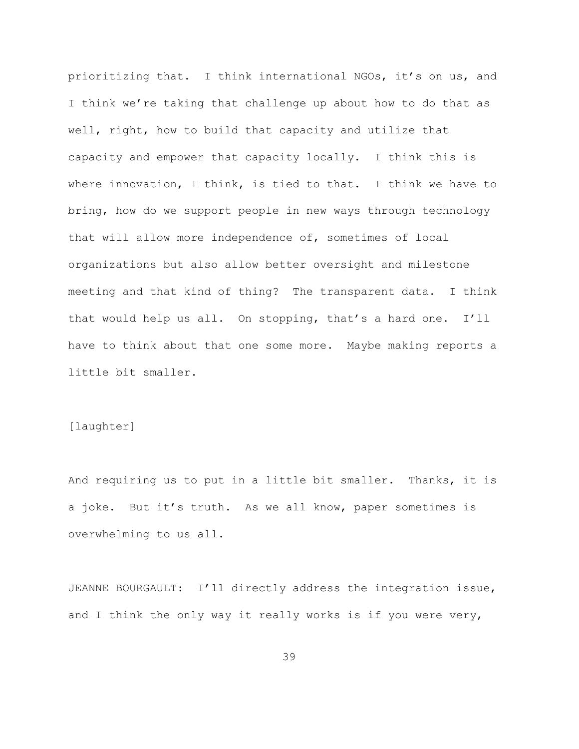prioritizing that. I think international NGOs, it's on us, and I think we're taking that challenge up about how to do that as well, right, how to build that capacity and utilize that capacity and empower that capacity locally. I think this is where innovation, I think, is tied to that. I think we have to bring, how do we support people in new ways through technology that will allow more independence of, sometimes of local organizations but also allow better oversight and milestone meeting and that kind of thing? The transparent data. I think that would help us all. On stopping, that's a hard one. I'll have to think about that one some more. Maybe making reports a little bit smaller.

[laughter]

And requiring us to put in a little bit smaller. Thanks, it is a joke. But it's truth. As we all know, paper sometimes is overwhelming to us all.

JEANNE BOURGAULT: I'll directly address the integration issue, and I think the only way it really works is if you were very,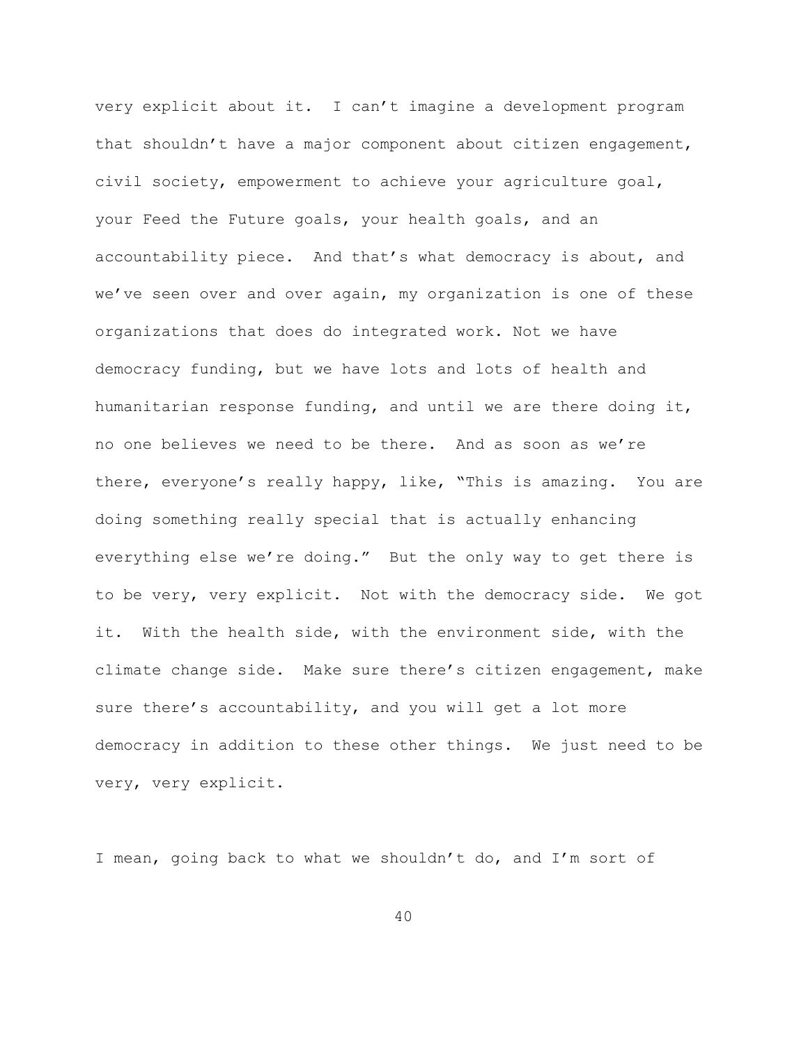very explicit about it. I can't imagine a development program that shouldn't have a major component about citizen engagement, civil society, empowerment to achieve your agriculture goal, your Feed the Future goals, your health goals, and an accountability piece. And that's what democracy is about, and we've seen over and over again, my organization is one of these organizations that does do integrated work. Not we have democracy funding, but we have lots and lots of health and humanitarian response funding, and until we are there doing it, no one believes we need to be there. And as soon as we're there, everyone's really happy, like, "This is amazing. You are doing something really special that is actually enhancing everything else we're doing." But the only way to get there is to be very, very explicit. Not with the democracy side. We got it. With the health side, with the environment side, with the climate change side. Make sure there's citizen engagement, make sure there's accountability, and you will get a lot more democracy in addition to these other things. We just need to be very, very explicit.

I mean, going back to what we shouldn't do, and I'm sort of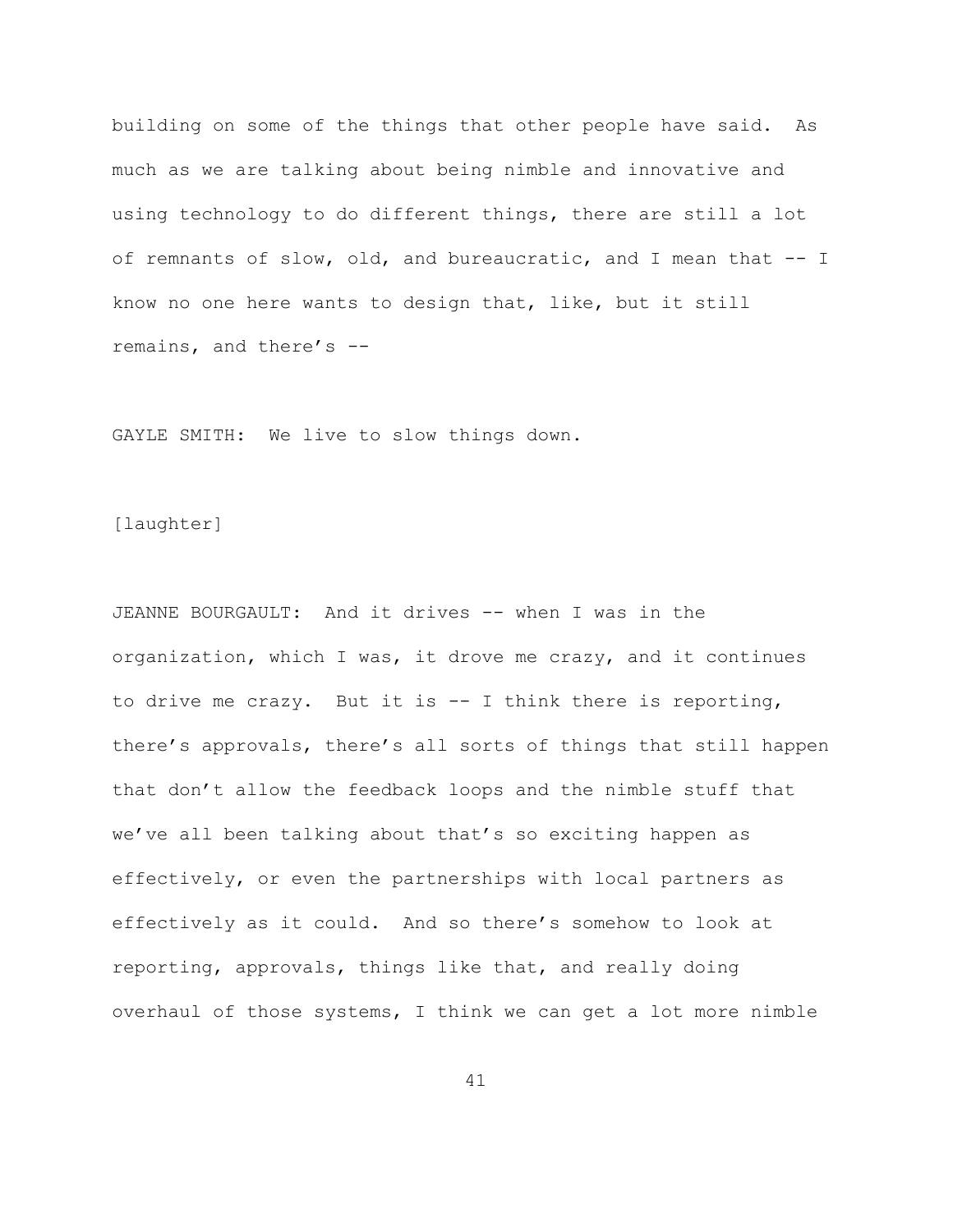building on some of the things that other people have said. As much as we are talking about being nimble and innovative and using technology to do different things, there are still a lot of remnants of slow, old, and bureaucratic, and I mean that -- I know no one here wants to design that, like, but it still remains, and there's --

GAYLE SMITH: We live to slow things down.

[laughter]

JEANNE BOURGAULT: And it drives -- when I was in the organization, which I was, it drove me crazy, and it continues to drive me crazy. But it is -- I think there is reporting, there's approvals, there's all sorts of things that still happen that don't allow the feedback loops and the nimble stuff that we've all been talking about that's so exciting happen as effectively, or even the partnerships with local partners as effectively as it could. And so there's somehow to look at reporting, approvals, things like that, and really doing overhaul of those systems, I think we can get a lot more nimble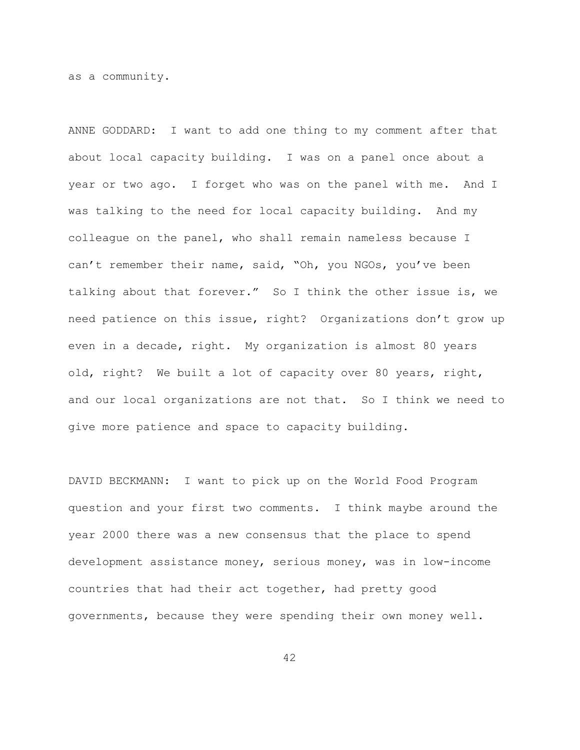as a community.

ANNE GODDARD: I want to add one thing to my comment after that about local capacity building. I was on a panel once about a year or two ago. I forget who was on the panel with me. And I was talking to the need for local capacity building. And my colleague on the panel, who shall remain nameless because I can't remember their name, said, "Oh, you NGOs, you've been talking about that forever." So I think the other issue is, we need patience on this issue, right? Organizations don't grow up even in a decade, right. My organization is almost 80 years old, right? We built a lot of capacity over 80 years, right, and our local organizations are not that. So I think we need to give more patience and space to capacity building.

DAVID BECKMANN: I want to pick up on the World Food Program question and your first two comments. I think maybe around the year 2000 there was a new consensus that the place to spend development assistance money, serious money, was in low-income countries that had their act together, had pretty good governments, because they were spending their own money well.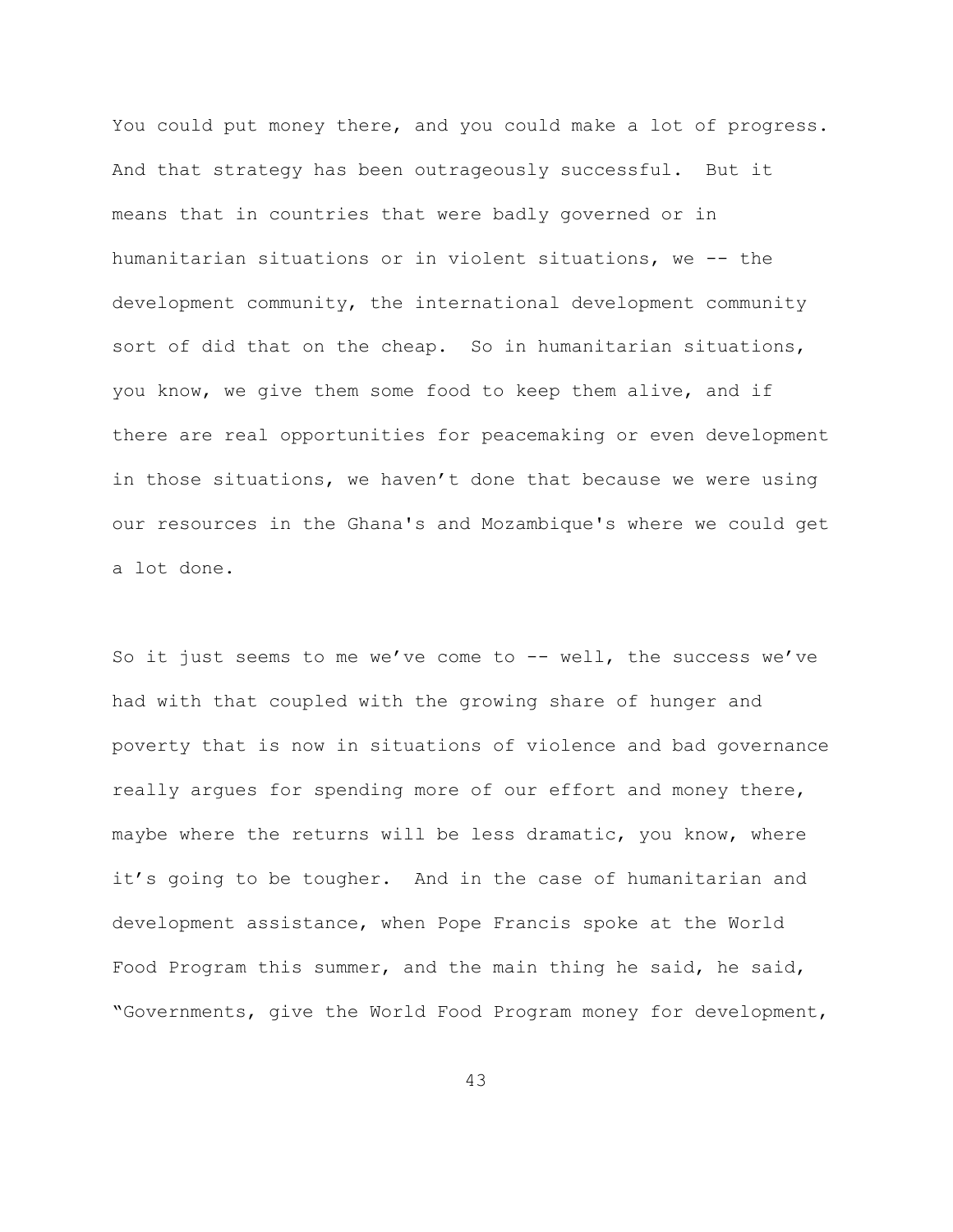You could put money there, and you could make a lot of progress. And that strategy has been outrageously successful. But it means that in countries that were badly governed or in humanitarian situations or in violent situations, we -- the development community, the international development community sort of did that on the cheap. So in humanitarian situations, you know, we give them some food to keep them alive, and if there are real opportunities for peacemaking or even development in those situations, we haven't done that because we were using our resources in the Ghana's and Mozambique's where we could get a lot done.

So it just seems to me we've come to -- well, the success we've had with that coupled with the growing share of hunger and poverty that is now in situations of violence and bad governance really argues for spending more of our effort and money there, maybe where the returns will be less dramatic, you know, where it's going to be tougher. And in the case of humanitarian and development assistance, when Pope Francis spoke at the World Food Program this summer, and the main thing he said, he said, "Governments, give the World Food Program money for development,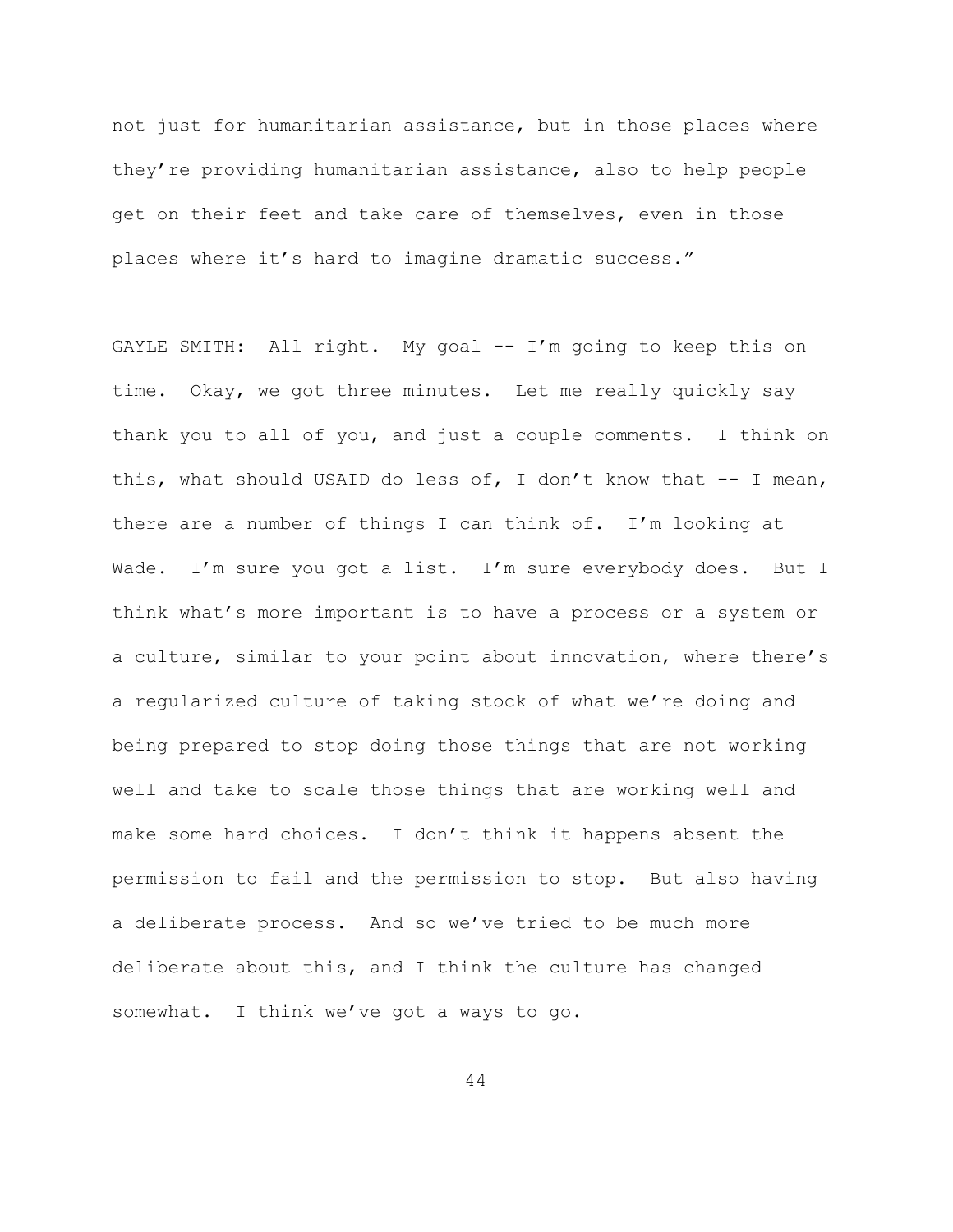not just for humanitarian assistance, but in those places where they're providing humanitarian assistance, also to help people get on their feet and take care of themselves, even in those places where it's hard to imagine dramatic success."

GAYLE SMITH: All right. My goal -- I'm going to keep this on time. Okay, we got three minutes. Let me really quickly say thank you to all of you, and just a couple comments. I think on this, what should USAID do less of, I don't know that -- I mean, there are a number of things I can think of. I'm looking at Wade. I'm sure you got a list. I'm sure everybody does. But I think what's more important is to have a process or a system or a culture, similar to your point about innovation, where there's a regularized culture of taking stock of what we're doing and being prepared to stop doing those things that are not working well and take to scale those things that are working well and make some hard choices. I don't think it happens absent the permission to fail and the permission to stop. But also having a deliberate process. And so we've tried to be much more deliberate about this, and I think the culture has changed somewhat. I think we've got a ways to go.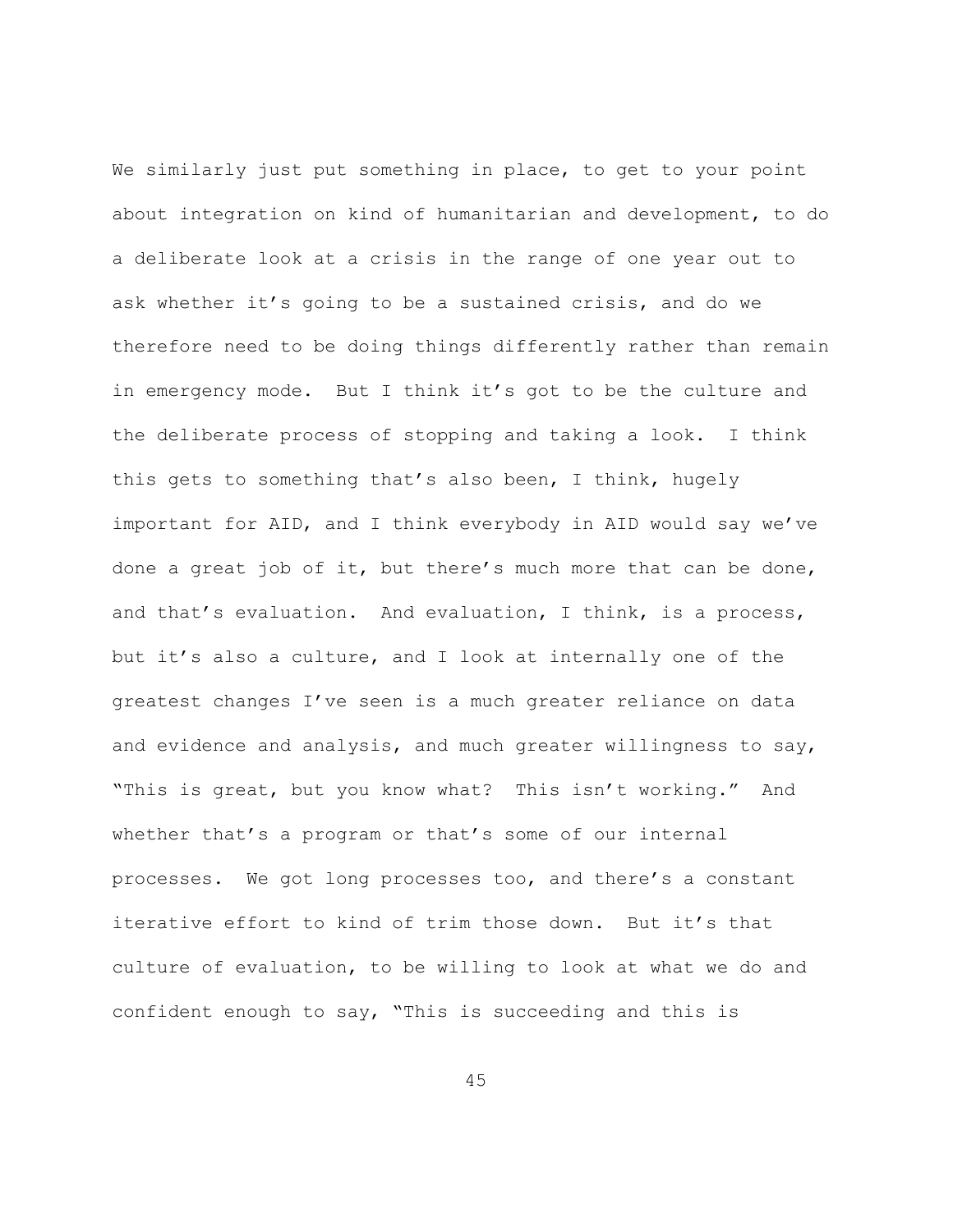We similarly just put something in place, to get to your point about integration on kind of humanitarian and development, to do a deliberate look at a crisis in the range of one year out to ask whether it's going to be a sustained crisis, and do we therefore need to be doing things differently rather than remain in emergency mode. But I think it's got to be the culture and the deliberate process of stopping and taking a look. I think this gets to something that's also been, I think, hugely important for AID, and I think everybody in AID would say we've done a great job of it, but there's much more that can be done, and that's evaluation. And evaluation, I think, is a process, but it's also a culture, and I look at internally one of the greatest changes I've seen is a much greater reliance on data and evidence and analysis, and much greater willingness to say, "This is great, but you know what? This isn't working." And whether that's a program or that's some of our internal processes. We got long processes too, and there's a constant iterative effort to kind of trim those down. But it's that culture of evaluation, to be willing to look at what we do and confident enough to say, "This is succeeding and this is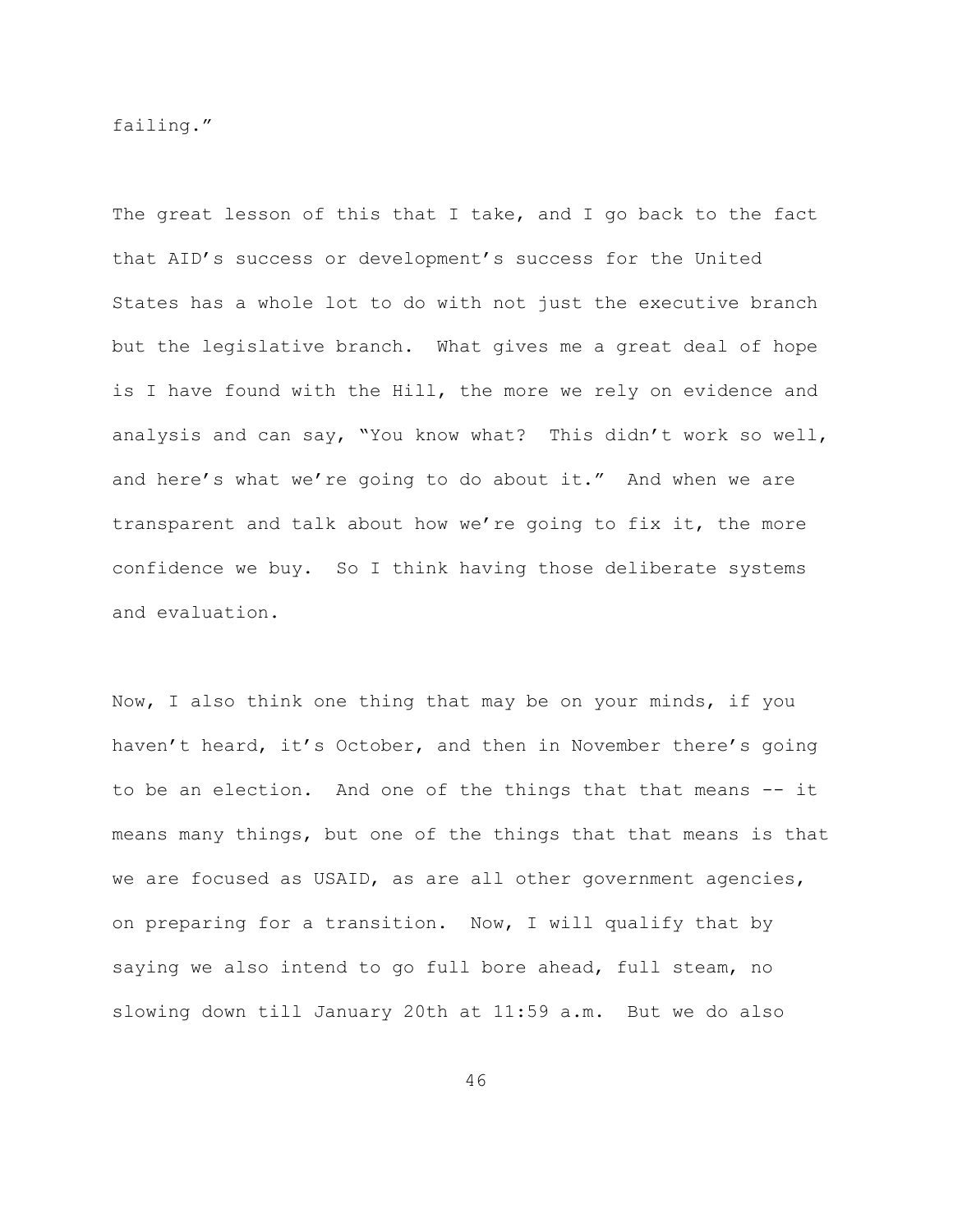failing."

The great lesson of this that I take, and I go back to the fact that AID's success or development's success for the United States has a whole lot to do with not just the executive branch but the legislative branch. What gives me a great deal of hope is I have found with the Hill, the more we rely on evidence and analysis and can say, "You know what? This didn't work so well, and here's what we're going to do about it." And when we are transparent and talk about how we're going to fix it, the more confidence we buy. So I think having those deliberate systems and evaluation.

Now, I also think one thing that may be on your minds, if you haven't heard, it's October, and then in November there's going to be an election. And one of the things that that means -- it means many things, but one of the things that that means is that we are focused as USAID, as are all other government agencies, on preparing for a transition. Now, I will qualify that by saying we also intend to go full bore ahead, full steam, no slowing down till January 20th at 11:59 a.m. But we do also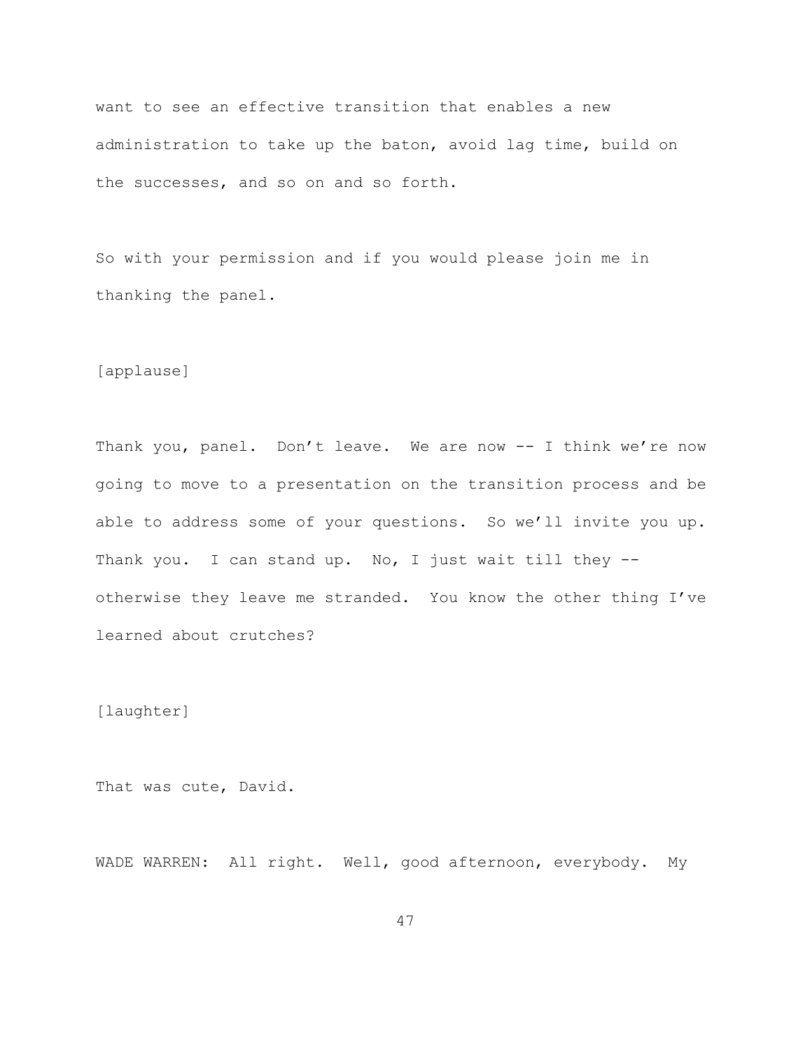want to see an effective transition that enables a new administration to take up the baton, avoid lag time, build on the successes, and so on and so forth.

So with your permission and if you would please join me in thanking the panel.

[applause]

Thank you, panel. Don't leave. We are now -- I think we're now going to move to a presentation on the transition process and be able to address some of your questions. So we'll invite you up. Thank you. I can stand up. No, I just wait till they -- otherwise they leave me stranded. You know the other thing I've learned about crutches?

[laughter]

That was cute, David.

WADE WARREN: All right. Well, good afternoon, everybody. My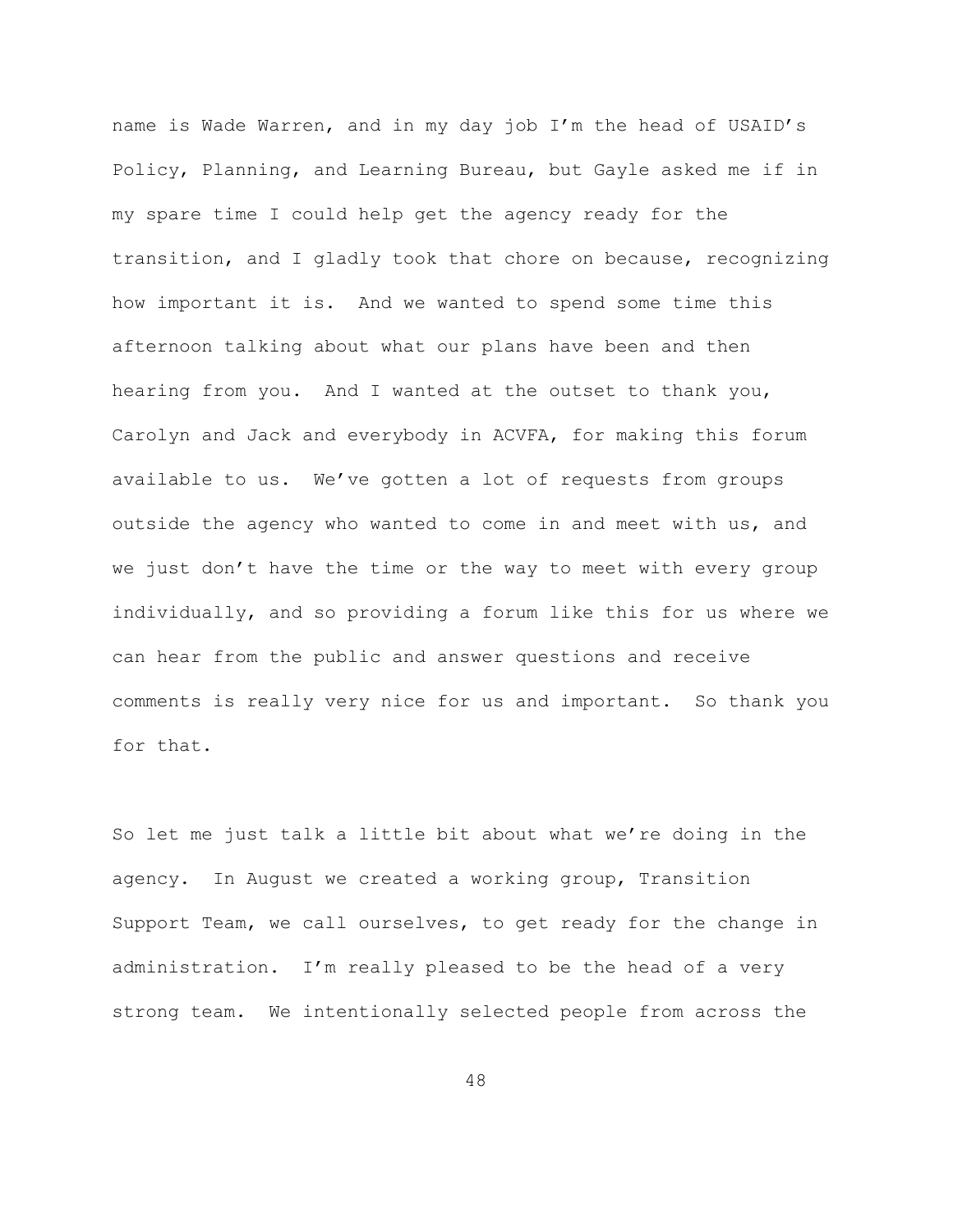name is Wade Warren, and in my day job I'm the head of USAID's Policy, Planning, and Learning Bureau, but Gayle asked me if in my spare time I could help get the agency ready for the transition, and I gladly took that chore on because, recognizing how important it is. And we wanted to spend some time this afternoon talking about what our plans have been and then hearing from you. And I wanted at the outset to thank you, Carolyn and Jack and everybody in ACVFA, for making this forum available to us. We've gotten a lot of requests from groups outside the agency who wanted to come in and meet with us, and we just don't have the time or the way to meet with every group individually, and so providing a forum like this for us where we can hear from the public and answer questions and receive comments is really very nice for us and important. So thank you for that.

So let me just talk a little bit about what we're doing in the agency. In August we created a working group, Transition Support Team, we call ourselves, to get ready for the change in administration. I'm really pleased to be the head of a very strong team. We intentionally selected people from across the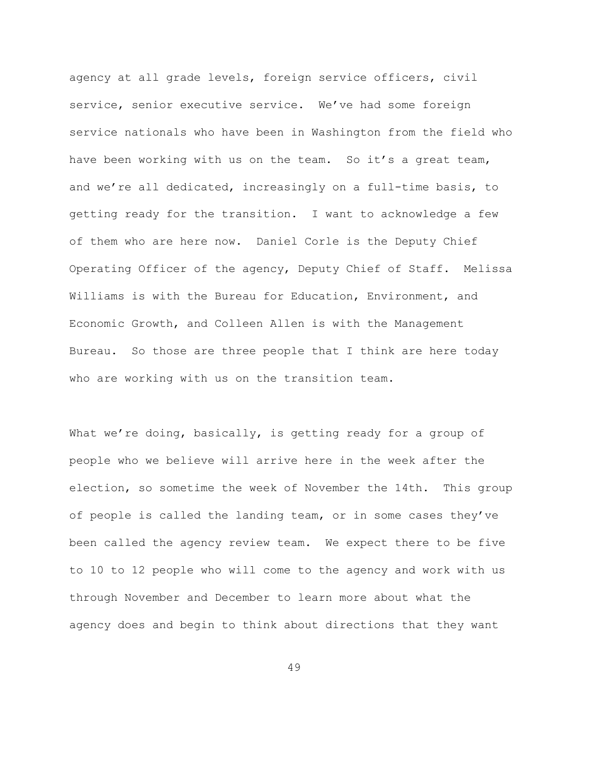agency at all grade levels, foreign service officers, civil service, senior executive service. We've had some foreign service nationals who have been in Washington from the field who have been working with us on the team. So it's a great team, and we're all dedicated, increasingly on a full-time basis, to getting ready for the transition. I want to acknowledge a few of them who are here now. Daniel Corle is the Deputy Chief Operating Officer of the agency, Deputy Chief of Staff. Melissa Williams is with the Bureau for Education, Environment, and Economic Growth, and Colleen Allen is with the Management Bureau. So those are three people that I think are here today who are working with us on the transition team.

What we're doing, basically, is getting ready for a group of people who we believe will arrive here in the week after the election, so sometime the week of November the 14th. This group of people is called the landing team, or in some cases they've been called the agency review team. We expect there to be five to 10 to 12 people who will come to the agency and work with us through November and December to learn more about what the agency does and begin to think about directions that they want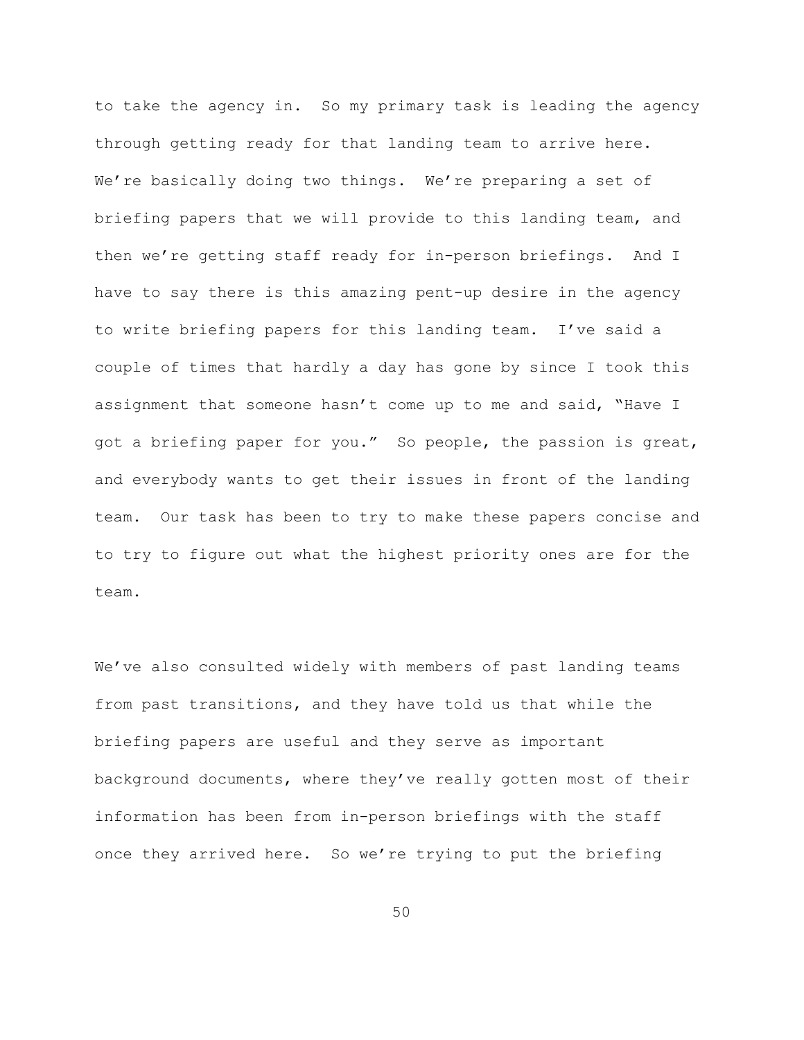to take the agency in. So my primary task is leading the agency through getting ready for that landing team to arrive here. We're basically doing two things. We're preparing a set of briefing papers that we will provide to this landing team, and then we're getting staff ready for in-person briefings. And I have to say there is this amazing pent-up desire in the agency to write briefing papers for this landing team. I've said a couple of times that hardly a day has gone by since I took this assignment that someone hasn't come up to me and said, "Have I got a briefing paper for you." So people, the passion is great, and everybody wants to get their issues in front of the landing team. Our task has been to try to make these papers concise and to try to figure out what the highest priority ones are for the team.

We've also consulted widely with members of past landing teams from past transitions, and they have told us that while the briefing papers are useful and they serve as important background documents, where they've really gotten most of their information has been from in-person briefings with the staff once they arrived here. So we're trying to put the briefing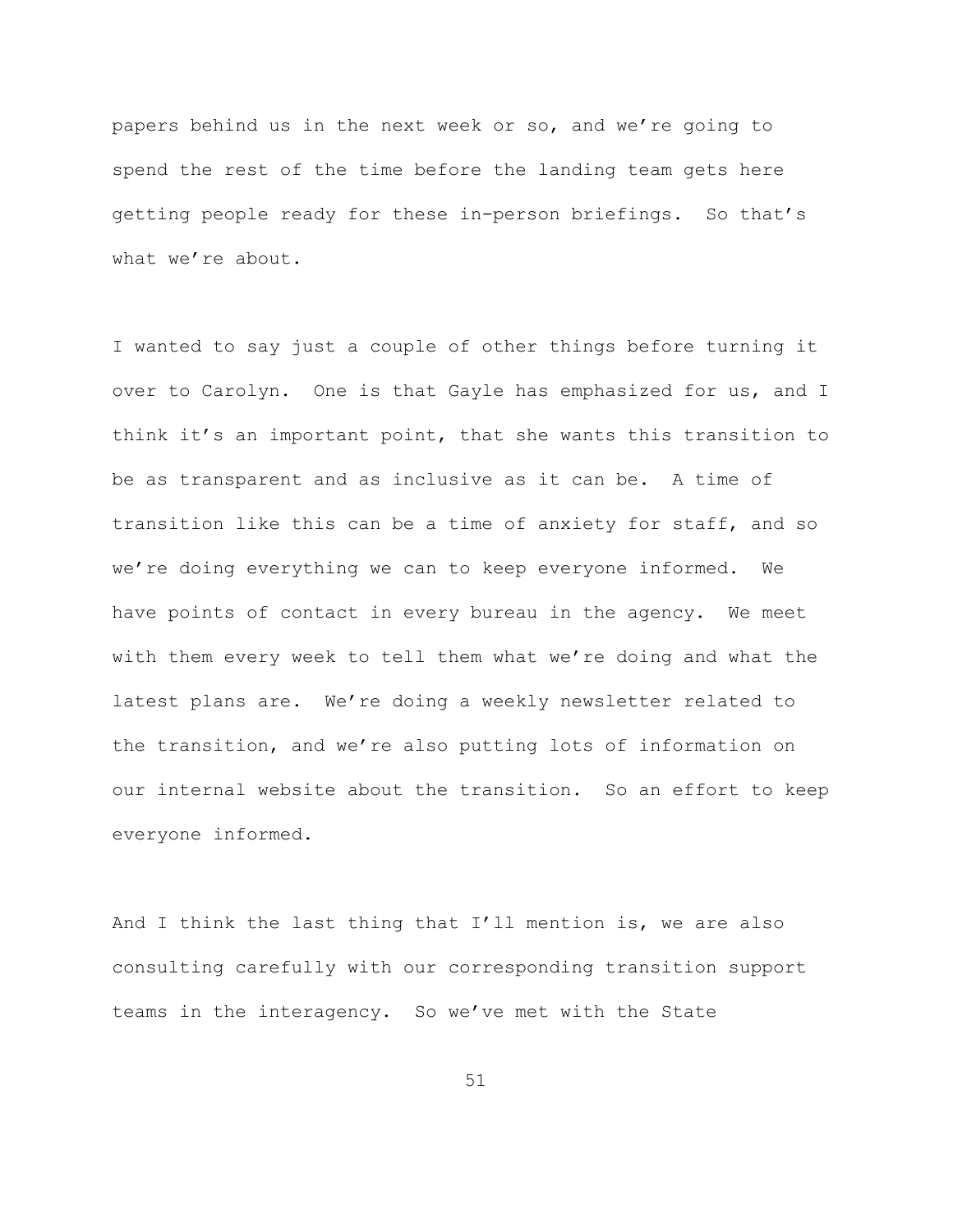papers behind us in the next week or so, and we're going to spend the rest of the time before the landing team gets here getting people ready for these in-person briefings. So that's what we're about.

I wanted to say just a couple of other things before turning it over to Carolyn. One is that Gayle has emphasized for us, and I think it's an important point, that she wants this transition to be as transparent and as inclusive as it can be. A time of transition like this can be a time of anxiety for staff, and so we're doing everything we can to keep everyone informed. We have points of contact in every bureau in the agency. We meet with them every week to tell them what we're doing and what the latest plans are. We're doing a weekly newsletter related to the transition, and we're also putting lots of information on our internal website about the transition. So an effort to keep everyone informed.

And I think the last thing that I'll mention is, we are also consulting carefully with our corresponding transition support teams in the interagency. So we've met with the State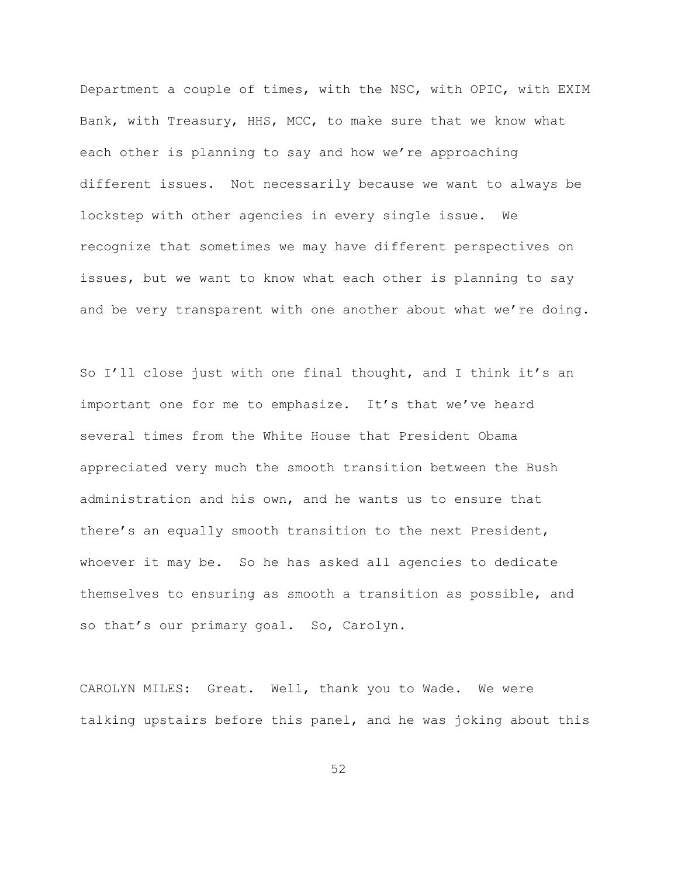Department a couple of times, with the NSC, with OPIC, with EXIM Bank, with Treasury, HHS, MCC, to make sure that we know what each other is planning to say and how we're approaching different issues. Not necessarily because we want to always be lockstep with other agencies in every single issue. We recognize that sometimes we may have different perspectives on issues, but we want to know what each other is planning to say and be very transparent with one another about what we're doing.

So I'll close just with one final thought, and I think it's an important one for me to emphasize. It's that we've heard several times from the White House that President Obama appreciated very much the smooth transition between the Bush administration and his own, and he wants us to ensure that there's an equally smooth transition to the next President, whoever it may be. So he has asked all agencies to dedicate themselves to ensuring as smooth a transition as possible, and so that's our primary goal. So, Carolyn.

CAROLYN MILES: Great. Well, thank you to Wade. We were talking upstairs before this panel, and he was joking about this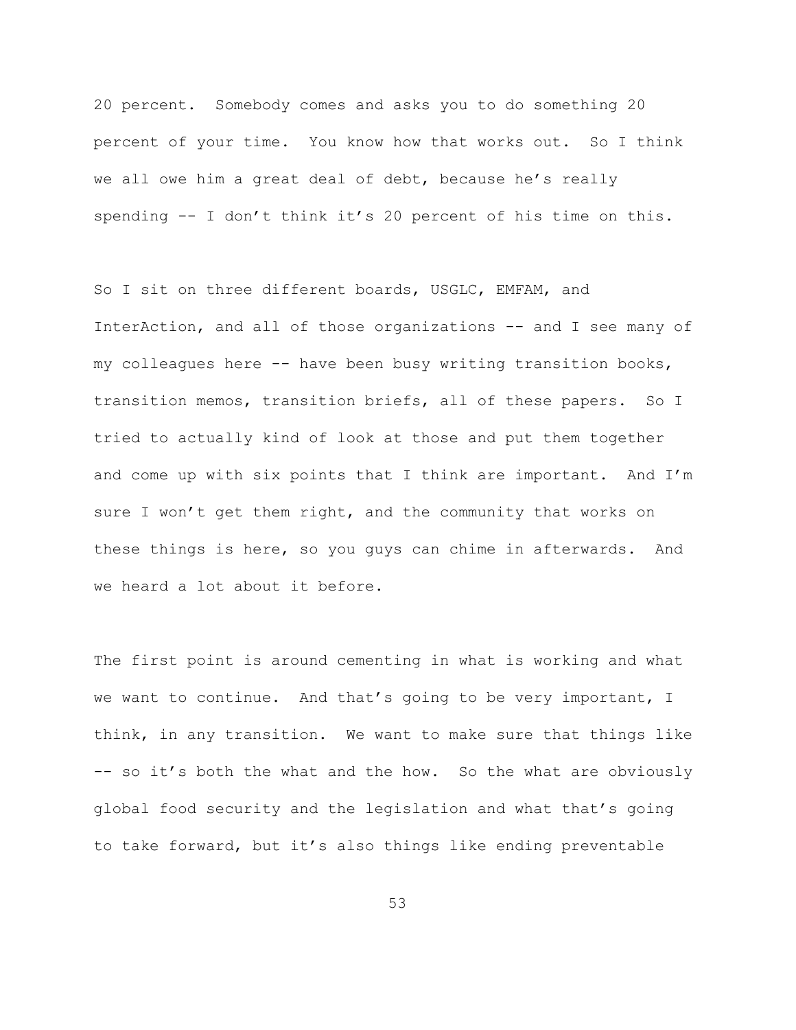20 percent. Somebody comes and asks you to do something 20 percent of your time. You know how that works out. So I think we all owe him a great deal of debt, because he's really spending -- I don't think it's 20 percent of his time on this.

So I sit on three different boards, USGLC, EMFAM, and InterAction, and all of those organizations -- and I see many of my colleagues here -- have been busy writing transition books, transition memos, transition briefs, all of these papers. So I tried to actually kind of look at those and put them together and come up with six points that I think are important. And I'm sure I won't get them right, and the community that works on these things is here, so you guys can chime in afterwards. And we heard a lot about it before.

The first point is around cementing in what is working and what we want to continue. And that's going to be very important, I think, in any transition. We want to make sure that things like -- so it's both the what and the how. So the what are obviously global food security and the legislation and what that's going to take forward, but it's also things like ending preventable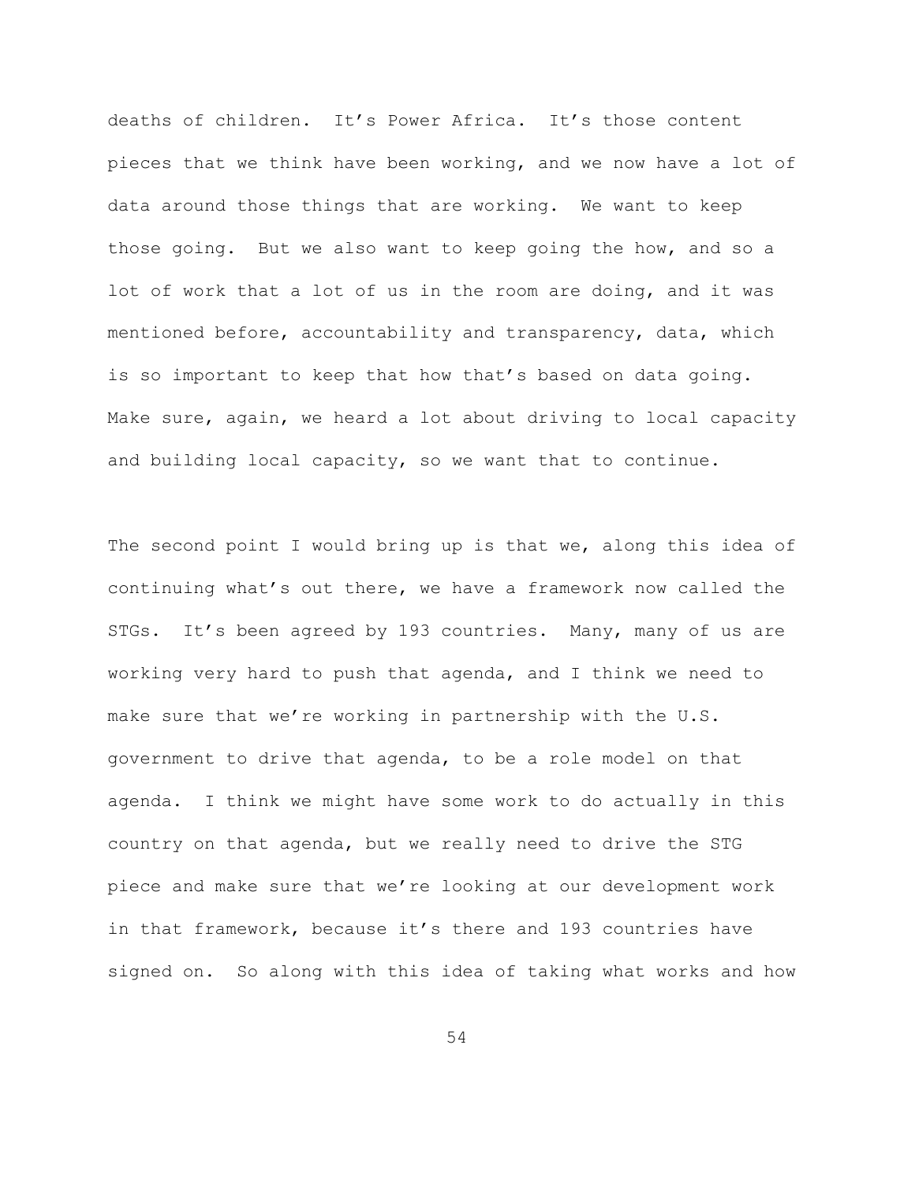deaths of children. It's Power Africa. It's those content pieces that we think have been working, and we now have a lot of data around those things that are working. We want to keep those going. But we also want to keep going the how, and so a lot of work that a lot of us in the room are doing, and it was mentioned before, accountability and transparency, data, which is so important to keep that how that's based on data going. Make sure, again, we heard a lot about driving to local capacity and building local capacity, so we want that to continue.

The second point I would bring up is that we, along this idea of continuing what's out there, we have a framework now called the STGs. It's been agreed by 193 countries. Many, many of us are working very hard to push that agenda, and I think we need to make sure that we're working in partnership with the U.S. government to drive that agenda, to be a role model on that agenda. I think we might have some work to do actually in this country on that agenda, but we really need to drive the STG piece and make sure that we're looking at our development work in that framework, because it's there and 193 countries have signed on. So along with this idea of taking what works and how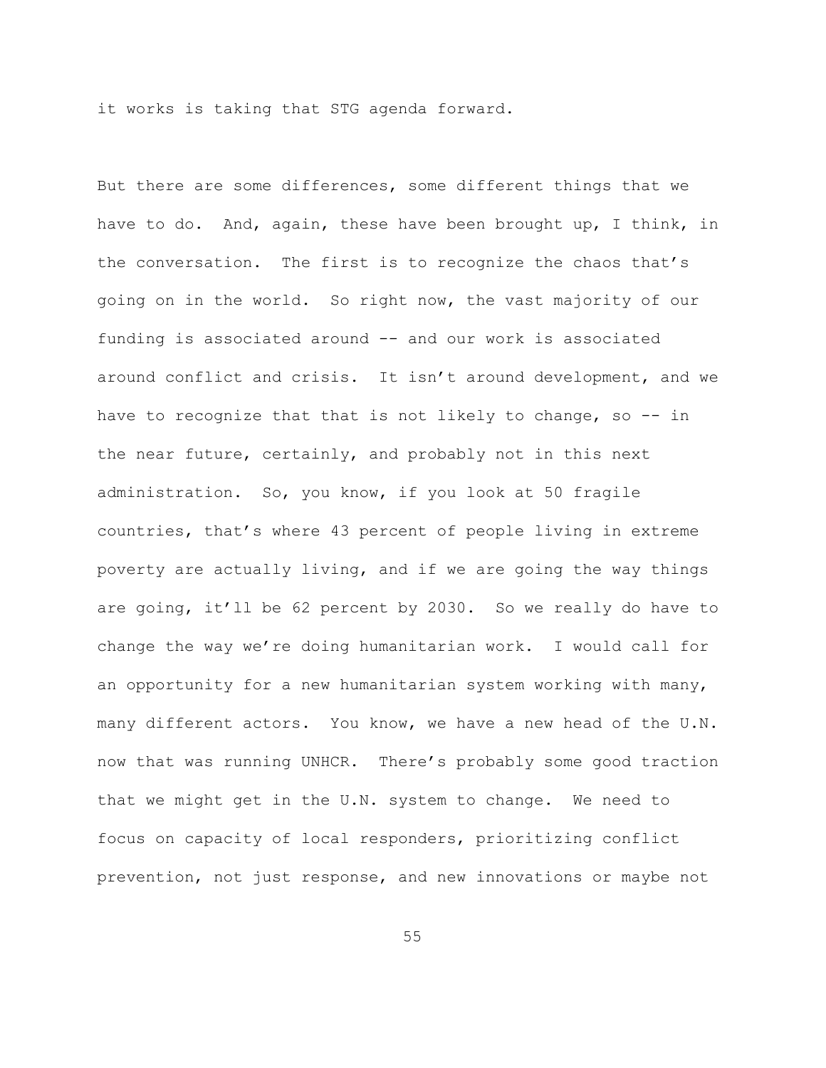it works is taking that STG agenda forward.

But there are some differences, some different things that we have to do. And, again, these have been brought up, I think, in the conversation. The first is to recognize the chaos that's going on in the world. So right now, the vast majority of our funding is associated around -- and our work is associated around conflict and crisis. It isn't around development, and we have to recognize that that is not likely to change, so -- in the near future, certainly, and probably not in this next administration. So, you know, if you look at 50 fragile countries, that's where 43 percent of people living in extreme poverty are actually living, and if we are going the way things are going, it'll be 62 percent by 2030. So we really do have to change the way we're doing humanitarian work. I would call for an opportunity for a new humanitarian system working with many, many different actors. You know, we have a new head of the U.N. now that was running UNHCR. There's probably some good traction that we might get in the U.N. system to change. We need to focus on capacity of local responders, prioritizing conflict prevention, not just response, and new innovations or maybe not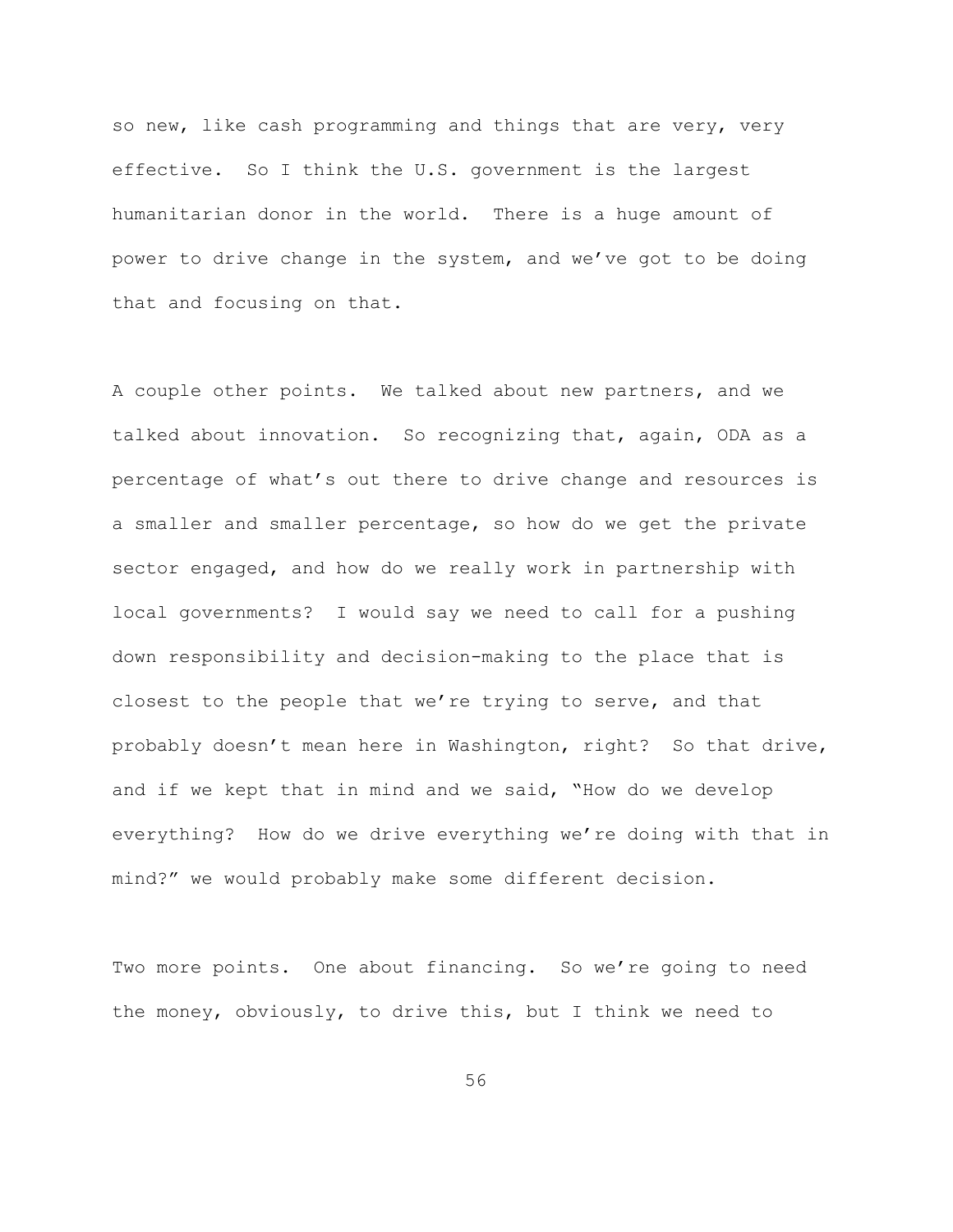so new, like cash programming and things that are very, very effective. So I think the U.S. government is the largest humanitarian donor in the world. There is a huge amount of power to drive change in the system, and we've got to be doing that and focusing on that.

A couple other points. We talked about new partners, and we talked about innovation. So recognizing that, again, ODA as a percentage of what's out there to drive change and resources is a smaller and smaller percentage, so how do we get the private sector engaged, and how do we really work in partnership with local governments? I would say we need to call for a pushing down responsibility and decision-making to the place that is closest to the people that we're trying to serve, and that probably doesn't mean here in Washington, right? So that drive, and if we kept that in mind and we said, "How do we develop everything? How do we drive everything we're doing with that in mind?" we would probably make some different decision.

Two more points. One about financing. So we're going to need the money, obviously, to drive this, but I think we need to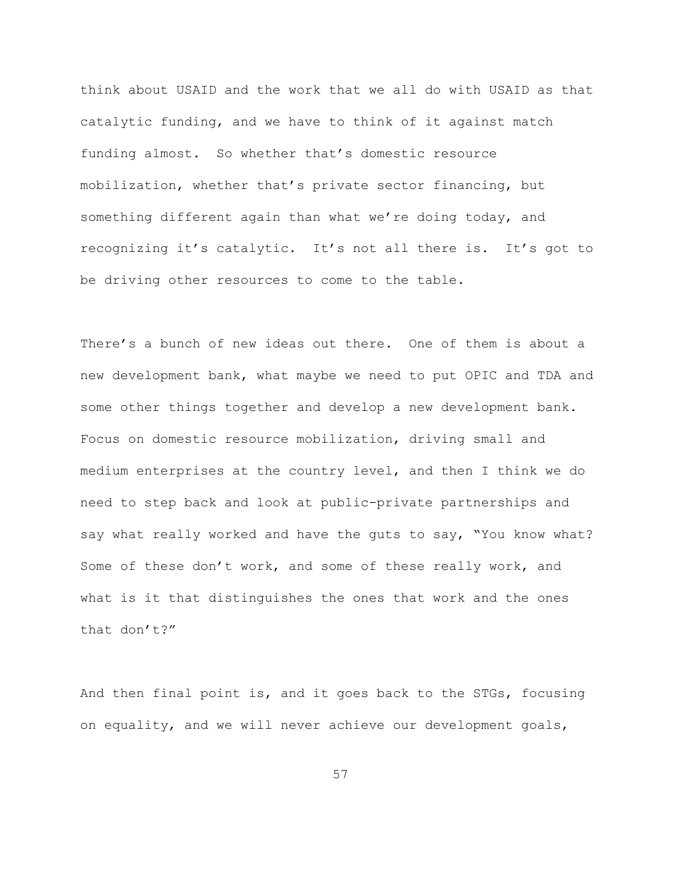think about USAID and the work that we all do with USAID as that catalytic funding, and we have to think of it against match funding almost. So whether that's domestic resource mobilization, whether that's private sector financing, but something different again than what we're doing today, and recognizing it's catalytic. It's not all there is. It's got to be driving other resources to come to the table.

There's a bunch of new ideas out there. One of them is about a new development bank, what maybe we need to put OPIC and TDA and some other things together and develop a new development bank. Focus on domestic resource mobilization, driving small and medium enterprises at the country level, and then I think we do need to step back and look at public-private partnerships and say what really worked and have the guts to say, "You know what? Some of these don't work, and some of these really work, and what is it that distinguishes the ones that work and the ones that don't?"

And then final point is, and it goes back to the STGs, focusing on equality, and we will never achieve our development goals,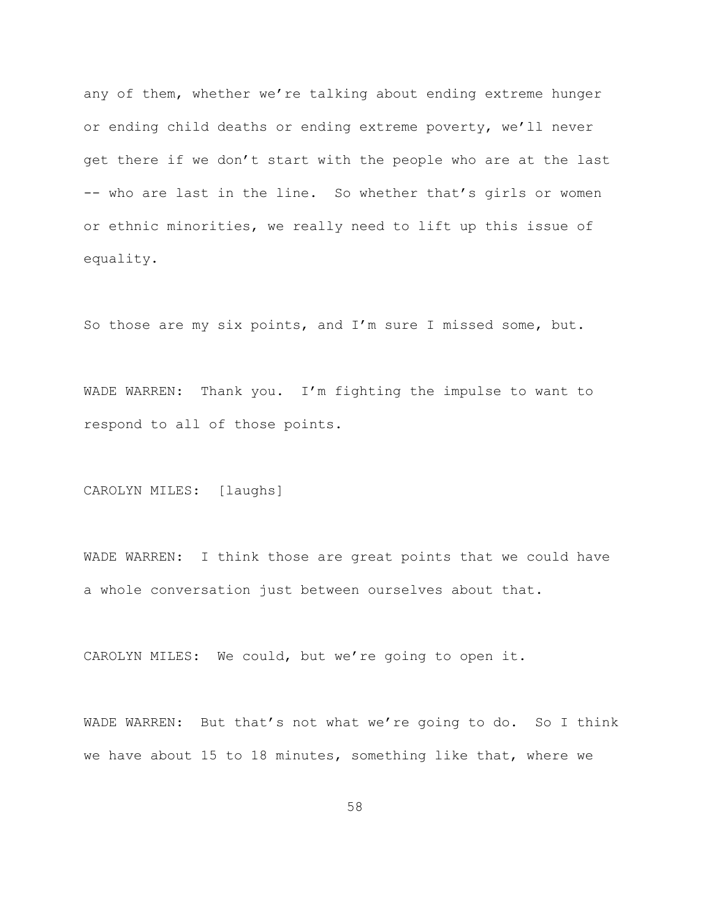any of them, whether we're talking about ending extreme hunger or ending child deaths or ending extreme poverty, we'll never get there if we don't start with the people who are at the last -- who are last in the line. So whether that's girls or women or ethnic minorities, we really need to lift up this issue of equality.

So those are my six points, and I'm sure I missed some, but.

WADE WARREN: Thank you. I'm fighting the impulse to want to respond to all of those points.

CAROLYN MILES: [laughs]

WADE WARREN: I think those are great points that we could have a whole conversation just between ourselves about that.

CAROLYN MILES: We could, but we're going to open it.

WADE WARREN: But that's not what we're going to do. So I think we have about 15 to 18 minutes, something like that, where we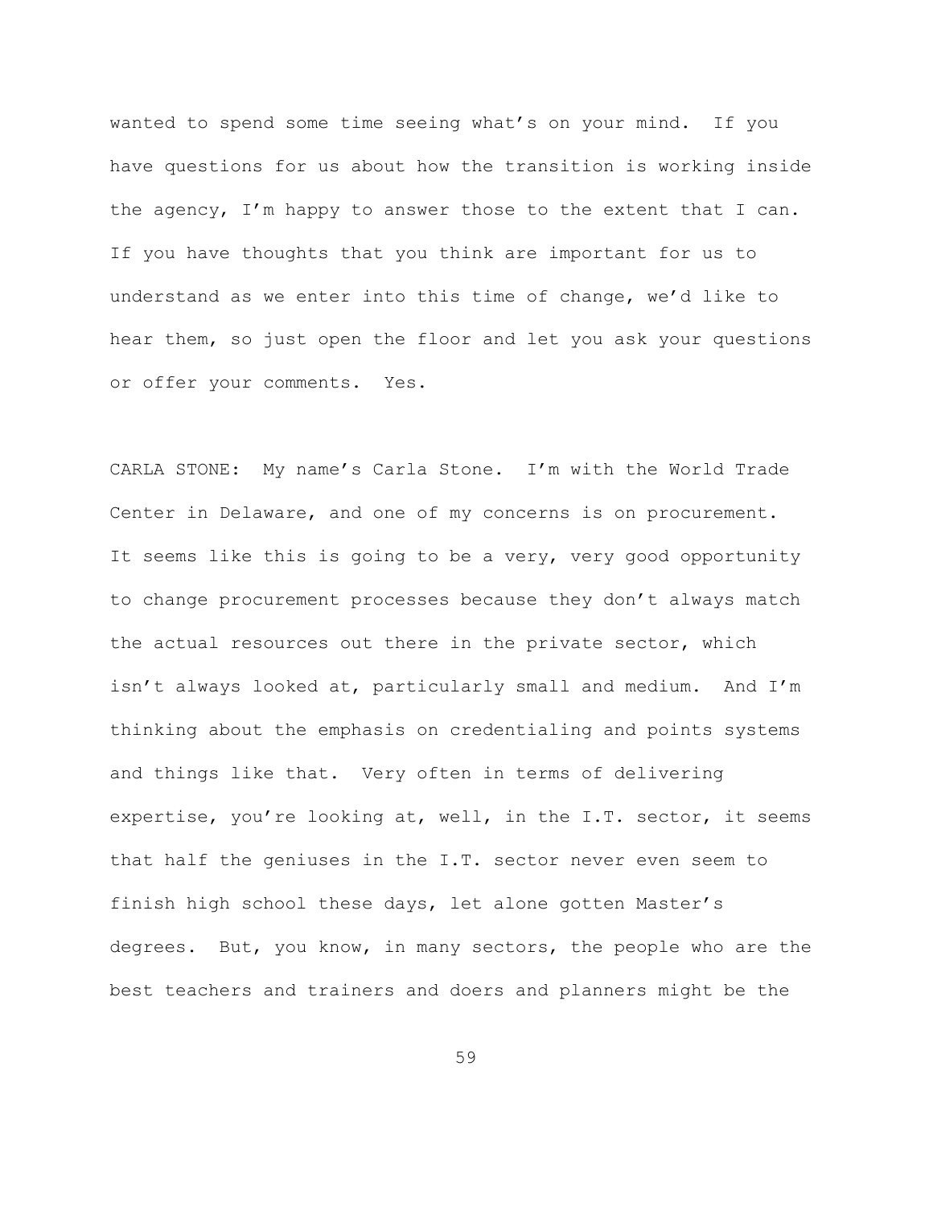wanted to spend some time seeing what's on your mind. If you have questions for us about how the transition is working inside the agency, I'm happy to answer those to the extent that I can. If you have thoughts that you think are important for us to understand as we enter into this time of change, we'd like to hear them, so just open the floor and let you ask your questions or offer your comments. Yes.

CARLA STONE: My name's Carla Stone. I'm with the World Trade Center in Delaware, and one of my concerns is on procurement. It seems like this is going to be a very, very good opportunity to change procurement processes because they don't always match the actual resources out there in the private sector, which isn't always looked at, particularly small and medium. And I'm thinking about the emphasis on credentialing and points systems and things like that. Very often in terms of delivering expertise, you're looking at, well, in the I.T. sector, it seems that half the geniuses in the I.T. sector never even seem to finish high school these days, let alone gotten Master's degrees. But, you know, in many sectors, the people who are the best teachers and trainers and doers and planners might be the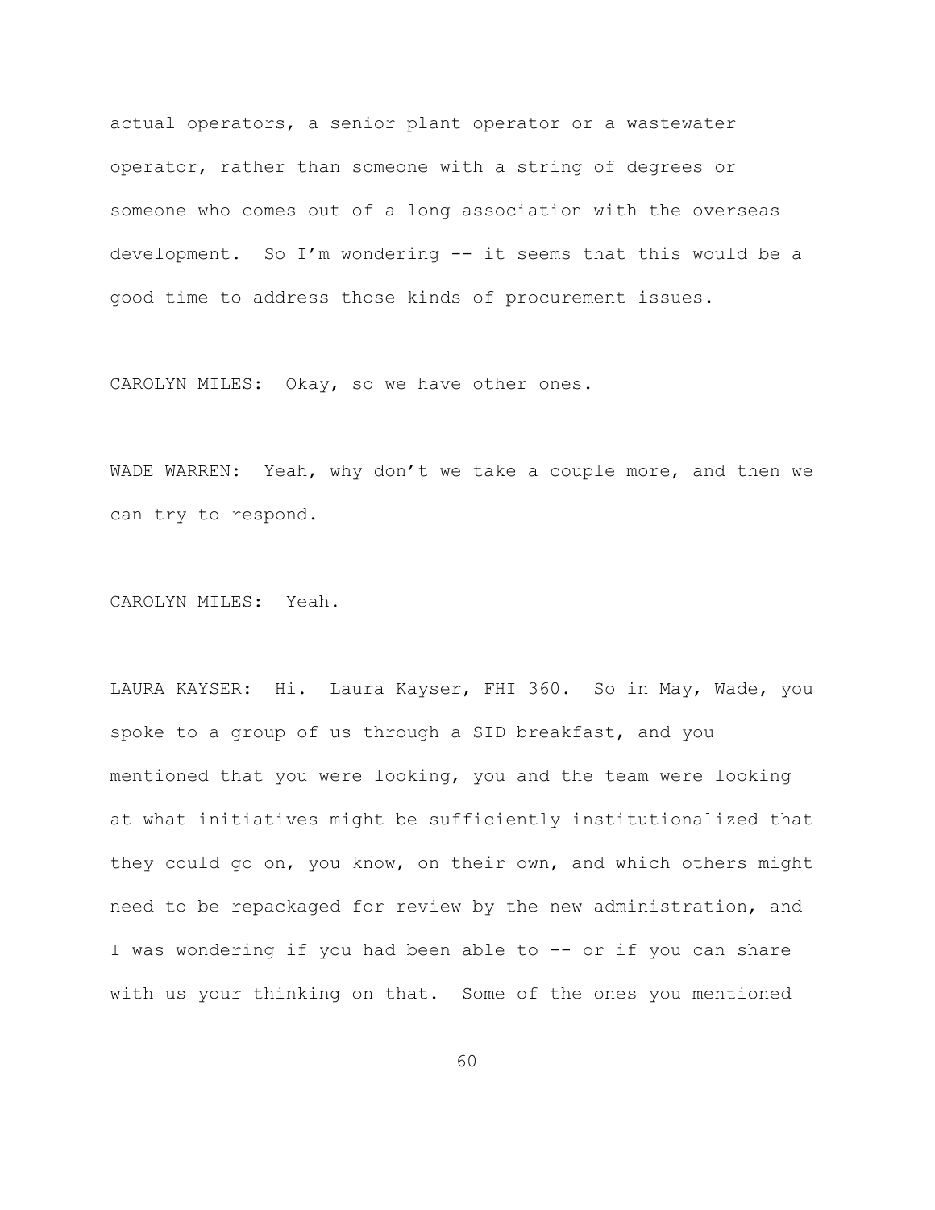actual operators, a senior plant operator or a wastewater operator, rather than someone with a string of degrees or someone who comes out of a long association with the overseas development. So I'm wondering -- it seems that this would be a good time to address those kinds of procurement issues.

CAROLYN MILES: Okay, so we have other ones.

WADE WARREN: Yeah, why don't we take a couple more, and then we can try to respond.

CAROLYN MILES: Yeah.

LAURA KAYSER: Hi. Laura Kayser, FHI 360. So in May, Wade, you spoke to a group of us through a SID breakfast, and you mentioned that you were looking, you and the team were looking at what initiatives might be sufficiently institutionalized that they could go on, you know, on their own, and which others might need to be repackaged for review by the new administration, and I was wondering if you had been able to -- or if you can share with us your thinking on that. Some of the ones you mentioned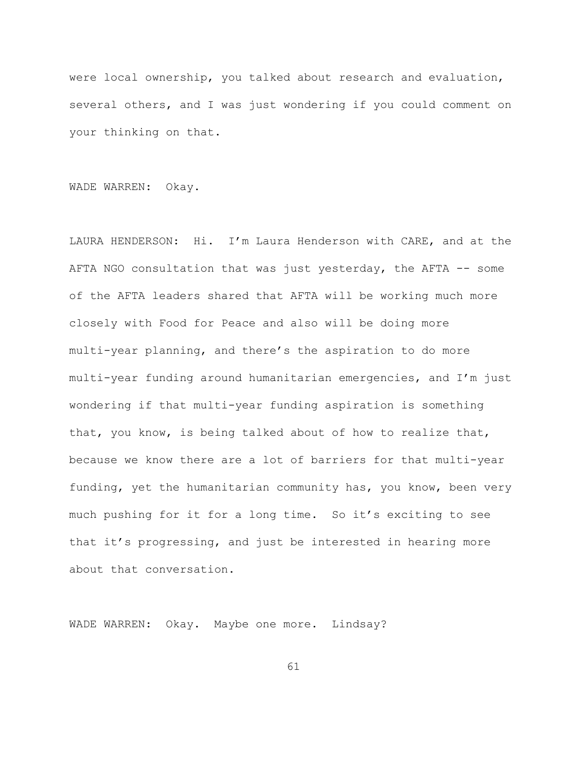were local ownership, you talked about research and evaluation, several others, and I was just wondering if you could comment on your thinking on that.

WADE WARREN: Okay.

LAURA HENDERSON: Hi. I'm Laura Henderson with CARE, and at the AFTA NGO consultation that was just yesterday, the AFTA -- some of the AFTA leaders shared that AFTA will be working much more closely with Food for Peace and also will be doing more multi-year planning, and there's the aspiration to do more multi-year funding around humanitarian emergencies, and I'm just wondering if that multi-year funding aspiration is something that, you know, is being talked about of how to realize that, because we know there are a lot of barriers for that multi-year funding, yet the humanitarian community has, you know, been very much pushing for it for a long time. So it's exciting to see that it's progressing, and just be interested in hearing more about that conversation.

WADE WARREN: Okay. Maybe one more. Lindsay?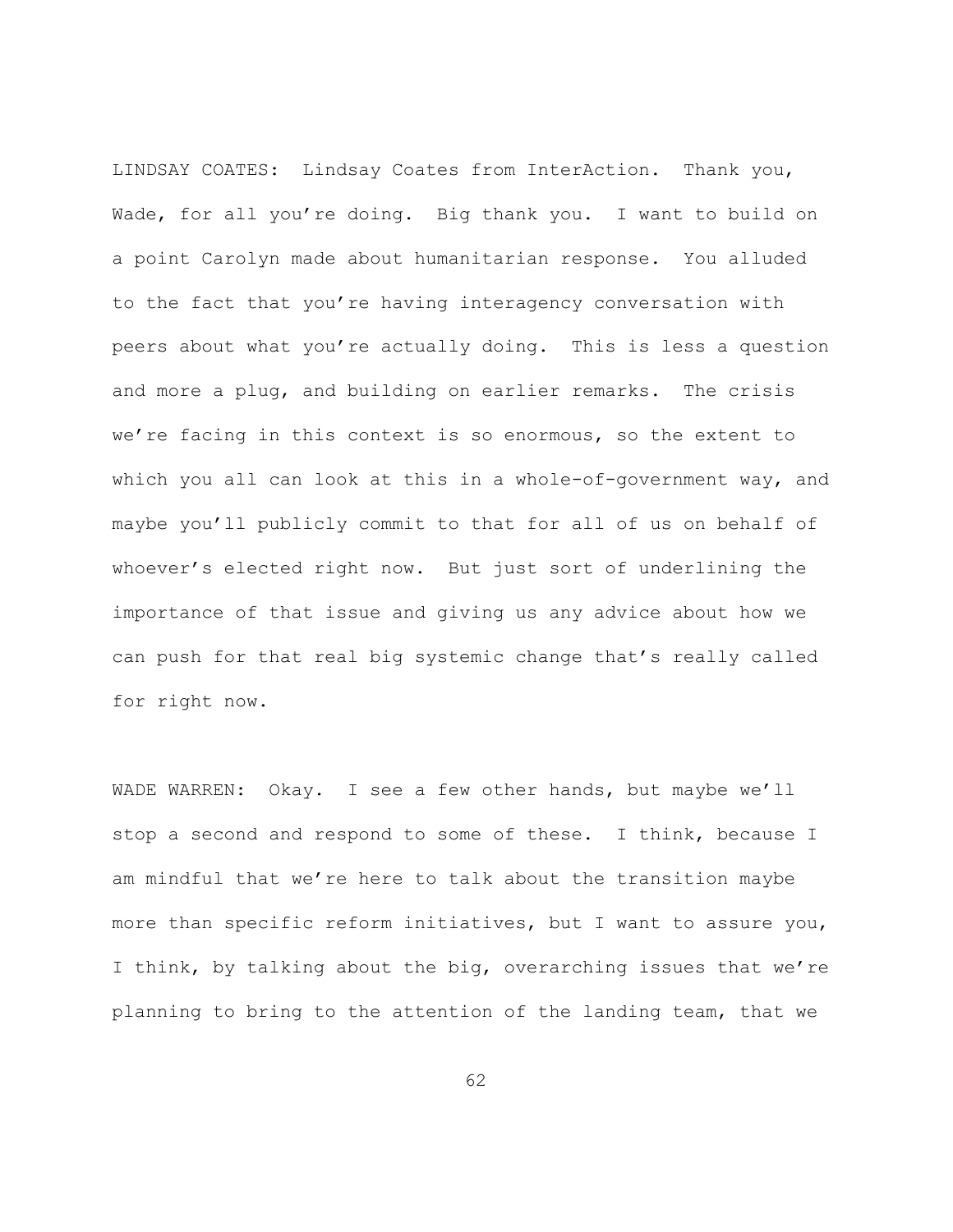LINDSAY COATES: Lindsay Coates from InterAction. Thank you, Wade, for all you're doing. Big thank you. I want to build on a point Carolyn made about humanitarian response. You alluded to the fact that you're having interagency conversation with peers about what you're actually doing. This is less a question and more a plug, and building on earlier remarks. The crisis we're facing in this context is so enormous, so the extent to which you all can look at this in a whole-of-government way, and maybe you'll publicly commit to that for all of us on behalf of whoever's elected right now. But just sort of underlining the importance of that issue and giving us any advice about how we can push for that real big systemic change that's really called for right now.

WADE WARREN: Okay. I see a few other hands, but maybe we'll stop a second and respond to some of these. I think, because I am mindful that we're here to talk about the transition maybe more than specific reform initiatives, but I want to assure you, I think, by talking about the big, overarching issues that we're planning to bring to the attention of the landing team, that we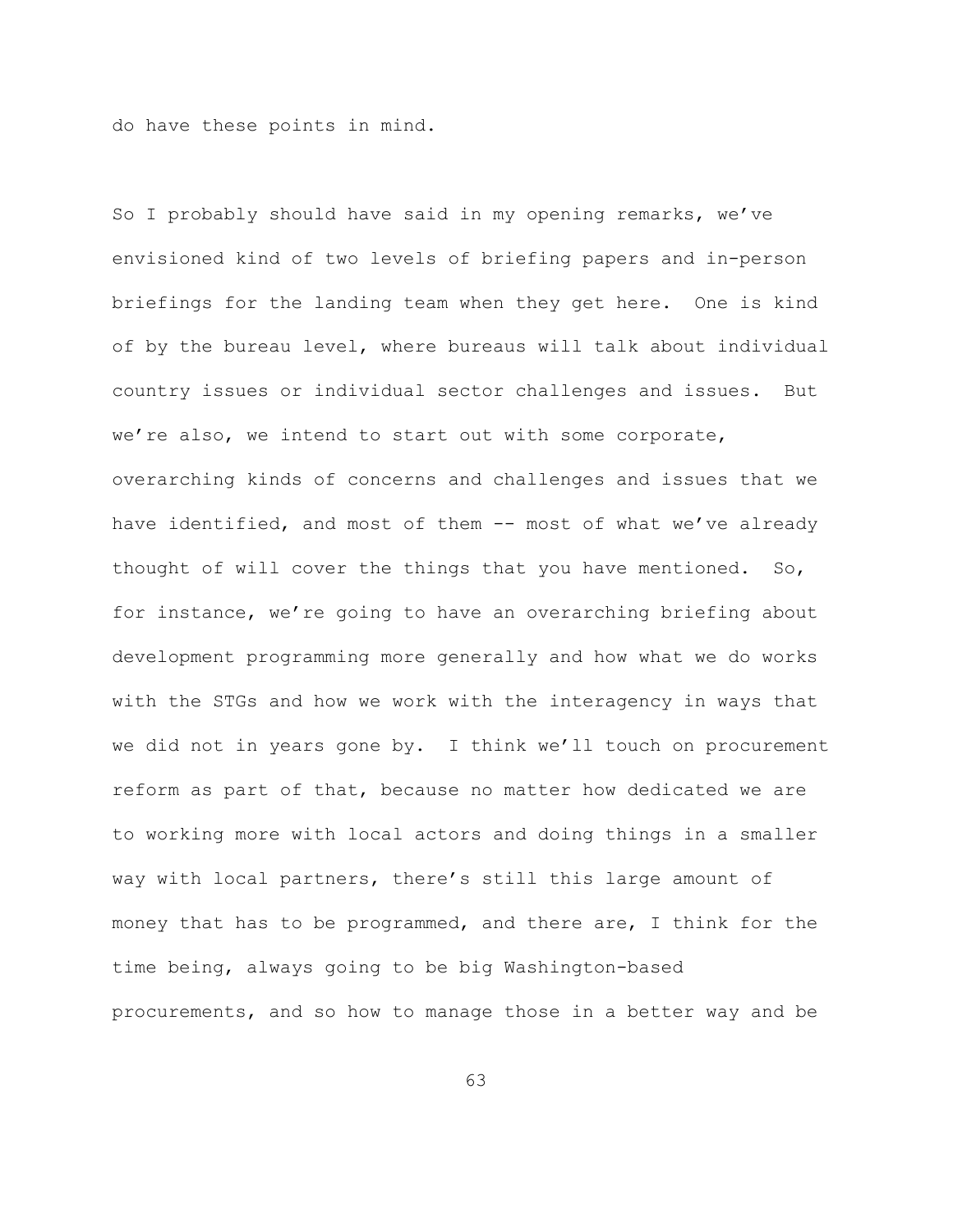do have these points in mind.

So I probably should have said in my opening remarks, we've envisioned kind of two levels of briefing papers and in-person briefings for the landing team when they get here. One is kind of by the bureau level, where bureaus will talk about individual country issues or individual sector challenges and issues. But we're also, we intend to start out with some corporate, overarching kinds of concerns and challenges and issues that we have identified, and most of them -- most of what we've already thought of will cover the things that you have mentioned. So, for instance, we're going to have an overarching briefing about development programming more generally and how what we do works with the STGs and how we work with the interagency in ways that we did not in years gone by. I think we'll touch on procurement reform as part of that, because no matter how dedicated we are to working more with local actors and doing things in a smaller way with local partners, there's still this large amount of money that has to be programmed, and there are, I think for the time being, always going to be big Washington-based procurements, and so how to manage those in a better way and be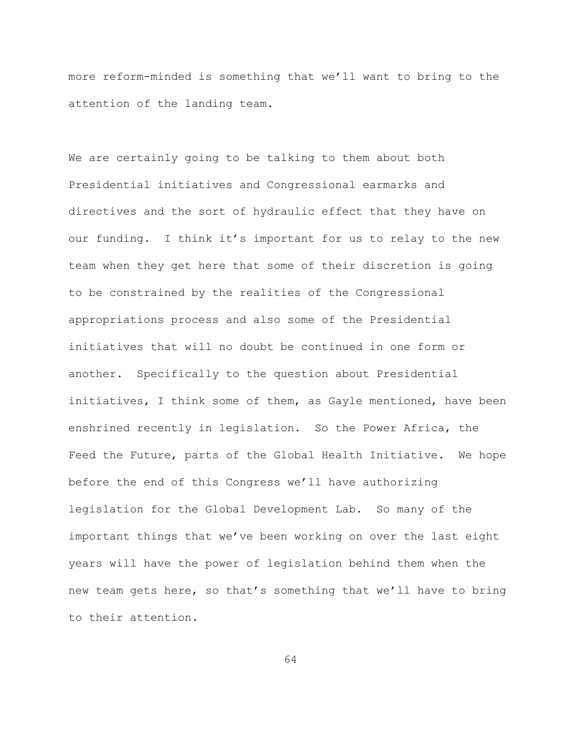more reform-minded is something that we'll want to bring to the attention of the landing team.

We are certainly going to be talking to them about both Presidential initiatives and Congressional earmarks and directives and the sort of hydraulic effect that they have on our funding. I think it's important for us to relay to the new team when they get here that some of their discretion is going to be constrained by the realities of the Congressional appropriations process and also some of the Presidential initiatives that will no doubt be continued in one form or another. Specifically to the question about Presidential initiatives, I think some of them, as Gayle mentioned, have been enshrined recently in legislation. So the Power Africa, the Feed the Future, parts of the Global Health Initiative. We hope before the end of this Congress we'll have authorizing legislation for the Global Development Lab. So many of the important things that we've been working on over the last eight years will have the power of legislation behind them when the new team gets here, so that's something that we'll have to bring to their attention.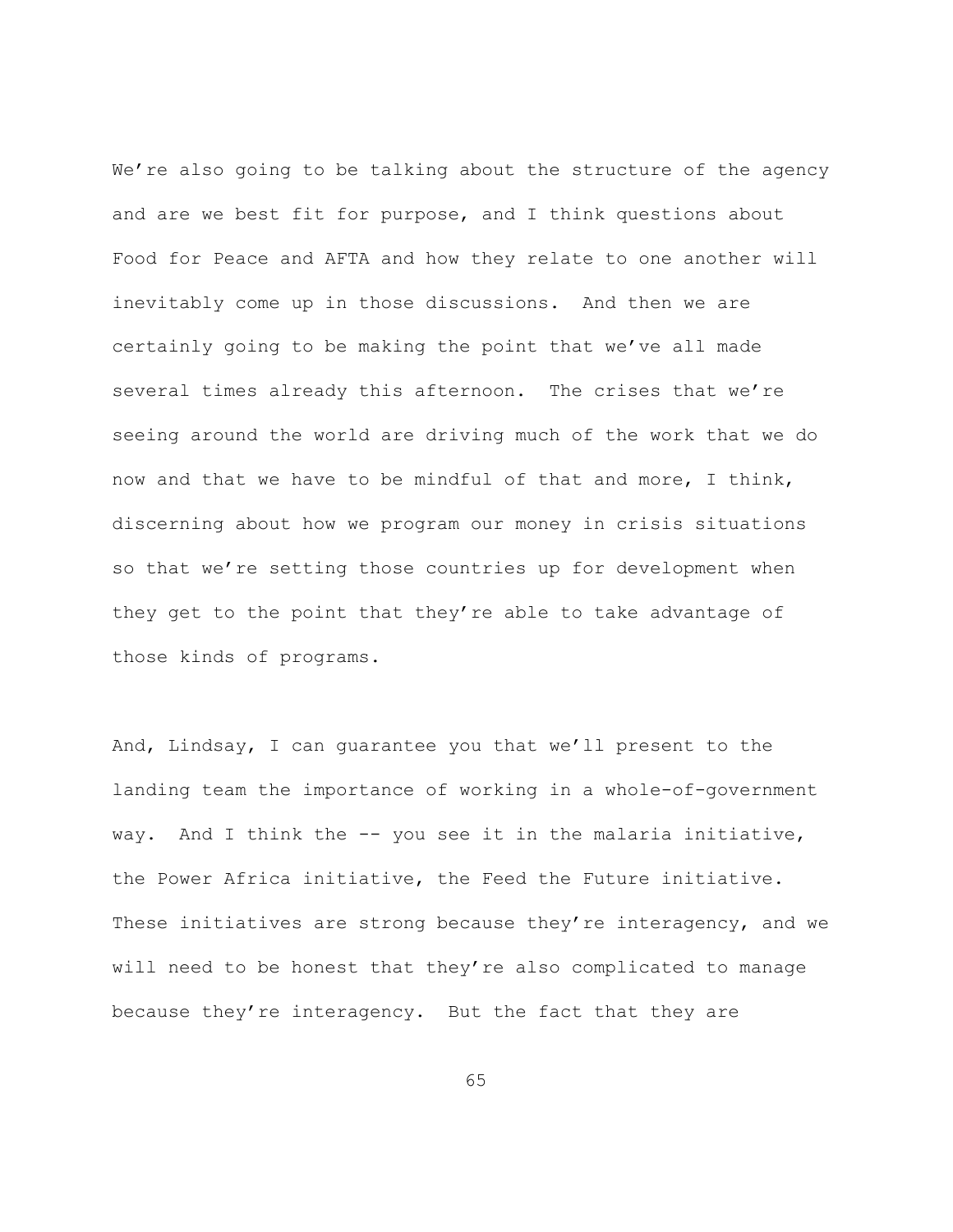We're also going to be talking about the structure of the agency and are we best fit for purpose, and I think questions about Food for Peace and AFTA and how they relate to one another will inevitably come up in those discussions. And then we are certainly going to be making the point that we've all made several times already this afternoon. The crises that we're seeing around the world are driving much of the work that we do now and that we have to be mindful of that and more, I think, discerning about how we program our money in crisis situations so that we're setting those countries up for development when they get to the point that they're able to take advantage of those kinds of programs.

And, Lindsay, I can guarantee you that we'll present to the landing team the importance of working in a whole-of-government way. And I think the -- you see it in the malaria initiative, the Power Africa initiative, the Feed the Future initiative. These initiatives are strong because they're interagency, and we will need to be honest that they're also complicated to manage because they're interagency. But the fact that they are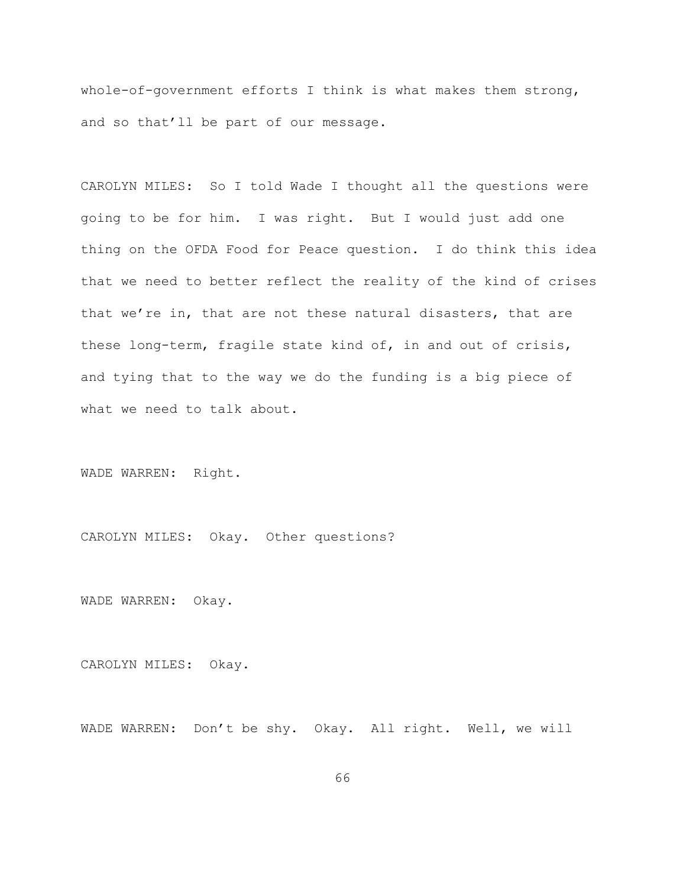whole-of-government efforts I think is what makes them strong, and so that'll be part of our message.

CAROLYN MILES: So I told Wade I thought all the questions were going to be for him. I was right. But I would just add one thing on the OFDA Food for Peace question. I do think this idea that we need to better reflect the reality of the kind of crises that we're in, that are not these natural disasters, that are these long-term, fragile state kind of, in and out of crisis, and tying that to the way we do the funding is a big piece of what we need to talk about.

WADE WARREN: Right.

CAROLYN MILES: Okay. Other questions?

WADE WARREN: Okay.

CAROLYN MILES: Okay.

WADE WARREN: Don't be shy. Okay. All right. Well, we will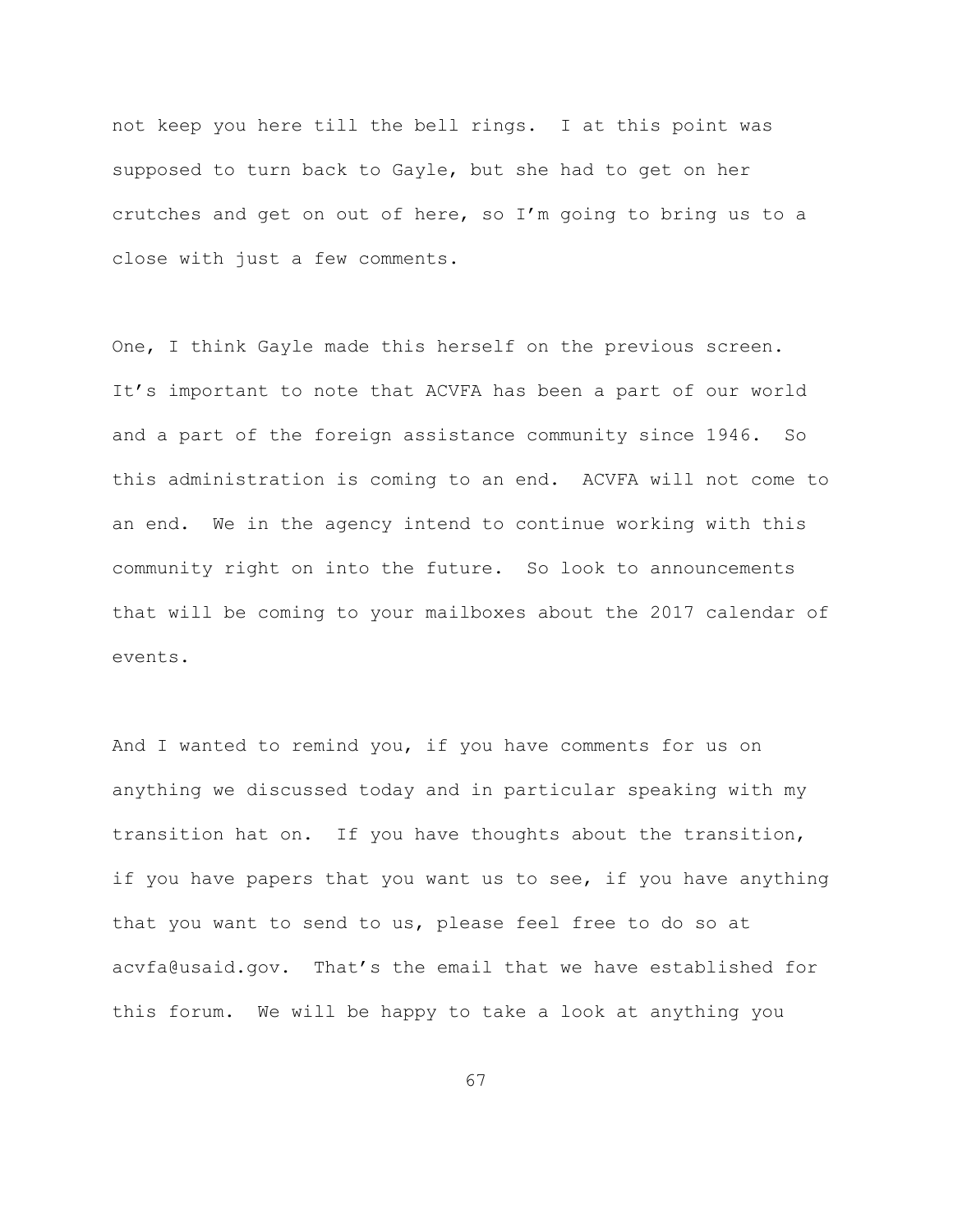not keep you here till the bell rings. I at this point was supposed to turn back to Gayle, but she had to get on her crutches and get on out of here, so I'm going to bring us to a close with just a few comments.

One, I think Gayle made this herself on the previous screen. It's important to note that ACVFA has been a part of our world and a part of the foreign assistance community since 1946. So this administration is coming to an end. ACVFA will not come to an end. We in the agency intend to continue working with this community right on into the future. So look to announcements that will be coming to your mailboxes about the 2017 calendar of events.

And I wanted to remind you, if you have comments for us on anything we discussed today and in particular speaking with my transition hat on. If you have thoughts about the transition, if you have papers that you want us to see, if you have anything that you want to send to us, please feel free to do so at acvfa@usaid.gov. That's the email that we have established for this forum. We will be happy to take a look at anything you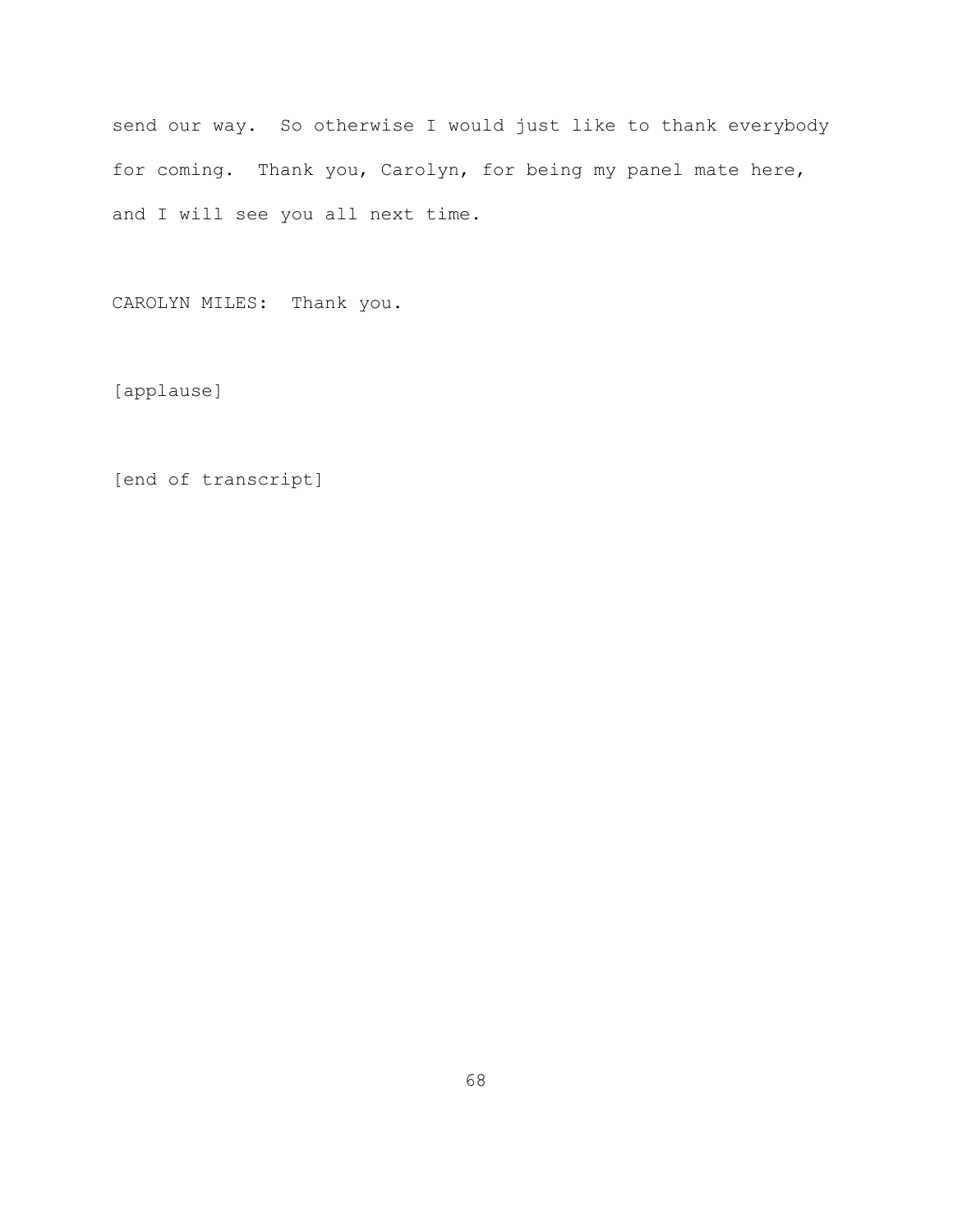send our way. So otherwise I would just like to thank everybody for coming. Thank you, Carolyn, for being my panel mate here, and I will see you all next time.

CAROLYN MILES: Thank you.

[applause]

[end of transcript]